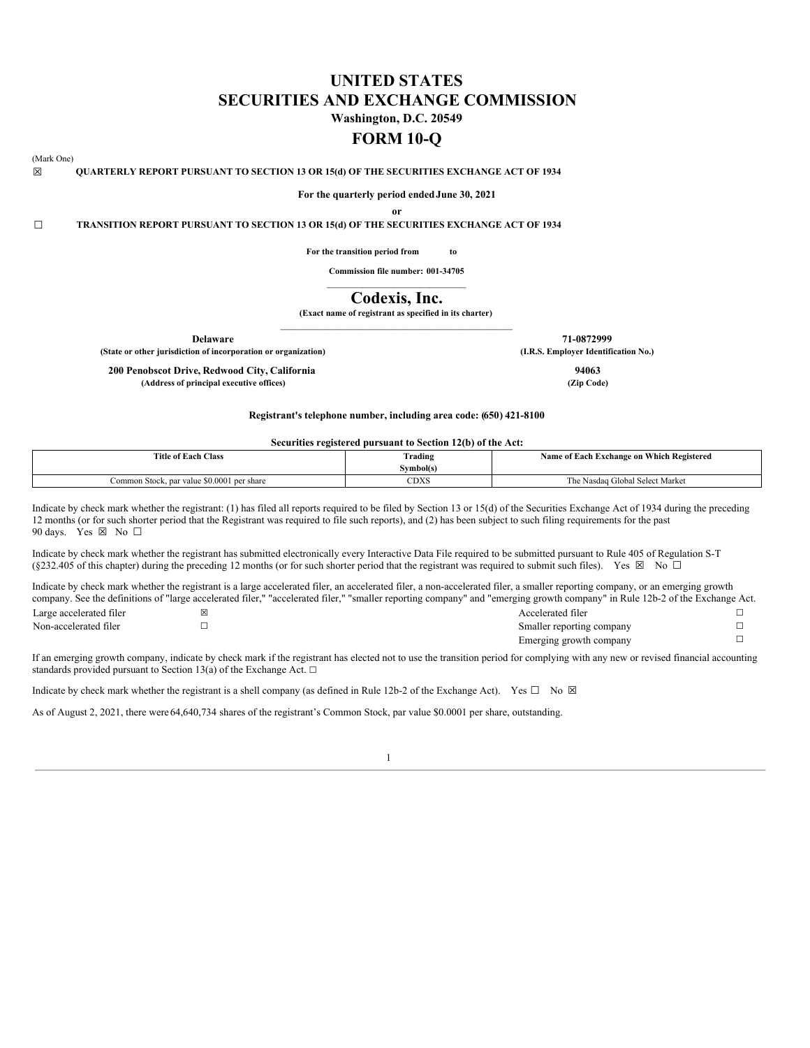# UNITED STATES
# SECURITIES AND EXCHANGE COMMISSION

**Washington, D.C. 20549**

# FORM 10-Q

(Mark One)

☒ **QUARTERLY REPORT PURSUANT TO SECTION 13 OR 15(d) OF THE SECURITIES EXCHANGE ACT OF 1934**

**For the quarterly period ended June 30, 2021**

**or**

☐ **TRANSITION REPORT PURSUANT TO SECTION 13 OR 15(d) OF THE SECURITIES EXCHANGE ACT OF 1934**

**For the transition period from to**

**Commission file number: 001-34705**

# Codexis, Inc.

**(Exact name of registrant as specified in its charter)**

| | |
|---|---|
| **Delaware** | **71-0872999** |
| **(State or other jurisdiction of incorporation or organization)** | **(I.R.S. Employer Identification No.)** |
| **200 Penobscot Drive, Redwood City, California** | **94063** |
| **(Address of principal executive offices)** | **(Zip Code)** |

**Registrant's telephone number, including area code: (650) 421-8100**

**Securities registered pursuant to Section 12(b) of the Act:**

| Title of Each Class | Trading Symbol(s) | Name of Each Exchange on Which Registered |
|---|---|---|
| Common Stock, par value $0.0001 per share | CDXS | The Nasdaq Global Select Market |

Indicate by check mark whether the registrant: (1) has filed all reports required to be filed by Section 13 or 15(d) of the Securities Exchange Act of 1934 during the preceding 12 months (or for such shorter period that the Registrant was required to file such reports), and (2) has been subject to such filing requirements for the past 90 days. Yes ☒ No ☐

Indicate by check mark whether the registrant has submitted electronically every Interactive Data File required to be submitted pursuant to Rule 405 of Regulation S-T (§232.405 of this chapter) during the preceding 12 months (or for such shorter period that the registrant was required to submit such files). Yes ☒ No ☐

Indicate by check mark whether the registrant is a large accelerated filer, an accelerated filer, a non-accelerated filer, a smaller reporting company, or an emerging growth company. See the definitions of "large accelerated filer," "accelerated filer," "smaller reporting company" and "emerging growth company" in Rule 12b-2 of the Exchange Act.

| | | | |
|---|---|---|---|
| Large accelerated filer | ☒ | Accelerated filer | ☐ |
| Non-accelerated filer | ☐ | Smaller reporting company | ☐ |
| | | Emerging growth company | ☐ |

If an emerging growth company, indicate by check mark if the registrant has elected not to use the transition period for complying with any new or revised financial accounting standards provided pursuant to Section 13(a) of the Exchange Act. ☐

Indicate by check mark whether the registrant is a shell company (as defined in Rule 12b-2 of the Exchange Act). Yes ☐ No ☒

As of August 2, 2021, there were 64,640,734 shares of the registrant's Common Stock, par value $0.0001 per share, outstanding.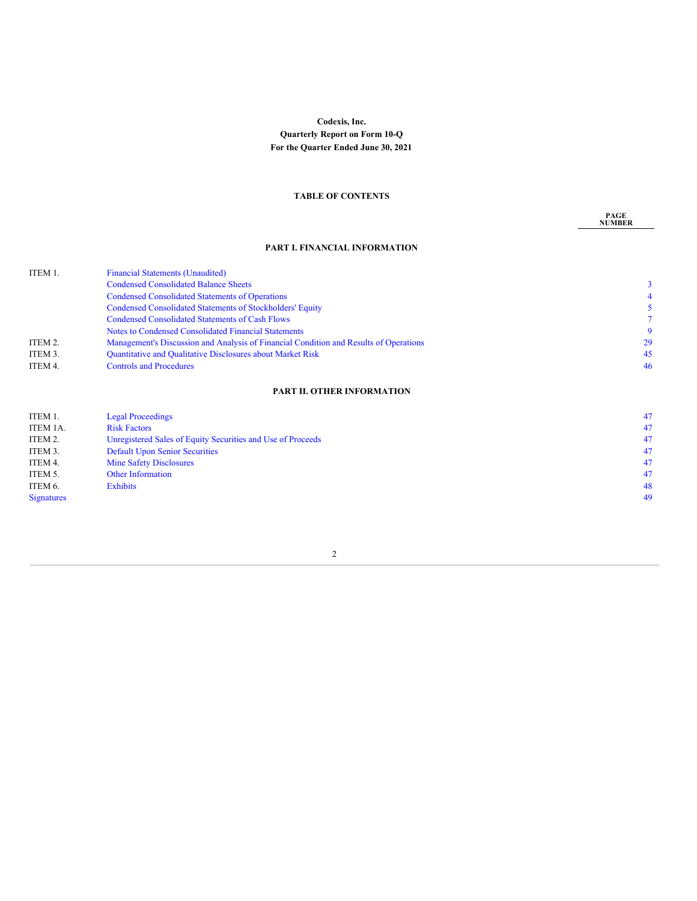**Codexis, Inc.**
**Quarterly Report on Form 10-Q**
**For the Quarter Ended June 30, 2021**

**TABLE OF CONTENTS**

| | | PAGE NUMBER |
|---|---|---|
| | **PART I. FINANCIAL INFORMATION** | |
| ITEM 1. | Financial Statements (Unaudited) | |
| | Condensed Consolidated Balance Sheets | 3 |
| | Condensed Consolidated Statements of Operations | 4 |
| | Condensed Consolidated Statements of Stockholders' Equity | 5 |
| | Condensed Consolidated Statements of Cash Flows | 7 |
| | Notes to Condensed Consolidated Financial Statements | 9 |
| ITEM 2. | Management's Discussion and Analysis of Financial Condition and Results of Operations | 29 |
| ITEM 3. | Quantitative and Qualitative Disclosures about Market Risk | 45 |
| ITEM 4. | Controls and Procedures | 46 |
| | **PART II. OTHER INFORMATION** | |
| ITEM 1. | Legal Proceedings | 47 |
| ITEM 1A. | Risk Factors | 47 |
| ITEM 2. | Unregistered Sales of Equity Securities and Use of Proceeds | 47 |
| ITEM 3. | Default Upon Senior Securities | 47 |
| ITEM 4. | Mine Safety Disclosures | 47 |
| ITEM 5. | Other Information | 47 |
| ITEM 6. | Exhibits | 48 |
| Signatures | | 49 |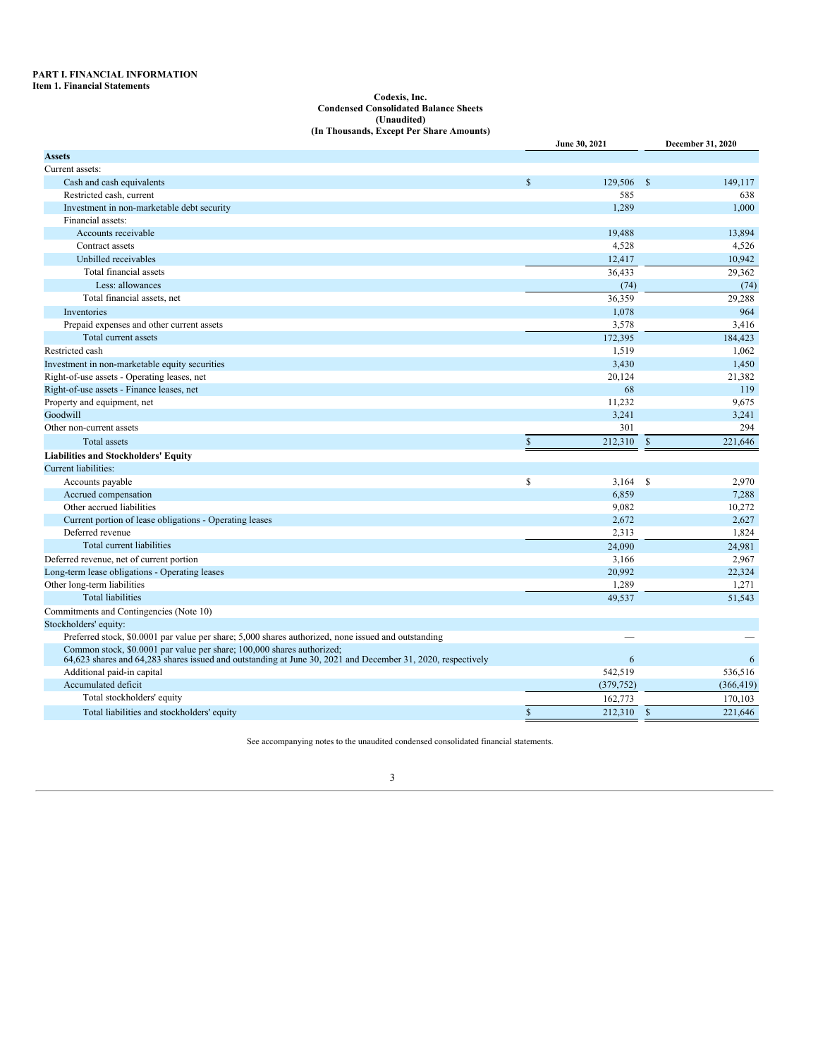# PART I. FINANCIAL INFORMATION

## Item 1. Financial Statements

**Codexis, Inc.**
**Condensed Consolidated Balance Sheets**
**(Unaudited)**
**(In Thousands, Except Per Share Amounts)**

| | June 30, 2021 | December 31, 2020 |
|---|---|---|
| **Assets** | | |
| Current assets: | | |
| Cash and cash equivalents | $ 129,506 | $ 149,117 |
| Restricted cash, current | 585 | 638 |
| Investment in non-marketable debt security | 1,289 | 1,000 |
| Financial assets: | | |
| Accounts receivable | 19,488 | 13,894 |
| Contract assets | 4,528 | 4,526 |
| Unbilled receivables | 12,417 | 10,942 |
| Total financial assets | 36,433 | 29,362 |
| Less: allowances | (74) | (74) |
| Total financial assets, net | 36,359 | 29,288 |
| Inventories | 1,078 | 964 |
| Prepaid expenses and other current assets | 3,578 | 3,416 |
| Total current assets | 172,395 | 184,423 |
| Restricted cash | 1,519 | 1,062 |
| Investment in non-marketable equity securities | 3,430 | 1,450 |
| Right-of-use assets - Operating leases, net | 20,124 | 21,382 |
| Right-of-use assets - Finance leases, net | 68 | 119 |
| Property and equipment, net | 11,232 | 9,675 |
| Goodwill | 3,241 | 3,241 |
| Other non-current assets | 301 | 294 |
| Total assets | $ 212,310 | $ 221,646 |
| **Liabilities and Stockholders' Equity** | | |
| Current liabilities: | | |
| Accounts payable | $ 3,164 | $ 2,970 |
| Accrued compensation | 6,859 | 7,288 |
| Other accrued liabilities | 9,082 | 10,272 |
| Current portion of lease obligations - Operating leases | 2,672 | 2,627 |
| Deferred revenue | 2,313 | 1,824 |
| Total current liabilities | 24,090 | 24,981 |
| Deferred revenue, net of current portion | 3,166 | 2,967 |
| Long-term lease obligations - Operating leases | 20,992 | 22,324 |
| Other long-term liabilities | 1,289 | 1,271 |
| Total liabilities | 49,537 | 51,543 |
| Commitments and Contingencies (Note 10) | | |
| Stockholders' equity: | | |
| Preferred stock, $0.0001 par value per share; 5,000 shares authorized, none issued and outstanding | — | — |
| Common stock, $0.0001 par value per share; 100,000 shares authorized; 64,623 shares and 64,283 shares issued and outstanding at June 30, 2021 and December 31, 2020, respectively | 6 | 6 |
| Additional paid-in capital | 542,519 | 536,516 |
| Accumulated deficit | (379,752) | (366,419) |
| Total stockholders' equity | 162,773 | 170,103 |
| Total liabilities and stockholders' equity | $ 212,310 | $ 221,646 |

See accompanying notes to the unaudited condensed consolidated financial statements.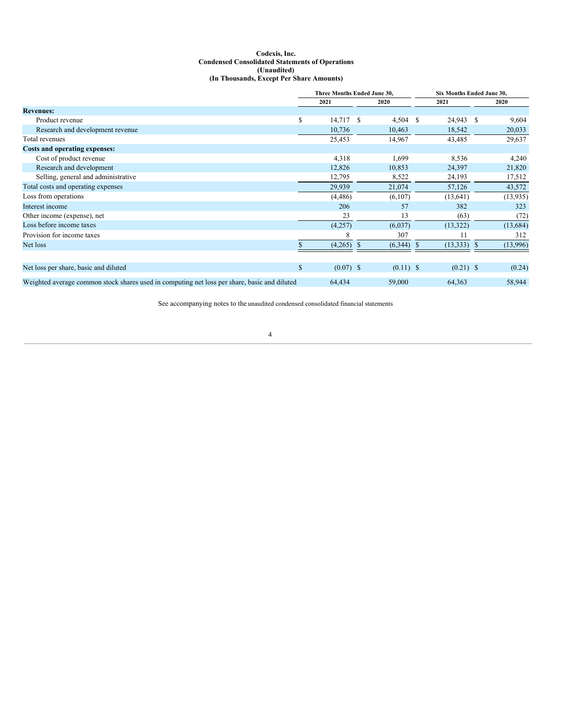# Codexis, Inc.
## Condensed Consolidated Statements of Operations
### (Unaudited)
### (In Thousands, Except Per Share Amounts)

| | Three Months Ended June 30, | | Six Months Ended June 30, | |
|---|---|---|---|---|
| | 2021 | 2020 | 2021 | 2020 |
| **Revenues:** | | | | |
| Product revenue | $ 14,717 | $ 4,504 | $ 24,943 | $ 9,604 |
| Research and development revenue | 10,736 | 10,463 | 18,542 | 20,033 |
| Total revenues | 25,453 | 14,967 | 43,485 | 29,637 |
| **Costs and operating expenses:** | | | | |
| Cost of product revenue | 4,318 | 1,699 | 8,536 | 4,240 |
| Research and development | 12,826 | 10,853 | 24,397 | 21,820 |
| Selling, general and administrative | 12,795 | 8,522 | 24,193 | 17,512 |
| Total costs and operating expenses | 29,939 | 21,074 | 57,126 | 43,572 |
| Loss from operations | (4,486) | (6,107) | (13,641) | (13,935) |
| Interest income | 206 | 57 | 382 | 323 |
| Other income (expense), net | 23 | 13 | (63) | (72) |
| Loss before income taxes | (4,257) | (6,037) | (13,322) | (13,684) |
| Provision for income taxes | 8 | 307 | 11 | 312 |
| Net loss | $ (4,265) | $ (6,344) | $ (13,333) | $ (13,996) |
| | | | | |
| Net loss per share, basic and diluted | $ (0.07) | $ (0.11) | $ (0.21) | $ (0.24) |
| Weighted average common stock shares used in computing net loss per share, basic and diluted | 64,434 | 59,000 | 64,363 | 58,944 |

See accompanying notes to the unaudited condensed consolidated financial statements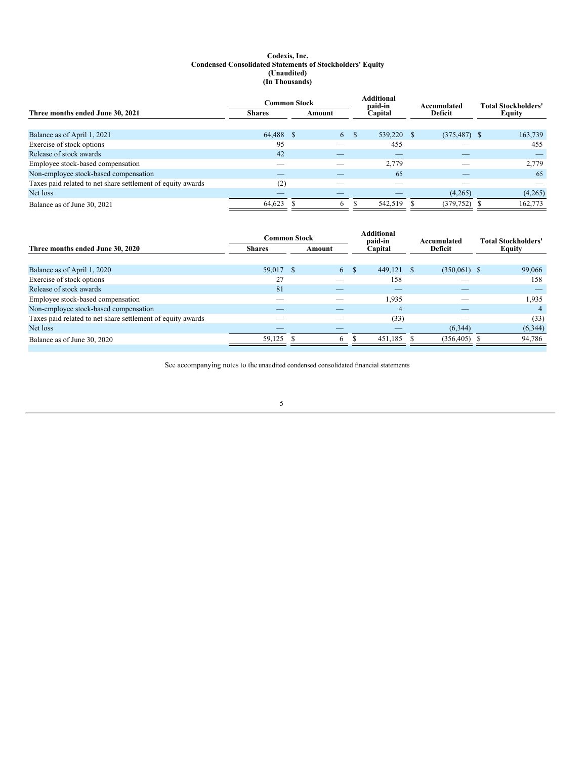**Codexis, Inc.**
**Condensed Consolidated Statements of Stockholders' Equity**
**(Unaudited)**
**(In Thousands)**

| Three months ended June 30, 2021 | Common Stock | | Additional paid-in Capital | Accumulated Deficit | Total Stockholders' Equity |
|---|---|---|---|---|---|
| | Shares | Amount | | | |
| Balance as of April 1, 2021 | 64,488 | $ 6 | $ 539,220 | $ (375,487) | $ 163,739 |
| Exercise of stock options | 95 | — | 455 | — | 455 |
| Release of stock awards | 42 | — | — | — | — |
| Employee stock-based compensation | — | — | 2,779 | — | 2,779 |
| Non-employee stock-based compensation | — | — | 65 | — | 65 |
| Taxes paid related to net share settlement of equity awards | (2) | — | — | — | — |
| Net loss | — | — | — | (4,265) | (4,265) |
| Balance as of June 30, 2021 | 64,623 | $ 6 | $ 542,519 | $ (379,752) | $ 162,773 |

| Three months ended June 30, 2020 | Common Stock | | Additional paid-in Capital | Accumulated Deficit | Total Stockholders' Equity |
|---|---|---|---|---|---|
| | Shares | Amount | | | |
| Balance as of April 1, 2020 | 59,017 | $ 6 | $ 449,121 | $ (350,061) | $ 99,066 |
| Exercise of stock options | 27 | — | 158 | — | 158 |
| Release of stock awards | 81 | — | — | — | — |
| Employee stock-based compensation | — | — | 1,935 | — | 1,935 |
| Non-employee stock-based compensation | — | — | 4 | — | 4 |
| Taxes paid related to net share settlement of equity awards | — | — | (33) | — | (33) |
| Net loss | — | — | — | (6,344) | (6,344) |
| Balance as of June 30, 2020 | 59,125 | $ 6 | $ 451,185 | $ (356,405) | $ 94,786 |

See accompanying notes to the unaudited condensed consolidated financial statements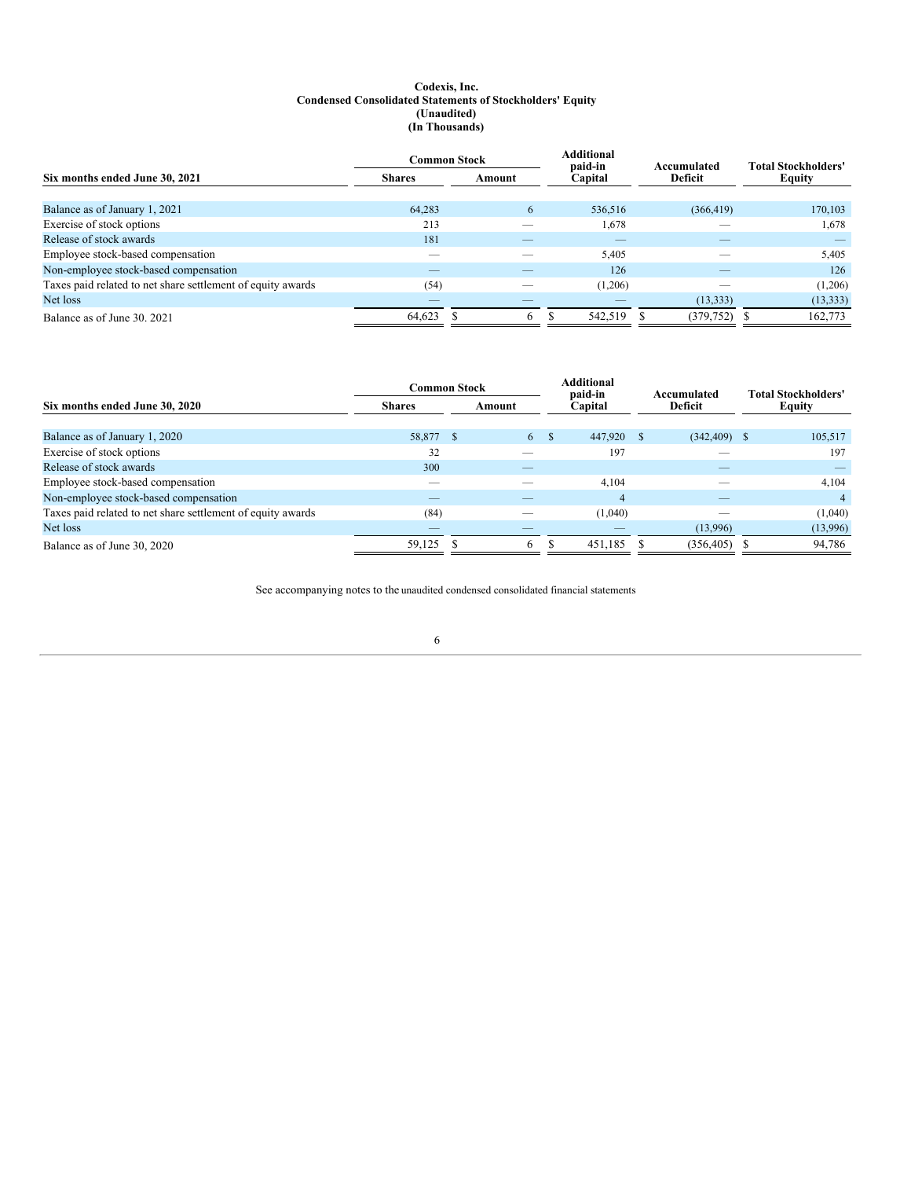**Codexis, Inc.**
**Condensed Consolidated Statements of Stockholders' Equity**
**(Unaudited)**
**(In Thousands)**

| Six months ended June 30, 2021 | Common Stock | | Additional paid-in Capital | Accumulated Deficit | Total Stockholders' Equity |
|---|---|---|---|---|---|
| | Shares | Amount | | | |
| Balance as of January 1, 2021 | 64,283 | 6 | 536,516 | (366,419) | 170,103 |
| Exercise of stock options | 213 | — | 1,678 | — | 1,678 |
| Release of stock awards | 181 | — | — | — | — |
| Employee stock-based compensation | — | — | 5,405 | — | 5,405 |
| Non-employee stock-based compensation | — | — | 126 | — | 126 |
| Taxes paid related to net share settlement of equity awards | (54) | — | (1,206) | — | (1,206) |
| Net loss | — | — | — | (13,333) | (13,333) |
| Balance as of June 30. 2021 | 64,623 | $ 6 | $ 542,519 | $ (379,752) | $ 162,773 |

| Six months ended June 30, 2020 | Common Stock | | Additional paid-in Capital | Accumulated Deficit | Total Stockholders' Equity |
|---|---|---|---|---|---|
| | Shares | Amount | | | |
| Balance as of January 1, 2020 | 58,877 | $ 6 | $ 447,920 | $ (342,409) | $ 105,517 |
| Exercise of stock options | 32 | — | 197 | — | 197 |
| Release of stock awards | 300 | — | | — | — |
| Employee stock-based compensation | — | — | 4,104 | — | 4,104 |
| Non-employee stock-based compensation | — | — | 4 | — | 4 |
| Taxes paid related to net share settlement of equity awards | (84) | — | (1,040) | — | (1,040) |
| Net loss | — | — | — | (13,996) | (13,996) |
| Balance as of June 30, 2020 | 59,125 | $ 6 | $ 451,185 | $ (356,405) | $ 94,786 |

See accompanying notes to the unaudited condensed consolidated financial statements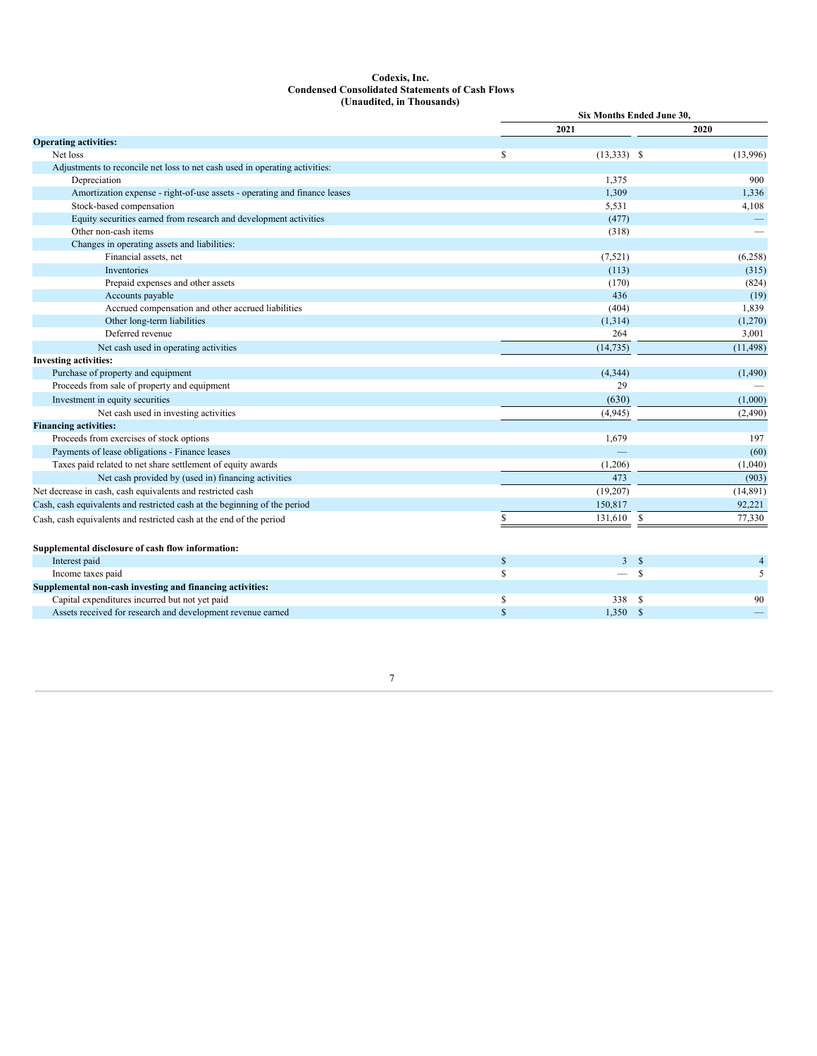**Codexis, Inc.**
**Condensed Consolidated Statements of Cash Flows**
**(Unaudited, in Thousands)**

| | Six Months Ended June 30, | |
|---|---|---|
| | 2021 | 2020 |
| **Operating activities:** | | |
| Net loss | $ (13,333) | $ (13,996) |
| Adjustments to reconcile net loss to net cash used in operating activities: | | |
| Depreciation | 1,375 | 900 |
| Amortization expense - right-of-use assets - operating and finance leases | 1,309 | 1,336 |
| Stock-based compensation | 5,531 | 4,108 |
| Equity securities earned from research and development activities | (477) | — |
| Other non-cash items | (318) | — |
| Changes in operating assets and liabilities: | | |
| Financial assets, net | (7,521) | (6,258) |
| Inventories | (113) | (315) |
| Prepaid expenses and other assets | (170) | (824) |
| Accounts payable | 436 | (19) |
| Accrued compensation and other accrued liabilities | (404) | 1,839 |
| Other long-term liabilities | (1,314) | (1,270) |
| Deferred revenue | 264 | 3,001 |
| Net cash used in operating activities | (14,735) | (11,498) |
| **Investing activities:** | | |
| Purchase of property and equipment | (4,344) | (1,490) |
| Proceeds from sale of property and equipment | 29 | — |
| Investment in equity securities | (630) | (1,000) |
| Net cash used in investing activities | (4,945) | (2,490) |
| **Financing activities:** | | |
| Proceeds from exercises of stock options | 1,679 | 197 |
| Payments of lease obligations - Finance leases | — | (60) |
| Taxes paid related to net share settlement of equity awards | (1,206) | (1,040) |
| Net cash provided by (used in) financing activities | 473 | (903) |
| Net decrease in cash, cash equivalents and restricted cash | (19,207) | (14,891) |
| Cash, cash equivalents and restricted cash at the beginning of the period | 150,817 | 92,221 |
| Cash, cash equivalents and restricted cash at the end of the period | $ 131,610 | $ 77,330 |
| | | |
| **Supplemental disclosure of cash flow information:** | | |
| Interest paid | $ 3 | $ 4 |
| Income taxes paid | $ — | $ 5 |
| **Supplemental non-cash investing and financing activities:** | | |
| Capital expenditures incurred but not yet paid | $ 338 | $ 90 |
| Assets received for research and development revenue earned | $ 1,350 | $ — |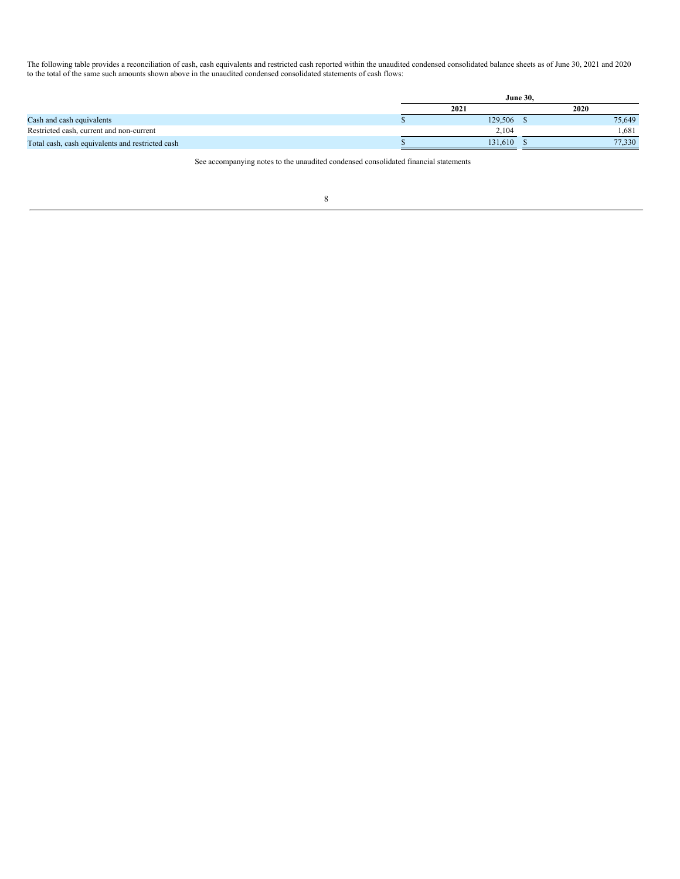The following table provides a reconciliation of cash, cash equivalents and restricted cash reported within the unaudited condensed consolidated balance sheets as of June 30, 2021 and 2020 to the total of the same such amounts shown above in the unaudited condensed consolidated statements of cash flows:

| | June 30, | |
|---|---|---|
| | 2021 | 2020 |
| Cash and cash equivalents | $ 129,506 | $ 75,649 |
| Restricted cash, current and non-current | 2,104 | 1,681 |
| Total cash, cash equivalents and restricted cash | $ 131,610 | $ 77,330 |

See accompanying notes to the unaudited condensed consolidated financial statements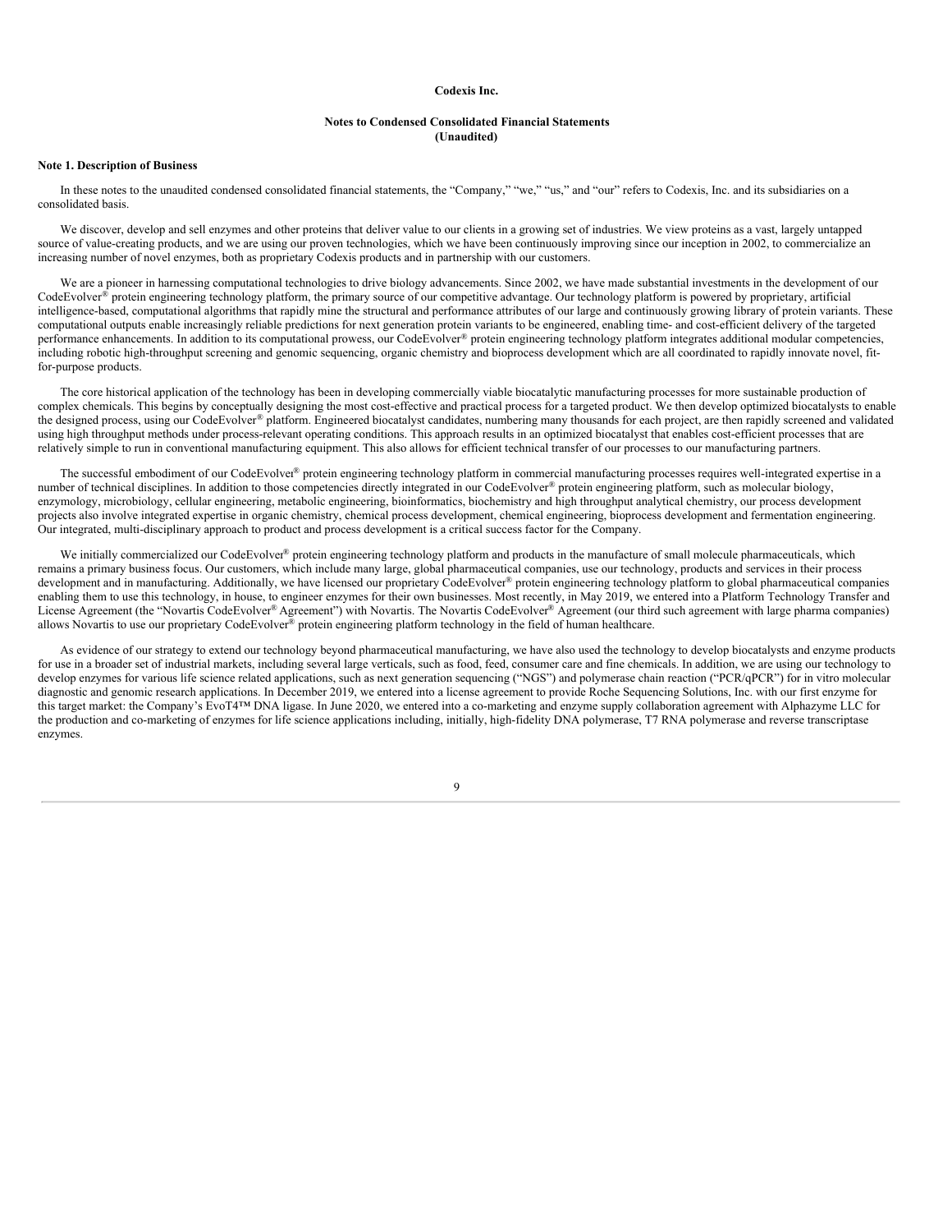**Codexis Inc.**

**Notes to Condensed Consolidated Financial Statements**
**(Unaudited)**

**Note 1. Description of Business**

In these notes to the unaudited condensed consolidated financial statements, the "Company," "we," "us," and "our" refers to Codexis, Inc. and its subsidiaries on a consolidated basis.

We discover, develop and sell enzymes and other proteins that deliver value to our clients in a growing set of industries. We view proteins as a vast, largely untapped source of value-creating products, and we are using our proven technologies, which we have been continuously improving since our inception in 2002, to commercialize an increasing number of novel enzymes, both as proprietary Codexis products and in partnership with our customers.

We are a pioneer in harnessing computational technologies to drive biology advancements. Since 2002, we have made substantial investments in the development of our CodeEvolver® protein engineering technology platform, the primary source of our competitive advantage. Our technology platform is powered by proprietary, artificial intelligence-based, computational algorithms that rapidly mine the structural and performance attributes of our large and continuously growing library of protein variants. These computational outputs enable increasingly reliable predictions for next generation protein variants to be engineered, enabling time- and cost-efficient delivery of the targeted performance enhancements. In addition to its computational prowess, our CodeEvolver® protein engineering technology platform integrates additional modular competencies, including robotic high-throughput screening and genomic sequencing, organic chemistry and bioprocess development which are all coordinated to rapidly innovate novel, fit-for-purpose products.

The core historical application of the technology has been in developing commercially viable biocatalytic manufacturing processes for more sustainable production of complex chemicals. This begins by conceptually designing the most cost-effective and practical process for a targeted product. We then develop optimized biocatalysts to enable the designed process, using our CodeEvolver® platform. Engineered biocatalyst candidates, numbering many thousands for each project, are then rapidly screened and validated using high throughput methods under process-relevant operating conditions. This approach results in an optimized biocatalyst that enables cost-efficient processes that are relatively simple to run in conventional manufacturing equipment. This also allows for efficient technical transfer of our processes to our manufacturing partners.

The successful embodiment of our CodeEvolver® protein engineering technology platform in commercial manufacturing processes requires well-integrated expertise in a number of technical disciplines. In addition to those competencies directly integrated in our CodeEvolver® protein engineering platform, such as molecular biology, enzymology, microbiology, cellular engineering, metabolic engineering, bioinformatics, biochemistry and high throughput analytical chemistry, our process development projects also involve integrated expertise in organic chemistry, chemical process development, chemical engineering, bioprocess development and fermentation engineering. Our integrated, multi-disciplinary approach to product and process development is a critical success factor for the Company.

We initially commercialized our CodeEvolver® protein engineering technology platform and products in the manufacture of small molecule pharmaceuticals, which remains a primary business focus. Our customers, which include many large, global pharmaceutical companies, use our technology, products and services in their process development and in manufacturing. Additionally, we have licensed our proprietary CodeEvolver® protein engineering technology platform to global pharmaceutical companies enabling them to use this technology, in house, to engineer enzymes for their own businesses. Most recently, in May 2019, we entered into a Platform Technology Transfer and License Agreement (the "Novartis CodeEvolver® Agreement") with Novartis. The Novartis CodeEvolver® Agreement (our third such agreement with large pharma companies) allows Novartis to use our proprietary CodeEvolver® protein engineering platform technology in the field of human healthcare.

As evidence of our strategy to extend our technology beyond pharmaceutical manufacturing, we have also used the technology to develop biocatalysts and enzyme products for use in a broader set of industrial markets, including several large verticals, such as food, feed, consumer care and fine chemicals. In addition, we are using our technology to develop enzymes for various life science related applications, such as next generation sequencing ("NGS") and polymerase chain reaction ("PCR/qPCR") for in vitro molecular diagnostic and genomic research applications. In December 2019, we entered into a license agreement to provide Roche Sequencing Solutions, Inc. with our first enzyme for this target market: the Company's EvoT4™ DNA ligase. In June 2020, we entered into a co-marketing and enzyme supply collaboration agreement with Alphazyme LLC for the production and co-marketing of enzymes for life science applications including, initially, high-fidelity DNA polymerase, T7 RNA polymerase and reverse transcriptase enzymes.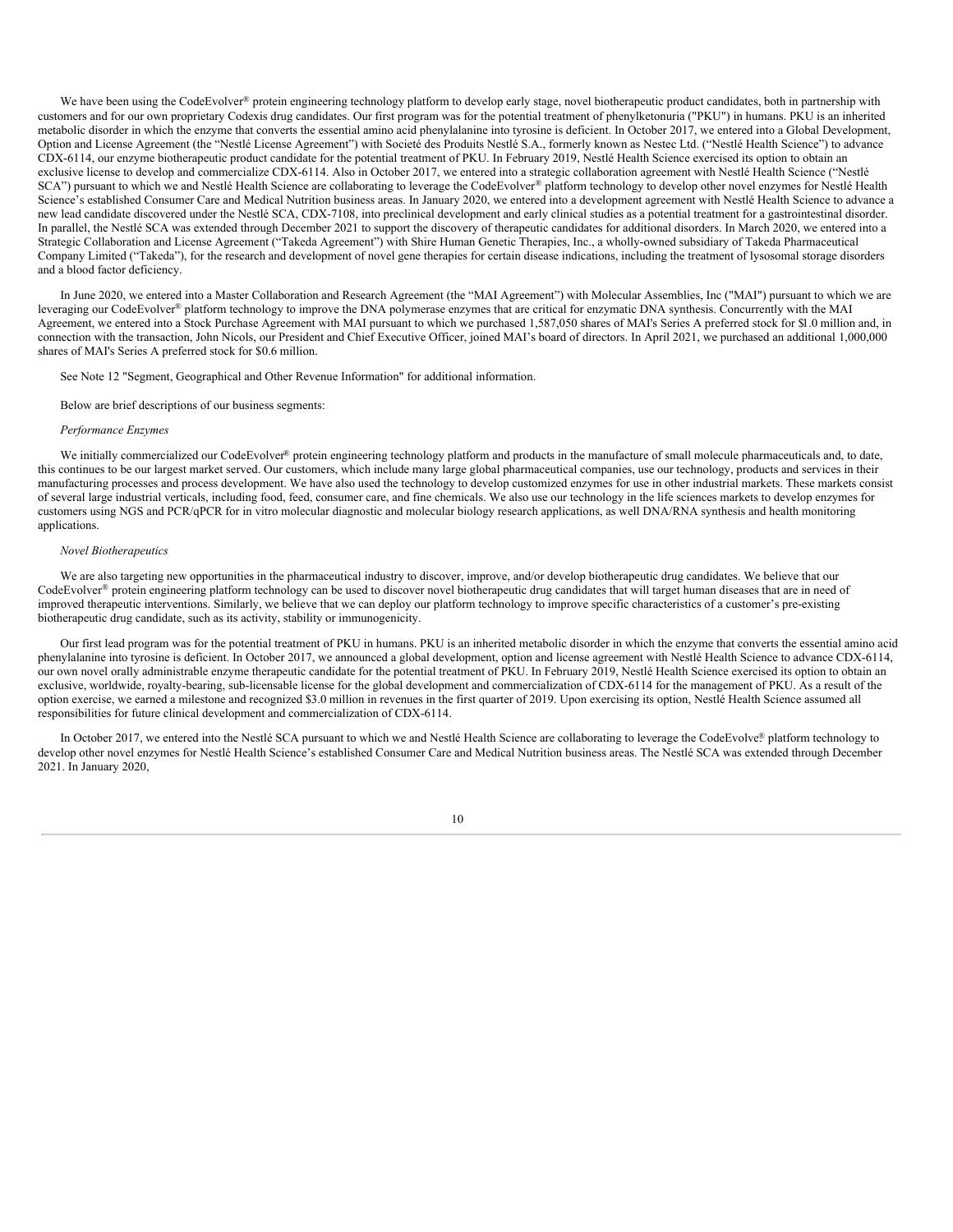We have been using the CodeEvolver® protein engineering technology platform to develop early stage, novel biotherapeutic product candidates, both in partnership with customers and for our own proprietary Codexis drug candidates. Our first program was for the potential treatment of phenylketonuria ("PKU") in humans. PKU is an inherited metabolic disorder in which the enzyme that converts the essential amino acid phenylalanine into tyrosine is deficient. In October 2017, we entered into a Global Development, Option and License Agreement (the "Nestlé License Agreement") with Societé des Produits Nestlé S.A., formerly known as Nestec Ltd. ("Nestlé Health Science") to advance CDX-6114, our enzyme biotherapeutic product candidate for the potential treatment of PKU. In February 2019, Nestlé Health Science exercised its option to obtain an exclusive license to develop and commercialize CDX-6114. Also in October 2017, we entered into a strategic collaboration agreement with Nestlé Health Science ("Nestlé SCA") pursuant to which we and Nestlé Health Science are collaborating to leverage the CodeEvolver® platform technology to develop other novel enzymes for Nestlé Health Science's established Consumer Care and Medical Nutrition business areas. In January 2020, we entered into a development agreement with Nestlé Health Science to advance a new lead candidate discovered under the Nestlé SCA, CDX-7108, into preclinical development and early clinical studies as a potential treatment for a gastrointestinal disorder. In parallel, the Nestlé SCA was extended through December 2021 to support the discovery of therapeutic candidates for additional disorders. In March 2020, we entered into a Strategic Collaboration and License Agreement ("Takeda Agreement") with Shire Human Genetic Therapies, Inc., a wholly-owned subsidiary of Takeda Pharmaceutical Company Limited ("Takeda"), for the research and development of novel gene therapies for certain disease indications, including the treatment of lysosomal storage disorders and a blood factor deficiency.

In June 2020, we entered into a Master Collaboration and Research Agreement (the "MAI Agreement") with Molecular Assemblies, Inc ("MAI") pursuant to which we are leveraging our CodeEvolver® platform technology to improve the DNA polymerase enzymes that are critical for enzymatic DNA synthesis. Concurrently with the MAI Agreement, we entered into a Stock Purchase Agreement with MAI pursuant to which we purchased 1,587,050 shares of MAI's Series A preferred stock for $1.0 million and, in connection with the transaction, John Nicols, our President and Chief Executive Officer, joined MAI's board of directors. In April 2021, we purchased an additional 1,000,000 shares of MAI's Series A preferred stock for $0.6 million.

See Note 12 "Segment, Geographical and Other Revenue Information" for additional information.

Below are brief descriptions of our business segments:

*Performance Enzymes*

We initially commercialized our CodeEvolver® protein engineering technology platform and products in the manufacture of small molecule pharmaceuticals and, to date, this continues to be our largest market served. Our customers, which include many large global pharmaceutical companies, use our technology, products and services in their manufacturing processes and process development. We have also used the technology to develop customized enzymes for use in other industrial markets. These markets consist of several large industrial verticals, including food, feed, consumer care, and fine chemicals. We also use our technology in the life sciences markets to develop enzymes for customers using NGS and PCR/qPCR for in vitro molecular diagnostic and molecular biology research applications, as well DNA/RNA synthesis and health monitoring applications.

*Novel Biotherapeutics*

We are also targeting new opportunities in the pharmaceutical industry to discover, improve, and/or develop biotherapeutic drug candidates. We believe that our CodeEvolver® protein engineering platform technology can be used to discover novel biotherapeutic drug candidates that will target human diseases that are in need of improved therapeutic interventions. Similarly, we believe that we can deploy our platform technology to improve specific characteristics of a customer's pre-existing biotherapeutic drug candidate, such as its activity, stability or immunogenicity.

Our first lead program was for the potential treatment of PKU in humans. PKU is an inherited metabolic disorder in which the enzyme that converts the essential amino acid phenylalanine into tyrosine is deficient. In October 2017, we announced a global development, option and license agreement with Nestlé Health Science to advance CDX-6114, our own novel orally administrable enzyme therapeutic candidate for the potential treatment of PKU. In February 2019, Nestlé Health Science exercised its option to obtain an exclusive, worldwide, royalty-bearing, sub-licensable license for the global development and commercialization of CDX-6114 for the management of PKU. As a result of the option exercise, we earned a milestone and recognized $3.0 million in revenues in the first quarter of 2019. Upon exercising its option, Nestlé Health Science assumed all responsibilities for future clinical development and commercialization of CDX-6114.

In October 2017, we entered into the Nestlé SCA pursuant to which we and Nestlé Health Science are collaborating to leverage the CodeEvolve® platform technology to develop other novel enzymes for Nestlé Health Science's established Consumer Care and Medical Nutrition business areas. The Nestlé SCA was extended through December 2021. In January 2020,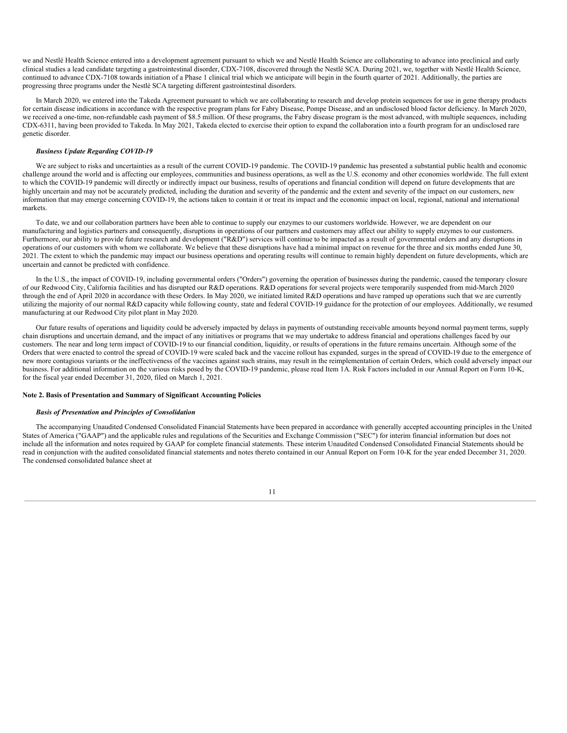we and Nestlé Health Science entered into a development agreement pursuant to which we and Nestlé Health Science are collaborating to advance into preclinical and early clinical studies a lead candidate targeting a gastrointestinal disorder, CDX-7108, discovered through the Nestlé SCA. During 2021, we, together with Nestlé Health Science, continued to advance CDX-7108 towards initiation of a Phase 1 clinical trial which we anticipate will begin in the fourth quarter of 2021. Additionally, the parties are progressing three programs under the Nestlé SCA targeting different gastrointestinal disorders.

In March 2020, we entered into the Takeda Agreement pursuant to which we are collaborating to research and develop protein sequences for use in gene therapy products for certain disease indications in accordance with the respective program plans for Fabry Disease, Pompe Disease, and an undisclosed blood factor deficiency. In March 2020, we received a one-time, non-refundable cash payment of $8.5 million. Of these programs, the Fabry disease program is the most advanced, with multiple sequences, including CDX-6311, having been provided to Takeda. In May 2021, Takeda elected to exercise their option to expand the collaboration into a fourth program for an undisclosed rare genetic disorder.

***Business Update Regarding COVID-19***

We are subject to risks and uncertainties as a result of the current COVID-19 pandemic. The COVID-19 pandemic has presented a substantial public health and economic challenge around the world and is affecting our employees, communities and business operations, as well as the U.S. economy and other economies worldwide. The full extent to which the COVID-19 pandemic will directly or indirectly impact our business, results of operations and financial condition will depend on future developments that are highly uncertain and may not be accurately predicted, including the duration and severity of the pandemic and the extent and severity of the impact on our customers, new information that may emerge concerning COVID-19, the actions taken to contain it or treat its impact and the economic impact on local, regional, national and international markets.

To date, we and our collaboration partners have been able to continue to supply our enzymes to our customers worldwide. However, we are dependent on our manufacturing and logistics partners and consequently, disruptions in operations of our partners and customers may affect our ability to supply enzymes to our customers. Furthermore, our ability to provide future research and development ("R&D") services will continue to be impacted as a result of governmental orders and any disruptions in operations of our customers with whom we collaborate. We believe that these disruptions have had a minimal impact on revenue for the three and six months ended June 30, 2021. The extent to which the pandemic may impact our business operations and operating results will continue to remain highly dependent on future developments, which are uncertain and cannot be predicted with confidence.

In the U.S., the impact of COVID-19, including governmental orders ("Orders") governing the operation of businesses during the pandemic, caused the temporary closure of our Redwood City, California facilities and has disrupted our R&D operations. R&D operations for several projects were temporarily suspended from mid-March 2020 through the end of April 2020 in accordance with these Orders. In May 2020, we initiated limited R&D operations and have ramped up operations such that we are currently utilizing the majority of our normal R&D capacity while following county, state and federal COVID-19 guidance for the protection of our employees. Additionally, we resumed manufacturing at our Redwood City pilot plant in May 2020.

Our future results of operations and liquidity could be adversely impacted by delays in payments of outstanding receivable amounts beyond normal payment terms, supply chain disruptions and uncertain demand, and the impact of any initiatives or programs that we may undertake to address financial and operations challenges faced by our customers. The near and long term impact of COVID-19 to our financial condition, liquidity, or results of operations in the future remains uncertain. Although some of the Orders that were enacted to control the spread of COVID-19 were scaled back and the vaccine rollout has expanded, surges in the spread of COVID-19 due to the emergence of new more contagious variants or the ineffectiveness of the vaccines against such strains, may result in the reimplementation of certain Orders, which could adversely impact our business. For additional information on the various risks posed by the COVID-19 pandemic, please read Item 1A. Risk Factors included in our Annual Report on Form 10-K, for the fiscal year ended December 31, 2020, filed on March 1, 2021.

**Note 2. Basis of Presentation and Summary of Significant Accounting Policies**

***Basis of Presentation and Principles of Consolidation***

The accompanying Unaudited Condensed Consolidated Financial Statements have been prepared in accordance with generally accepted accounting principles in the United States of America ("GAAP") and the applicable rules and regulations of the Securities and Exchange Commission ("SEC") for interim financial information but does not include all the information and notes required by GAAP for complete financial statements. These interim Unaudited Condensed Consolidated Financial Statements should be read in conjunction with the audited consolidated financial statements and notes thereto contained in our Annual Report on Form 10-K for the year ended December 31, 2020. The condensed consolidated balance sheet at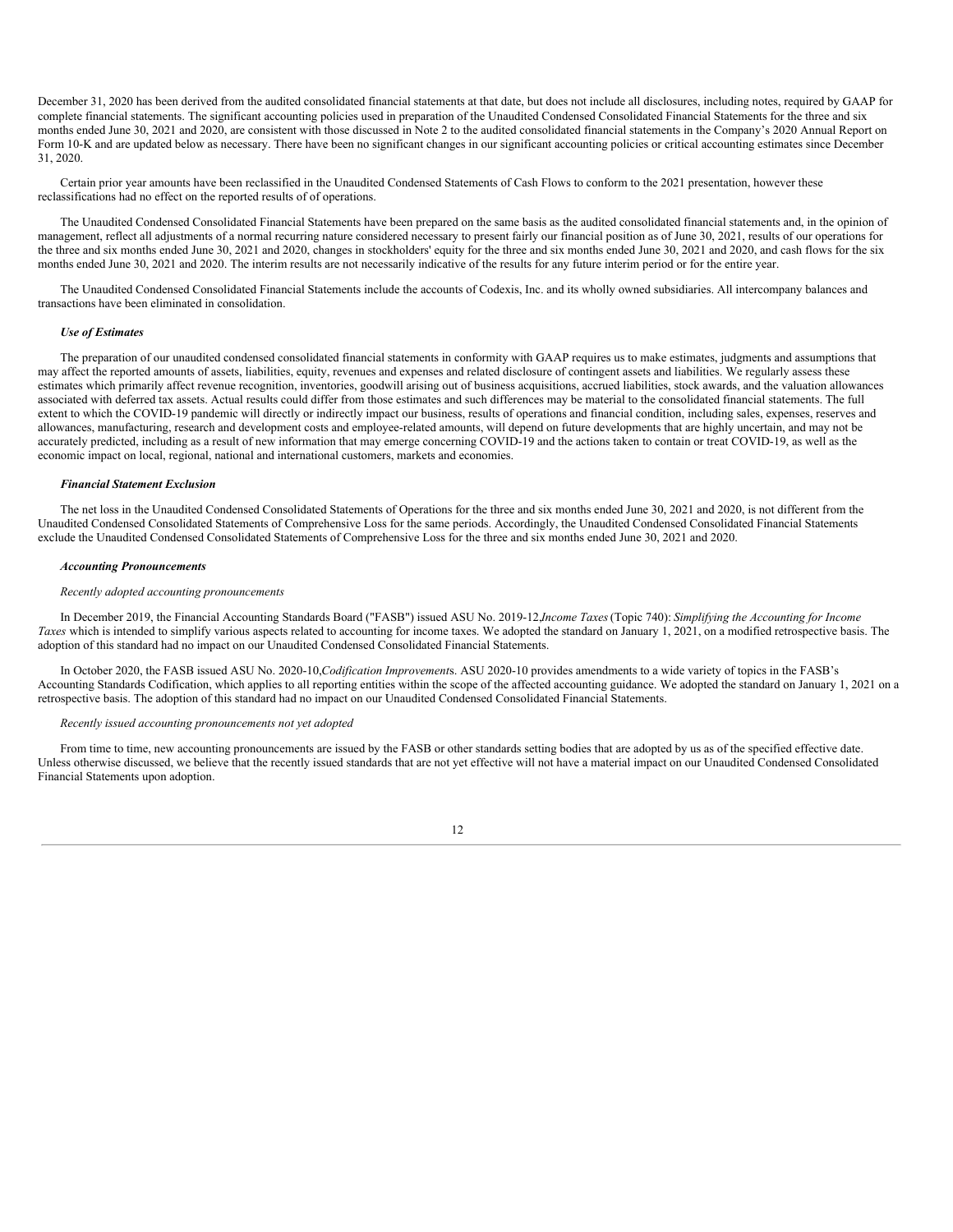December 31, 2020 has been derived from the audited consolidated financial statements at that date, but does not include all disclosures, including notes, required by GAAP for complete financial statements. The significant accounting policies used in preparation of the Unaudited Condensed Consolidated Financial Statements for the three and six months ended June 30, 2021 and 2020, are consistent with those discussed in Note 2 to the audited consolidated financial statements in the Company's 2020 Annual Report on Form 10-K and are updated below as necessary. There have been no significant changes in our significant accounting policies or critical accounting estimates since December 31, 2020.

Certain prior year amounts have been reclassified in the Unaudited Condensed Statements of Cash Flows to conform to the 2021 presentation, however these reclassifications had no effect on the reported results of of operations.

The Unaudited Condensed Consolidated Financial Statements have been prepared on the same basis as the audited consolidated financial statements and, in the opinion of management, reflect all adjustments of a normal recurring nature considered necessary to present fairly our financial position as of June 30, 2021, results of our operations for the three and six months ended June 30, 2021 and 2020, changes in stockholders' equity for the three and six months ended June 30, 2021 and 2020, and cash flows for the six months ended June 30, 2021 and 2020. The interim results are not necessarily indicative of the results for any future interim period or for the entire year.

The Unaudited Condensed Consolidated Financial Statements include the accounts of Codexis, Inc. and its wholly owned subsidiaries. All intercompany balances and transactions have been eliminated in consolidation.

***Use of Estimates***

The preparation of our unaudited condensed consolidated financial statements in conformity with GAAP requires us to make estimates, judgments and assumptions that may affect the reported amounts of assets, liabilities, equity, revenues and expenses and related disclosure of contingent assets and liabilities. We regularly assess these estimates which primarily affect revenue recognition, inventories, goodwill arising out of business acquisitions, accrued liabilities, stock awards, and the valuation allowances associated with deferred tax assets. Actual results could differ from those estimates and such differences may be material to the consolidated financial statements. The full extent to which the COVID-19 pandemic will directly or indirectly impact our business, results of operations and financial condition, including sales, expenses, reserves and allowances, manufacturing, research and development costs and employee-related amounts, will depend on future developments that are highly uncertain, and may not be accurately predicted, including as a result of new information that may emerge concerning COVID-19 and the actions taken to contain or treat COVID-19, as well as the economic impact on local, regional, national and international customers, markets and economies.

***Financial Statement Exclusion***

The net loss in the Unaudited Condensed Consolidated Statements of Operations for the three and six months ended June 30, 2021 and 2020, is not different from the Unaudited Condensed Consolidated Statements of Comprehensive Loss for the same periods. Accordingly, the Unaudited Condensed Consolidated Financial Statements exclude the Unaudited Condensed Consolidated Statements of Comprehensive Loss for the three and six months ended June 30, 2021 and 2020.

***Accounting Pronouncements***

*Recently adopted accounting pronouncements*

In December 2019, the Financial Accounting Standards Board ("FASB") issued ASU No. 2019-12,*Income Taxes* (Topic 740): *Simplifying the Accounting for Income Taxes* which is intended to simplify various aspects related to accounting for income taxes. We adopted the standard on January 1, 2021, on a modified retrospective basis. The adoption of this standard had no impact on our Unaudited Condensed Consolidated Financial Statements.

In October 2020, the FASB issued ASU No. 2020-10,*Codification Improvement*s. ASU 2020-10 provides amendments to a wide variety of topics in the FASB's Accounting Standards Codification, which applies to all reporting entities within the scope of the affected accounting guidance. We adopted the standard on January 1, 2021 on a retrospective basis. The adoption of this standard had no impact on our Unaudited Condensed Consolidated Financial Statements.

*Recently issued accounting pronouncements not yet adopted*

From time to time, new accounting pronouncements are issued by the FASB or other standards setting bodies that are adopted by us as of the specified effective date. Unless otherwise discussed, we believe that the recently issued standards that are not yet effective will not have a material impact on our Unaudited Condensed Consolidated Financial Statements upon adoption.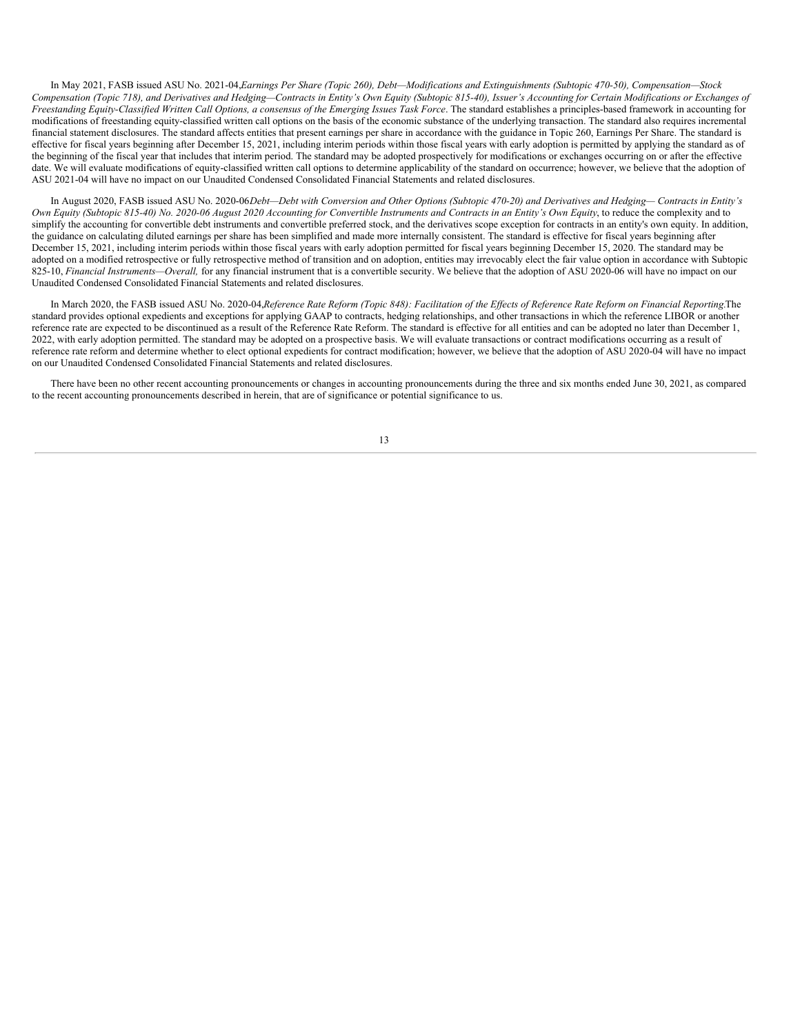In May 2021, FASB issued ASU No. 2021-04,*Earnings Per Share (Topic 260), Debt—Modifications and Extinguishments (Subtopic 470-50), Compensation—Stock Compensation (Topic 718), and Derivatives and Hedging—Contracts in Entity's Own Equity (Subtopic 815-40), Issuer's Accounting for Certain Modifications or Exchanges of Freestanding Equity-Classified Written Call Options, a consensus of the Emerging Issues Task Force*. The standard establishes a principles-based framework in accounting for modifications of freestanding equity-classified written call options on the basis of the economic substance of the underlying transaction. The standard also requires incremental financial statement disclosures. The standard affects entities that present earnings per share in accordance with the guidance in Topic 260, Earnings Per Share. The standard is effective for fiscal years beginning after December 15, 2021, including interim periods within those fiscal years with early adoption is permitted by applying the standard as of the beginning of the fiscal year that includes that interim period. The standard may be adopted prospectively for modifications or exchanges occurring on or after the effective date. We will evaluate modifications of equity-classified written call options to determine applicability of the standard on occurrence; however, we believe that the adoption of ASU 2021-04 will have no impact on our Unaudited Condensed Consolidated Financial Statements and related disclosures.

In August 2020, FASB issued ASU No. 2020-06*Debt—Debt with Conversion and Other Options (Subtopic 470-20) and Derivatives and Hedging— Contracts in Entity's Own Equity (Subtopic 815-40) No. 2020-06 August 2020 Accounting for Convertible Instruments and Contracts in an Entity's Own Equity*, to reduce the complexity and to simplify the accounting for convertible debt instruments and convertible preferred stock, and the derivatives scope exception for contracts in an entity's own equity. In addition, the guidance on calculating diluted earnings per share has been simplified and made more internally consistent. The standard is effective for fiscal years beginning after December 15, 2021, including interim periods within those fiscal years with early adoption permitted for fiscal years beginning December 15, 2020. The standard may be adopted on a modified retrospective or fully retrospective method of transition and on adoption, entities may irrevocably elect the fair value option in accordance with Subtopic 825-10, *Financial Instruments—Overall,* for any financial instrument that is a convertible security. We believe that the adoption of ASU 2020-06 will have no impact on our Unaudited Condensed Consolidated Financial Statements and related disclosures.

In March 2020, the FASB issued ASU No. 2020-04,*Reference Rate Reform (Topic 848): Facilitation of the Effects of Reference Rate Reform on Financial Reporting*.The standard provides optional expedients and exceptions for applying GAAP to contracts, hedging relationships, and other transactions in which the reference LIBOR or another reference rate are expected to be discontinued as a result of the Reference Rate Reform. The standard is effective for all entities and can be adopted no later than December 1, 2022, with early adoption permitted. The standard may be adopted on a prospective basis. We will evaluate transactions or contract modifications occurring as a result of reference rate reform and determine whether to elect optional expedients for contract modification; however, we believe that the adoption of ASU 2020-04 will have no impact on our Unaudited Condensed Consolidated Financial Statements and related disclosures.

There have been no other recent accounting pronouncements or changes in accounting pronouncements during the three and six months ended June 30, 2021, as compared to the recent accounting pronouncements described in herein, that are of significance or potential significance to us.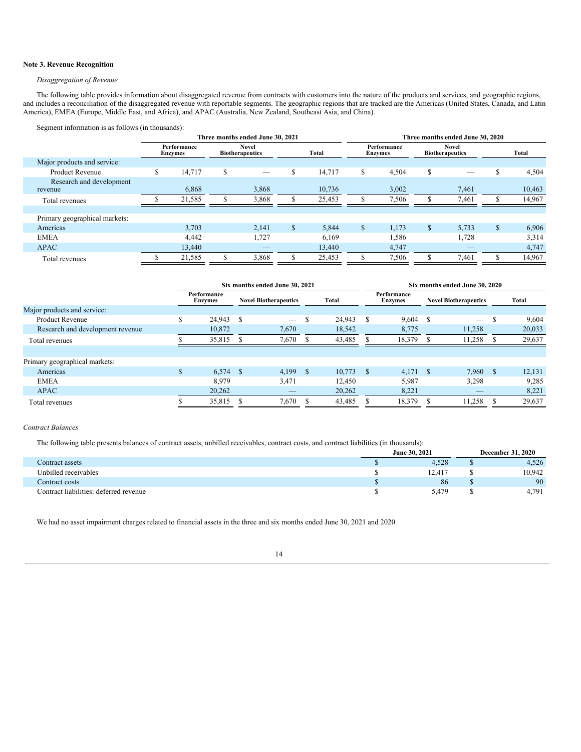**Note 3. Revenue Recognition**

*Disaggregation of Revenue*

The following table provides information about disaggregated revenue from contracts with customers into the nature of the products and services, and geographic regions, and includes a reconciliation of the disaggregated revenue with reportable segments. The geographic regions that are tracked are the Americas (United States, Canada, and Latin America), EMEA (Europe, Middle East, and Africa), and APAC (Australia, New Zealand, Southeast Asia, and China).

Segment information is as follows (in thousands):

| | Three months ended June 30, 2021 | | | Three months ended June 30, 2020 | | |
|---|---|---|---|---|---|---|
| | Performance Enzymes | Novel Biotherapeutics | Total | Performance Enzymes | Novel Biotherapeutics | Total |
| Major products and service: | | | | | | |
| Product Revenue | $ 14,717 | $ — | $ 14,717 | $ 4,504 | $ — | $ 4,504 |
| Research and development revenue | 6,868 | 3,868 | 10,736 | 3,002 | 7,461 | 10,463 |
| Total revenues | $ 21,585 | $ 3,868 | $ 25,453 | $ 7,506 | $ 7,461 | $ 14,967 |
| | | | | | | |
| Primary geographical markets: | | | | | | |
| Americas | 3,703 | 2,141 | $ 5,844 | $ 1,173 | $ 5,733 | $ 6,906 |
| EMEA | 4,442 | 1,727 | 6,169 | 1,586 | 1,728 | 3,314 |
| APAC | 13,440 | — | 13,440 | 4,747 | — | 4,747 |
| Total revenues | $ 21,585 | $ 3,868 | $ 25,453 | $ 7,506 | $ 7,461 | $ 14,967 |

| | Six months ended June 30, 2021 | | | Six months ended June 30, 2020 | | |
|---|---|---|---|---|---|---|
| | Performance Enzymes | Novel Biotherapeutics | Total | Performance Enzymes | Novel Biotherapeutics | Total |
| Major products and service: | | | | | | |
| Product Revenue | $ 24,943 | $ — | $ 24,943 | $ 9,604 | $ — | $ 9,604 |
| Research and development revenue | 10,872 | 7,670 | 18,542 | 8,775 | 11,258 | 20,033 |
| Total revenues | $ 35,815 | $ 7,670 | $ 43,485 | $ 18,379 | $ 11,258 | $ 29,637 |
| | | | | | | |
| Primary geographical markets: | | | | | | |
| Americas | $ 6,574 | $ 4,199 | $ 10,773 | $ 4,171 | $ 7,960 | $ 12,131 |
| EMEA | 8,979 | 3,471 | 12,450 | 5,987 | 3,298 | 9,285 |
| APAC | 20,262 | — | 20,262 | 8,221 | — | 8,221 |
| Total revenues | $ 35,815 | $ 7,670 | $ 43,485 | $ 18,379 | $ 11,258 | $ 29,637 |

*Contract Balances*

The following table presents balances of contract assets, unbilled receivables, contract costs, and contract liabilities (in thousands):

| | June 30, 2021 | December 31, 2020 |
|---|---|---|
| Contract assets | $ 4,528 | $ 4,526 |
| Unbilled receivables | $ 12,417 | $ 10,942 |
| Contract costs | $ 86 | $ 90 |
| Contract liabilities: deferred revenue | $ 5,479 | $ 4,791 |

We had no asset impairment charges related to financial assets in the three and six months ended June 30, 2021 and 2020.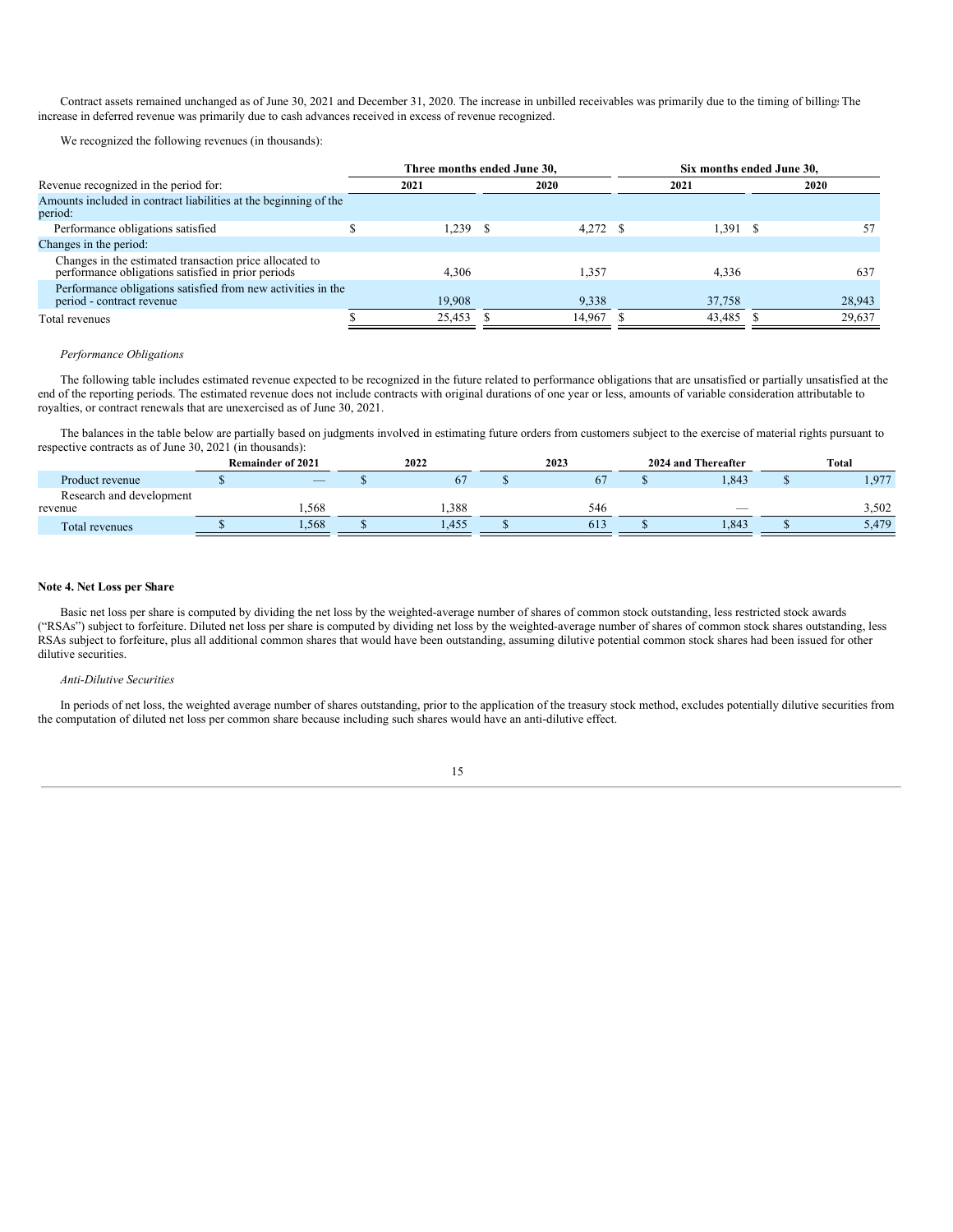Contract assets remained unchanged as of June 30, 2021 and December 31, 2020. The increase in unbilled receivables was primarily due to the timing of billing. The increase in deferred revenue was primarily due to cash advances received in excess of revenue recognized.

We recognized the following revenues (in thousands):

| | Three months ended June 30, | | Six months ended June 30, | |
|---|---|---|---|---|
| Revenue recognized in the period for: | 2021 | 2020 | 2021 | 2020 |
| Amounts included in contract liabilities at the beginning of the period: | | | | |
| Performance obligations satisfied | $ 1,239 | $ 4,272 | $ 1,391 | $ 57 |
| Changes in the period: | | | | |
| Changes in the estimated transaction price allocated to performance obligations satisfied in prior periods | 4,306 | 1,357 | 4,336 | 637 |
| Performance obligations satisfied from new activities in the period - contract revenue | 19,908 | 9,338 | 37,758 | 28,943 |
| Total revenues | $ 25,453 | $ 14,967 | $ 43,485 | $ 29,637 |

*Performance Obligations*

The following table includes estimated revenue expected to be recognized in the future related to performance obligations that are unsatisfied or partially unsatisfied at the end of the reporting periods. The estimated revenue does not include contracts with original durations of one year or less, amounts of variable consideration attributable to royalties, or contract renewals that are unexercised as of June 30, 2021.

The balances in the table below are partially based on judgments involved in estimating future orders from customers subject to the exercise of material rights pursuant to respective contracts as of June 30, 2021 (in thousands):

| | Remainder of 2021 | 2022 | 2023 | 2024 and Thereafter | Total |
|---|---|---|---|---|---|
| Product revenue | $ — | $ 67 | $ 67 | $ 1,843 | $ 1,977 |
| Research and development revenue | 1,568 | 1,388 | 546 | — | 3,502 |
| Total revenues | $ 1,568 | $ 1,455 | $ 613 | $ 1,843 | $ 5,479 |

**Note 4. Net Loss per Share**

Basic net loss per share is computed by dividing the net loss by the weighted-average number of shares of common stock outstanding, less restricted stock awards ("RSAs") subject to forfeiture. Diluted net loss per share is computed by dividing net loss by the weighted-average number of shares of common stock shares outstanding, less RSAs subject to forfeiture, plus all additional common shares that would have been outstanding, assuming dilutive potential common stock shares had been issued for other dilutive securities.

*Anti-Dilutive Securities*

In periods of net loss, the weighted average number of shares outstanding, prior to the application of the treasury stock method, excludes potentially dilutive securities from the computation of diluted net loss per common share because including such shares would have an anti-dilutive effect.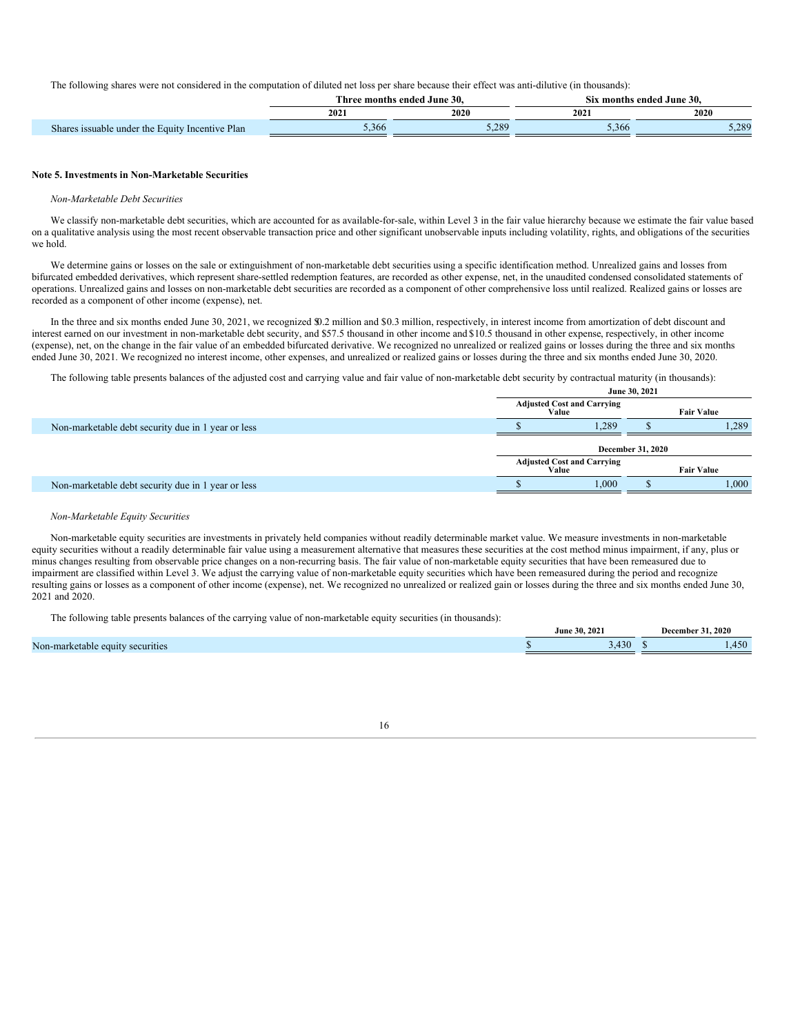The following shares were not considered in the computation of diluted net loss per share because their effect was anti-dilutive (in thousands):

| | Three months ended June 30, | | Six months ended June 30, | |
|---|---|---|---|---|
| | 2021 | 2020 | 2021 | 2020 |
| Shares issuable under the Equity Incentive Plan | 5,366 | 5,289 | 5,366 | 5,289 |

**Note 5. Investments in Non-Marketable Securities**

*Non-Marketable Debt Securities*

We classify non-marketable debt securities, which are accounted for as available-for-sale, within Level 3 in the fair value hierarchy because we estimate the fair value based on a qualitative analysis using the most recent observable transaction price and other significant unobservable inputs including volatility, rights, and obligations of the securities we hold.

We determine gains or losses on the sale or extinguishment of non-marketable debt securities using a specific identification method. Unrealized gains and losses from bifurcated embedded derivatives, which represent share-settled redemption features, are recorded as other expense, net, in the unaudited condensed consolidated statements of operations. Unrealized gains and losses on non-marketable debt securities are recorded as a component of other comprehensive loss until realized. Realized gains or losses are recorded as a component of other income (expense), net.

In the three and six months ended June 30, 2021, we recognized $0.2 million and $0.3 million, respectively, in interest income from amortization of debt discount and interest earned on our investment in non-marketable debt security, and $57.5 thousand in other income and $10.5 thousand in other expense, respectively, in other income (expense), net, on the change in the fair value of an embedded bifurcated derivative. We recognized no unrealized or realized gains or losses during the three and six months ended June 30, 2021. We recognized no interest income, other expenses, and unrealized or realized gains or losses during the three and six months ended June 30, 2020.

The following table presents balances of the adjusted cost and carrying value and fair value of non-marketable debt security by contractual maturity (in thousands):

| | June 30, 2021 | |
|---|---|---|
| | Adjusted Cost and Carrying Value | Fair Value |
| Non-marketable debt security due in 1 year or less | $ 1,289 | $ 1,289 |

| | December 31, 2020 | |
|---|---|---|
| | Adjusted Cost and Carrying Value | Fair Value |
| Non-marketable debt security due in 1 year or less | $ 1,000 | $ 1,000 |

*Non-Marketable Equity Securities*

Non-marketable equity securities are investments in privately held companies without readily determinable market value. We measure investments in non-marketable equity securities without a readily determinable fair value using a measurement alternative that measures these securities at the cost method minus impairment, if any, plus or minus changes resulting from observable price changes on a non-recurring basis. The fair value of non-marketable equity securities that have been remeasured due to impairment are classified within Level 3. We adjust the carrying value of non-marketable equity securities which have been remeasured during the period and recognize resulting gains or losses as a component of other income (expense), net. We recognized no unrealized or realized gain or losses during the three and six months ended June 30, 2021 and 2020.

The following table presents balances of the carrying value of non-marketable equity securities (in thousands):

| | June 30, 2021 | December 31, 2020 |
|---|---|---|
| Non-marketable equity securities | $ 3,430 | $ 1,450 |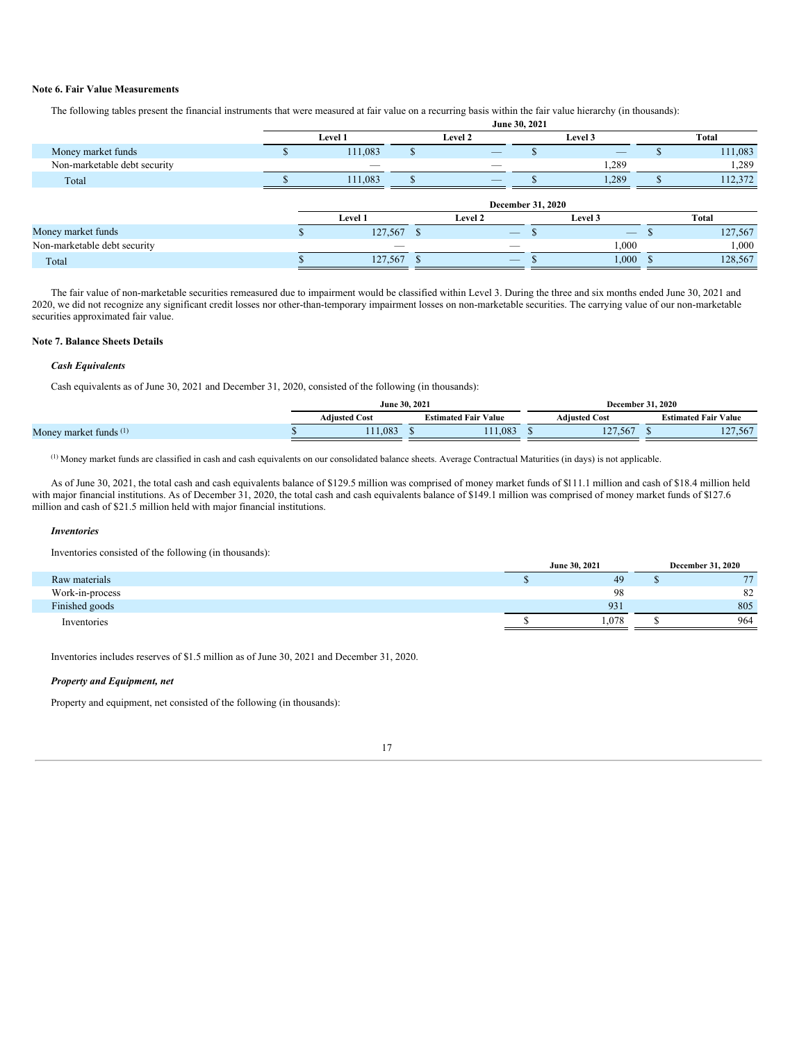**Note 6. Fair Value Measurements**

The following tables present the financial instruments that were measured at fair value on a recurring basis within the fair value hierarchy (in thousands):

| | June 30, 2021 | | | |
|---|---|---|---|---|
| | Level 1 | Level 2 | Level 3 | Total |
| Money market funds | $ 111,083 | $ — | $ — | $ 111,083 |
| Non-marketable debt security | — | — | 1,289 | 1,289 |
| Total | $ 111,083 | $ — | $ 1,289 | $ 112,372 |

| | December 31, 2020 | | | |
|---|---|---|---|---|
| | Level 1 | Level 2 | Level 3 | Total |
| Money market funds | $ 127,567 | $ — | $ — | $ 127,567 |
| Non-marketable debt security | — | — | 1,000 | 1,000 |
| Total | $ 127,567 | $ — | $ 1,000 | $ 128,567 |

The fair value of non-marketable securities remeasured due to impairment would be classified within Level 3. During the three and six months ended June 30, 2021 and 2020, we did not recognize any significant credit losses nor other-than-temporary impairment losses on non-marketable securities. The carrying value of our non-marketable securities approximated fair value.

**Note 7. Balance Sheets Details**

***Cash Equivalents***

Cash equivalents as of June 30, 2021 and December 31, 2020, consisted of the following (in thousands):

| | June 30, 2021 | | December 31, 2020 | |
|---|---|---|---|---|
| | Adjusted Cost | Estimated Fair Value | Adjusted Cost | Estimated Fair Value |
| Money market funds [(1)] | $ 111,083 | $ 111,083 | $ 127,567 | $ 127,567 |

[(1)] Money market funds are classified in cash and cash equivalents on our consolidated balance sheets. Average Contractual Maturities (in days) is not applicable.

As of June 30, 2021, the total cash and cash equivalents balance of $129.5 million was comprised of money market funds of $111.1 million and cash of $18.4 million held with major financial institutions. As of December 31, 2020, the total cash and cash equivalents balance of $149.1 million was comprised of money market funds of $127.6 million and cash of $21.5 million held with major financial institutions.

***Inventories***

Inventories consisted of the following (in thousands):

| | June 30, 2021 | December 31, 2020 |
|---|---|---|
| Raw materials | $ 49 | $ 77 |
| Work-in-process | 98 | 82 |
| Finished goods | 931 | 805 |
| Inventories | $ 1,078 | $ 964 |

Inventories includes reserves of $1.5 million as of June 30, 2021 and December 31, 2020.

***Property and Equipment, net***

Property and equipment, net consisted of the following (in thousands):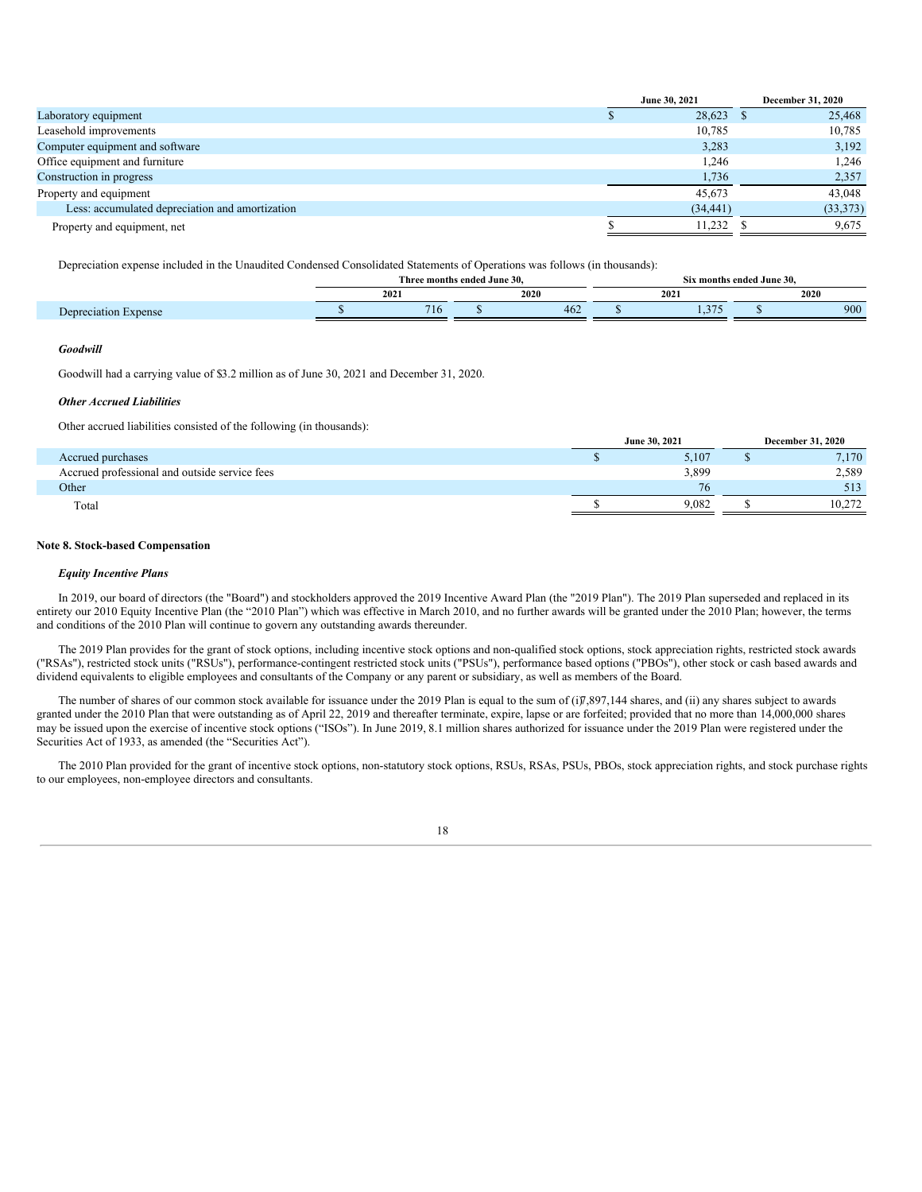| | June 30, 2021 | December 31, 2020 |
|---|---|---|
| Laboratory equipment | $ 28,623 | $ 25,468 |
| Leasehold improvements | 10,785 | 10,785 |
| Computer equipment and software | 3,283 | 3,192 |
| Office equipment and furniture | 1,246 | 1,246 |
| Construction in progress | 1,736 | 2,357 |
| Property and equipment | 45,673 | 43,048 |
| Less: accumulated depreciation and amortization | (34,441) | (33,373) |
| Property and equipment, net | $ 11,232 | $ 9,675 |

Depreciation expense included in the Unaudited Condensed Consolidated Statements of Operations was follows (in thousands):

| | Three months ended June 30, | | Six months ended June 30, | |
|---|---|---|---|---|
| | 2021 | 2020 | 2021 | 2020 |
| Depreciation Expense | $ 716 | $ 462 | $ 1,375 | $ 900 |

***Goodwill***

Goodwill had a carrying value of $3.2 million as of June 30, 2021 and December 31, 2020.

***Other Accrued Liabilities***

Other accrued liabilities consisted of the following (in thousands):

| | June 30, 2021 | December 31, 2020 |
|---|---|---|
| Accrued purchases | $ 5,107 | $ 7,170 |
| Accrued professional and outside service fees | 3,899 | 2,589 |
| Other | 76 | 513 |
| Total | $ 9,082 | $ 10,272 |

**Note 8. Stock-based Compensation**

***Equity Incentive Plans***

In 2019, our board of directors (the "Board") and stockholders approved the 2019 Incentive Award Plan (the "2019 Plan"). The 2019 Plan superseded and replaced in its entirety our 2010 Equity Incentive Plan (the "2010 Plan") which was effective in March 2010, and no further awards will be granted under the 2010 Plan; however, the terms and conditions of the 2010 Plan will continue to govern any outstanding awards thereunder.

The 2019 Plan provides for the grant of stock options, including incentive stock options and non-qualified stock options, stock appreciation rights, restricted stock awards ("RSAs"), restricted stock units ("RSUs"), performance-contingent restricted stock units ("PSUs"), performance based options ("PBOs"), other stock or cash based awards and dividend equivalents to eligible employees and consultants of the Company or any parent or subsidiary, as well as members of the Board.

The number of shares of our common stock available for issuance under the 2019 Plan is equal to the sum of (i) 7,897,144 shares, and (ii) any shares subject to awards granted under the 2010 Plan that were outstanding as of April 22, 2019 and thereafter terminate, expire, lapse or are forfeited; provided that no more than 14,000,000 shares may be issued upon the exercise of incentive stock options ("ISOs"). In June 2019, 8.1 million shares authorized for issuance under the 2019 Plan were registered under the Securities Act of 1933, as amended (the "Securities Act").

The 2010 Plan provided for the grant of incentive stock options, non-statutory stock options, RSUs, RSAs, PSUs, PBOs, stock appreciation rights, and stock purchase rights to our employees, non-employee directors and consultants.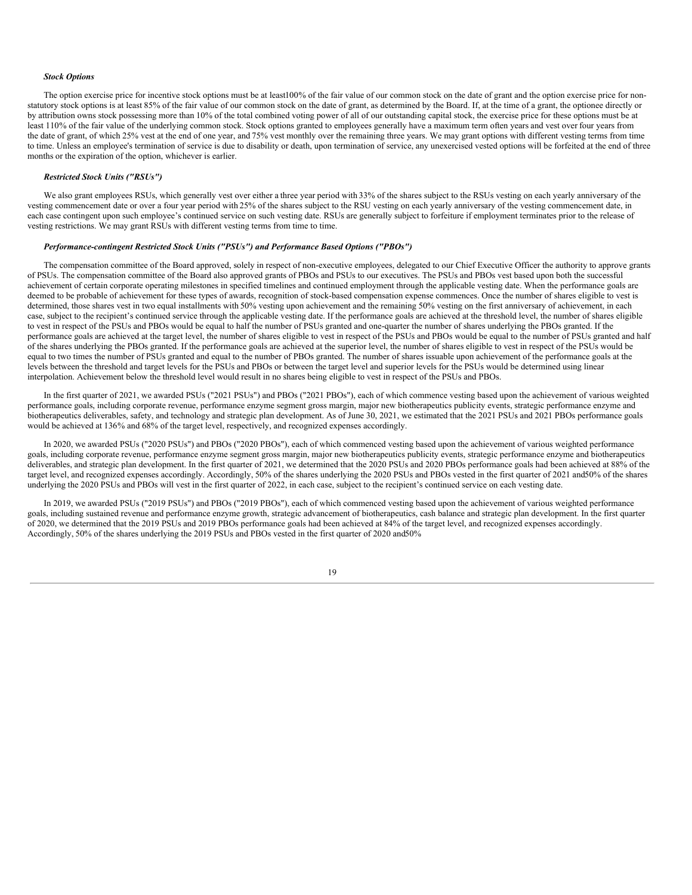#### *Stock Options*

The option exercise price for incentive stock options must be at least100% of the fair value of our common stock on the date of grant and the option exercise price for non-statutory stock options is at least 85% of the fair value of our common stock on the date of grant, as determined by the Board. If, at the time of a grant, the optionee directly or by attribution owns stock possessing more than 10% of the total combined voting power of all of our outstanding capital stock, the exercise price for these options must be at least 110% of the fair value of the underlying common stock. Stock options granted to employees generally have a maximum term often years and vest over four years from the date of grant, of which 25% vest at the end of one year, and 75% vest monthly over the remaining three years. We may grant options with different vesting terms from time to time. Unless an employee's termination of service is due to disability or death, upon termination of service, any unexercised vested options will be forfeited at the end of three months or the expiration of the option, whichever is earlier.

#### *Restricted Stock Units ("RSUs")*

We also grant employees RSUs, which generally vest over either a three year period with 33% of the shares subject to the RSUs vesting on each yearly anniversary of the vesting commencement date or over a four year period with 25% of the shares subject to the RSU vesting on each yearly anniversary of the vesting commencement date, in each case contingent upon such employee's continued service on such vesting date. RSUs are generally subject to forfeiture if employment terminates prior to the release of vesting restrictions. We may grant RSUs with different vesting terms from time to time.

#### *Performance-contingent Restricted Stock Units ("PSUs") and Performance Based Options ("PBOs")*

The compensation committee of the Board approved, solely in respect of non-executive employees, delegated to our Chief Executive Officer the authority to approve grants of PSUs. The compensation committee of the Board also approved grants of PBOs and PSUs to our executives. The PSUs and PBOs vest based upon both the successful achievement of certain corporate operating milestones in specified timelines and continued employment through the applicable vesting date. When the performance goals are deemed to be probable of achievement for these types of awards, recognition of stock-based compensation expense commences. Once the number of shares eligible to vest is determined, those shares vest in two equal installments with 50% vesting upon achievement and the remaining 50% vesting on the first anniversary of achievement, in each case, subject to the recipient's continued service through the applicable vesting date. If the performance goals are achieved at the threshold level, the number of shares eligible to vest in respect of the PSUs and PBOs would be equal to half the number of PSUs granted and one-quarter the number of shares underlying the PBOs granted. If the performance goals are achieved at the target level, the number of shares eligible to vest in respect of the PSUs and PBOs would be equal to the number of PSUs granted and half of the shares underlying the PBOs granted. If the performance goals are achieved at the superior level, the number of shares eligible to vest in respect of the PSUs would be equal to two times the number of PSUs granted and equal to the number of PBOs granted. The number of shares issuable upon achievement of the performance goals at the levels between the threshold and target levels for the PSUs and PBOs or between the target level and superior levels for the PSUs would be determined using linear interpolation. Achievement below the threshold level would result in no shares being eligible to vest in respect of the PSUs and PBOs.

In the first quarter of 2021, we awarded PSUs ("2021 PSUs") and PBOs ("2021 PBOs"), each of which commence vesting based upon the achievement of various weighted performance goals, including corporate revenue, performance enzyme segment gross margin, major new biotherapeutics publicity events, strategic performance enzyme and biotherapeutics deliverables, safety, and technology and strategic plan development. As of June 30, 2021, we estimated that the 2021 PSUs and 2021 PBOs performance goals would be achieved at 136% and 68% of the target level, respectively, and recognized expenses accordingly.

In 2020, we awarded PSUs ("2020 PSUs") and PBOs ("2020 PBOs"), each of which commenced vesting based upon the achievement of various weighted performance goals, including corporate revenue, performance enzyme segment gross margin, major new biotherapeutics publicity events, strategic performance enzyme and biotherapeutics deliverables, and strategic plan development. In the first quarter of 2021, we determined that the 2020 PSUs and 2020 PBOs performance goals had been achieved at 88% of the target level, and recognized expenses accordingly. Accordingly, 50% of the shares underlying the 2020 PSUs and PBOs vested in the first quarter of 2021 and50% of the shares underlying the 2020 PSUs and PBOs will vest in the first quarter of 2022, in each case, subject to the recipient's continued service on each vesting date.

In 2019, we awarded PSUs ("2019 PSUs") and PBOs ("2019 PBOs"), each of which commenced vesting based upon the achievement of various weighted performance goals, including sustained revenue and performance enzyme growth, strategic advancement of biotherapeutics, cash balance and strategic plan development. In the first quarter of 2020, we determined that the 2019 PSUs and 2019 PBOs performance goals had been achieved at 84% of the target level, and recognized expenses accordingly. Accordingly, 50% of the shares underlying the 2019 PSUs and PBOs vested in the first quarter of 2020 and50%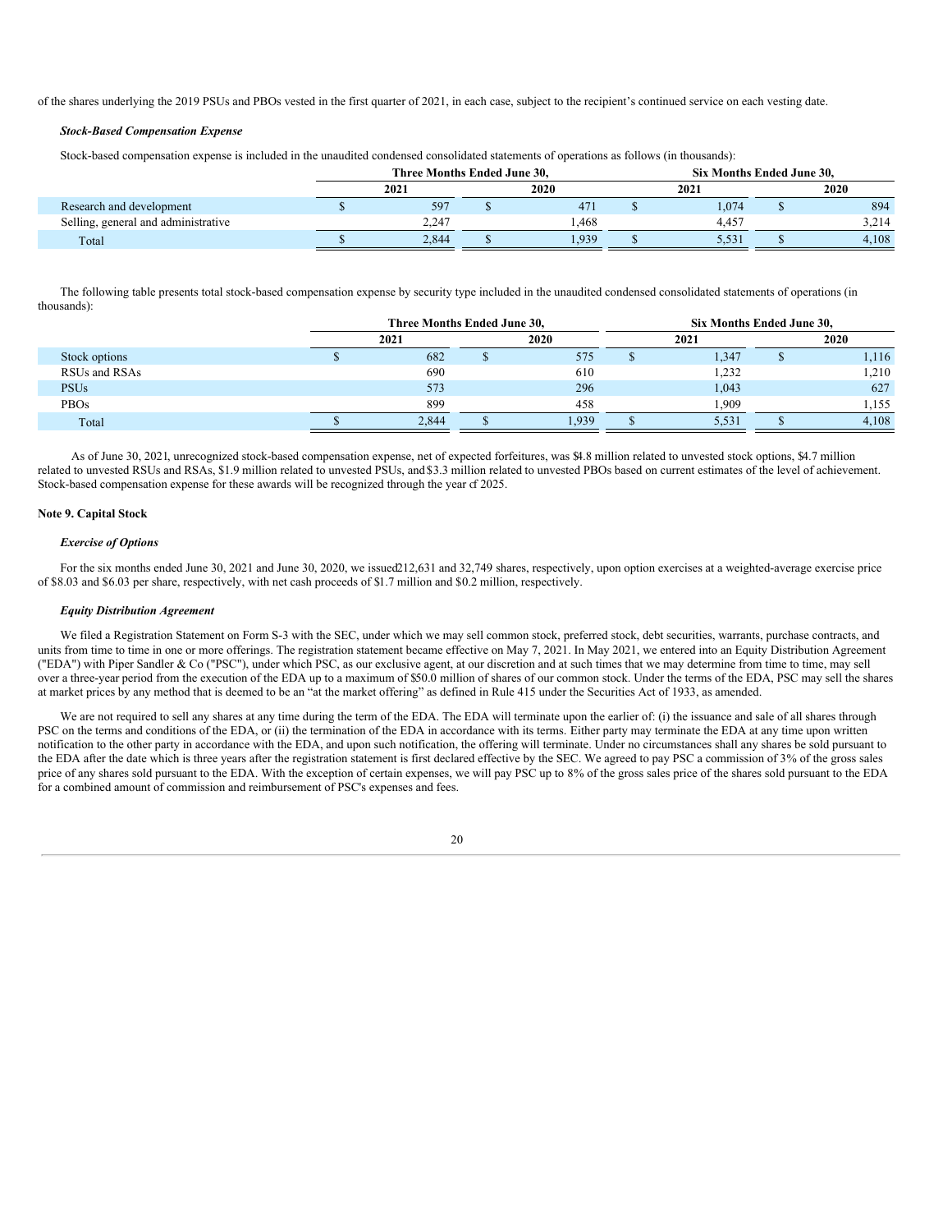of the shares underlying the 2019 PSUs and PBOs vested in the first quarter of 2021, in each case, subject to the recipient's continued service on each vesting date.

***Stock-Based Compensation Expense***

Stock-based compensation expense is included in the unaudited condensed consolidated statements of operations as follows (in thousands):

| | Three Months Ended June 30, | | Six Months Ended June 30, | |
|---|---|---|---|---|
| | 2021 | 2020 | 2021 | 2020 |
| Research and development | $ 597 | $ 471 | $ 1,074 | $ 894 |
| Selling, general and administrative | 2,247 | 1,468 | 4,457 | 3,214 |
| Total | $ 2,844 | $ 1,939 | $ 5,531 | $ 4,108 |

The following table presents total stock-based compensation expense by security type included in the unaudited condensed consolidated statements of operations (in thousands):

| | Three Months Ended June 30, | | Six Months Ended June 30, | |
|---|---|---|---|---|
| | 2021 | 2020 | 2021 | 2020 |
| Stock options | $ 682 | $ 575 | $ 1,347 | $ 1,116 |
| RSUs and RSAs | 690 | 610 | 1,232 | 1,210 |
| PSUs | 573 | 296 | 1,043 | 627 |
| PBOs | 899 | 458 | 1,909 | 1,155 |
| Total | $ 2,844 | $ 1,939 | $ 5,531 | $ 4,108 |

As of June 30, 2021, unrecognized stock-based compensation expense, net of expected forfeitures, was $4.8 million related to unvested stock options, $4.7 million related to unvested RSUs and RSAs, $1.9 million related to unvested PSUs, and $3.3 million related to unvested PBOs based on current estimates of the level of achievement. Stock-based compensation expense for these awards will be recognized through the year of 2025.

**Note 9. Capital Stock**

***Exercise of Options***

For the six months ended June 30, 2021 and June 30, 2020, we issued 212,631 and 32,749 shares, respectively, upon option exercises at a weighted-average exercise price of $8.03 and $6.03 per share, respectively, with net cash proceeds of $1.7 million and $0.2 million, respectively.

***Equity Distribution Agreement***

We filed a Registration Statement on Form S-3 with the SEC, under which we may sell common stock, preferred stock, debt securities, warrants, purchase contracts, and units from time to time in one or more offerings. The registration statement became effective on May 7, 2021. In May 2021, we entered into an Equity Distribution Agreement ("EDA") with Piper Sandler & Co ("PSC"), under which PSC, as our exclusive agent, at our discretion and at such times that we may determine from time to time, may sell over a three-year period from the execution of the EDA up to a maximum of $50.0 million of shares of our common stock. Under the terms of the EDA, PSC may sell the shares at market prices by any method that is deemed to be an "at the market offering" as defined in Rule 415 under the Securities Act of 1933, as amended.

We are not required to sell any shares at any time during the term of the EDA. The EDA will terminate upon the earlier of: (i) the issuance and sale of all shares through PSC on the terms and conditions of the EDA, or (ii) the termination of the EDA in accordance with its terms. Either party may terminate the EDA at any time upon written notification to the other party in accordance with the EDA, and upon such notification, the offering will terminate. Under no circumstances shall any shares be sold pursuant to the EDA after the date which is three years after the registration statement is first declared effective by the SEC. We agreed to pay PSC a commission of 3% of the gross sales price of any shares sold pursuant to the EDA. With the exception of certain expenses, we will pay PSC up to 8% of the gross sales price of the shares sold pursuant to the EDA for a combined amount of commission and reimbursement of PSC's expenses and fees.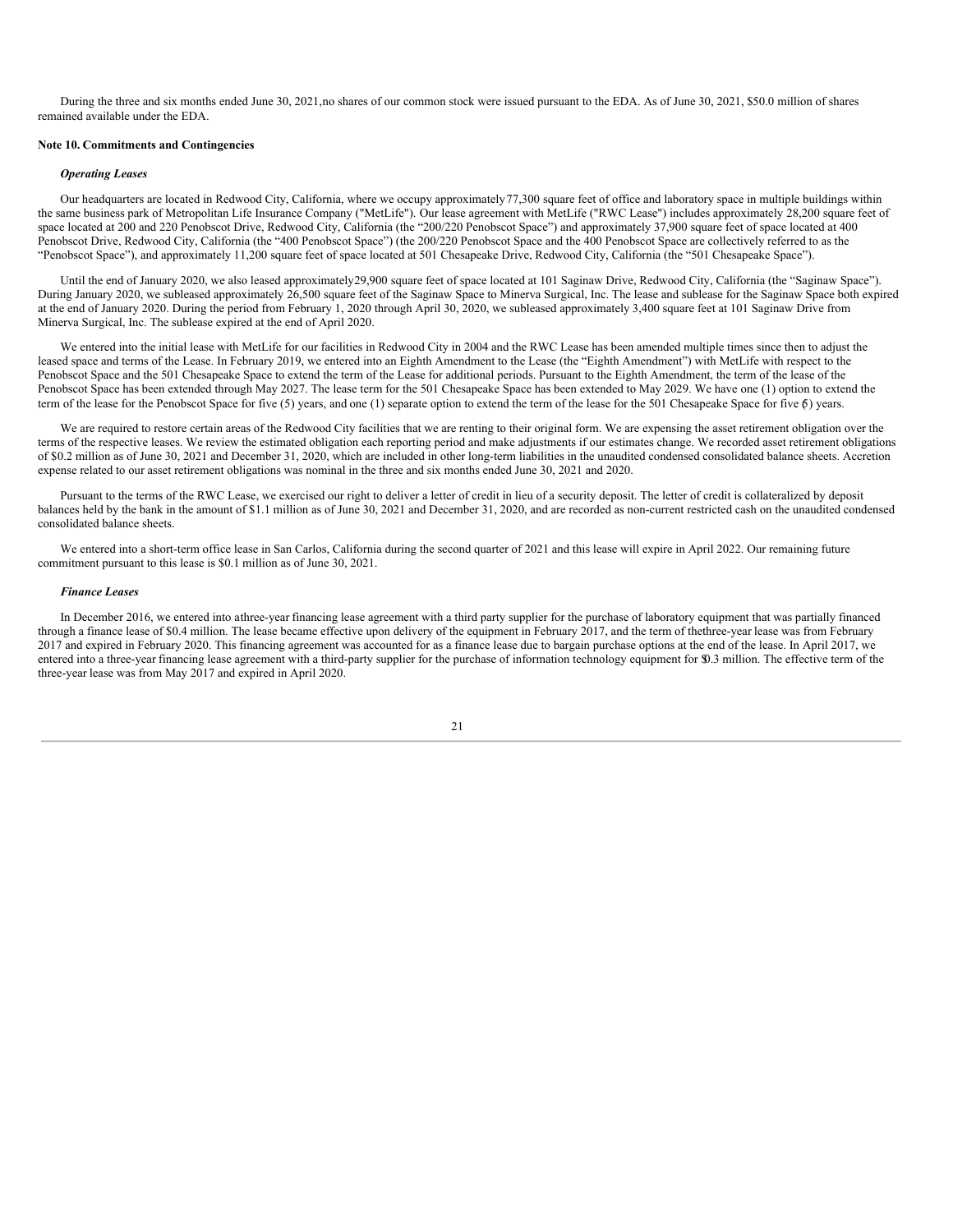During the three and six months ended June 30, 2021,no shares of our common stock were issued pursuant to the EDA. As of June 30, 2021, $50.0 million of shares remained available under the EDA.

**Note 10. Commitments and Contingencies**

***Operating Leases***

Our headquarters are located in Redwood City, California, where we occupy approximately77,300 square feet of office and laboratory space in multiple buildings within the same business park of Metropolitan Life Insurance Company ("MetLife"). Our lease agreement with MetLife ("RWC Lease") includes approximately 28,200 square feet of space located at 200 and 220 Penobscot Drive, Redwood City, California (the "200/220 Penobscot Space") and approximately 37,900 square feet of space located at 400 Penobscot Drive, Redwood City, California (the "400 Penobscot Space") (the 200/220 Penobscot Space and the 400 Penobscot Space are collectively referred to as the "Penobscot Space"), and approximately 11,200 square feet of space located at 501 Chesapeake Drive, Redwood City, California (the "501 Chesapeake Space").

Until the end of January 2020, we also leased approximately29,900 square feet of space located at 101 Saginaw Drive, Redwood City, California (the "Saginaw Space"). During January 2020, we subleased approximately 26,500 square feet of the Saginaw Space to Minerva Surgical, Inc. The lease and sublease for the Saginaw Space both expired at the end of January 2020. During the period from February 1, 2020 through April 30, 2020, we subleased approximately 3,400 square feet at 101 Saginaw Drive from Minerva Surgical, Inc. The sublease expired at the end of April 2020.

We entered into the initial lease with MetLife for our facilities in Redwood City in 2004 and the RWC Lease has been amended multiple times since then to adjust the leased space and terms of the Lease. In February 2019, we entered into an Eighth Amendment to the Lease (the "Eighth Amendment") with MetLife with respect to the Penobscot Space and the 501 Chesapeake Space to extend the term of the Lease for additional periods. Pursuant to the Eighth Amendment, the term of the lease of the Penobscot Space has been extended through May 2027. The lease term for the 501 Chesapeake Space has been extended to May 2029. We have one (1) option to extend the term of the lease for the Penobscot Space for five (5) years, and one (1) separate option to extend the term of the lease for the 501 Chesapeake Space for five (5) years.

We are required to restore certain areas of the Redwood City facilities that we are renting to their original form. We are expensing the asset retirement obligation over the terms of the respective leases. We review the estimated obligation each reporting period and make adjustments if our estimates change. We recorded asset retirement obligations of $0.2 million as of June 30, 2021 and December 31, 2020, which are included in other long-term liabilities in the unaudited condensed consolidated balance sheets. Accretion expense related to our asset retirement obligations was nominal in the three and six months ended June 30, 2021 and 2020.

Pursuant to the terms of the RWC Lease, we exercised our right to deliver a letter of credit in lieu of a security deposit. The letter of credit is collateralized by deposit balances held by the bank in the amount of $1.1 million as of June 30, 2021 and December 31, 2020, and are recorded as non-current restricted cash on the unaudited condensed consolidated balance sheets.

We entered into a short-term office lease in San Carlos, California during the second quarter of 2021 and this lease will expire in April 2022. Our remaining future commitment pursuant to this lease is $0.1 million as of June 30, 2021.

***Finance Leases***

In December 2016, we entered into athree-year financing lease agreement with a third party supplier for the purchase of laboratory equipment that was partially financed through a finance lease of $0.4 million. The lease became effective upon delivery of the equipment in February 2017, and the term of thethree-year lease was from February 2017 and expired in February 2020. This financing agreement was accounted for as a finance lease due to bargain purchase options at the end of the lease. In April 2017, we entered into a three-year financing lease agreement with a third-party supplier for the purchase of information technology equipment for $0.3 million. The effective term of the three-year lease was from May 2017 and expired in April 2020.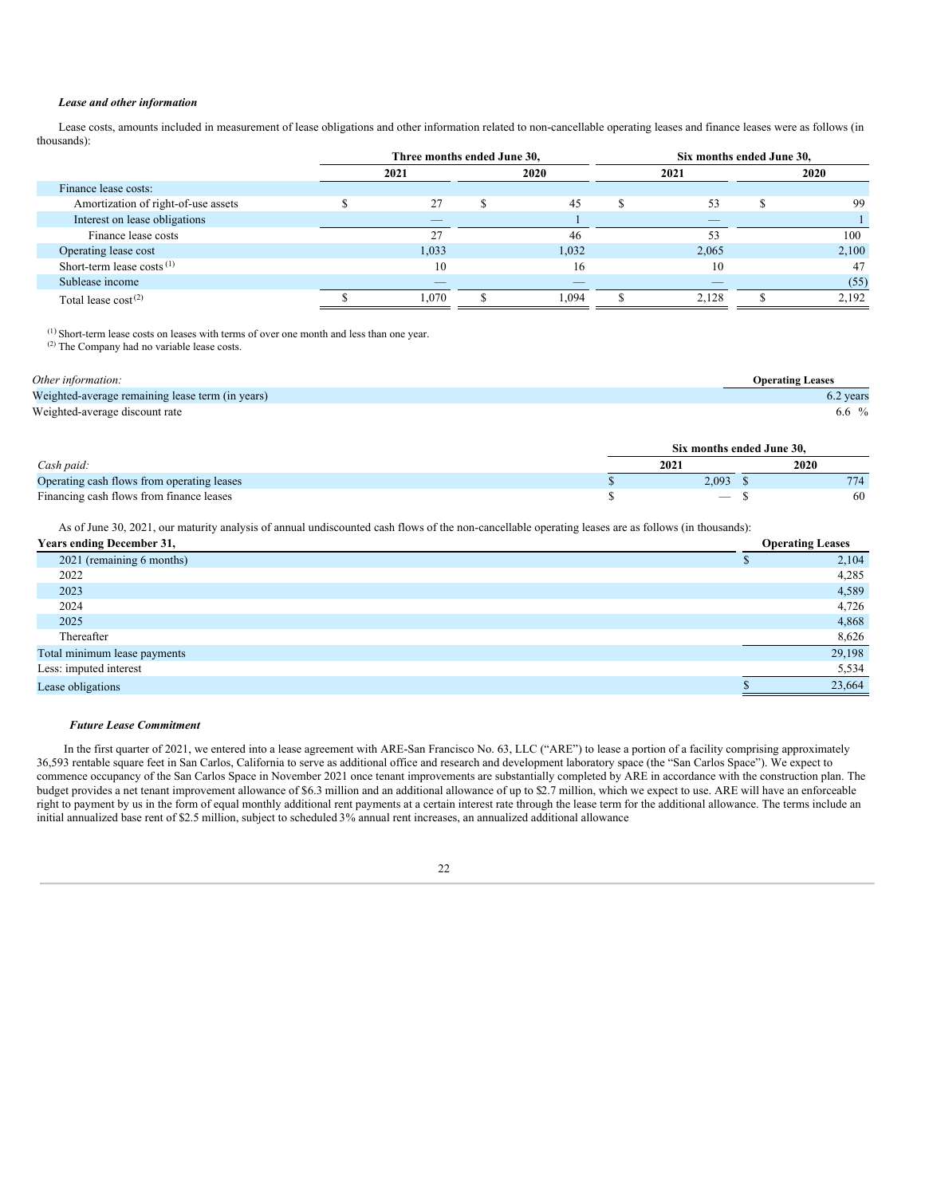***Lease and other information***

Lease costs, amounts included in measurement of lease obligations and other information related to non-cancellable operating leases and finance leases were as follows (in thousands):

| | Three months ended June 30, | | Six months ended June 30, | |
|---|---|---|---|---|
| | 2021 | 2020 | 2021 | 2020 |
| Finance lease costs: | | | | |
| Amortization of right-of-use assets | $ 27 | $ 45 | $ 53 | $ 99 |
| Interest on lease obligations | — | 1 | — | 1 |
| Finance lease costs | 27 | 46 | 53 | 100 |
| Operating lease cost | 1,033 | 1,032 | 2,065 | 2,100 |
| Short-term lease costs [(1)] | 10 | 16 | 10 | 47 |
| Sublease income | — | — | — | (55) |
| Total lease cost [(2)] | $ 1,070 | $ 1,094 | $ 2,128 | $ 2,192 |

[(1)] Short-term lease costs on leases with terms of over one month and less than one year.
[(2)] The Company had no variable lease costs.

| *Other information:* | Operating Leases |
|---|---|
| Weighted-average remaining lease term (in years) | 6.2 years |
| Weighted-average discount rate | 6.6 % |

| | Six months ended June 30, | |
|---|---|---|
| *Cash paid:* | 2021 | 2020 |
| Operating cash flows from operating leases | $ 2,093 | $ 774 |
| Financing cash flows from finance leases | $ — | $ 60 |

As of June 30, 2021, our maturity analysis of annual undiscounted cash flows of the non-cancellable operating leases are as follows (in thousands):

| Years ending December 31, | Operating Leases |
|---|---|
| 2021 (remaining 6 months) | $ 2,104 |
| 2022 | 4,285 |
| 2023 | 4,589 |
| 2024 | 4,726 |
| 2025 | 4,868 |
| Thereafter | 8,626 |
| Total minimum lease payments | 29,198 |
| Less: imputed interest | 5,534 |
| Lease obligations | $ 23,664 |

***Future Lease Commitment***

In the first quarter of 2021, we entered into a lease agreement with ARE-San Francisco No. 63, LLC ("ARE") to lease a portion of a facility comprising approximately 36,593 rentable square feet in San Carlos, California to serve as additional office and research and development laboratory space (the "San Carlos Space"). We expect to commence occupancy of the San Carlos Space in November 2021 once tenant improvements are substantially completed by ARE in accordance with the construction plan. The budget provides a net tenant improvement allowance of $6.3 million and an additional allowance of up to $2.7 million, which we expect to use. ARE will have an enforceable right to payment by us in the form of equal monthly additional rent payments at a certain interest rate through the lease term for the additional allowance. The terms include an initial annualized base rent of $2.5 million, subject to scheduled 3% annual rent increases, an annualized additional allowance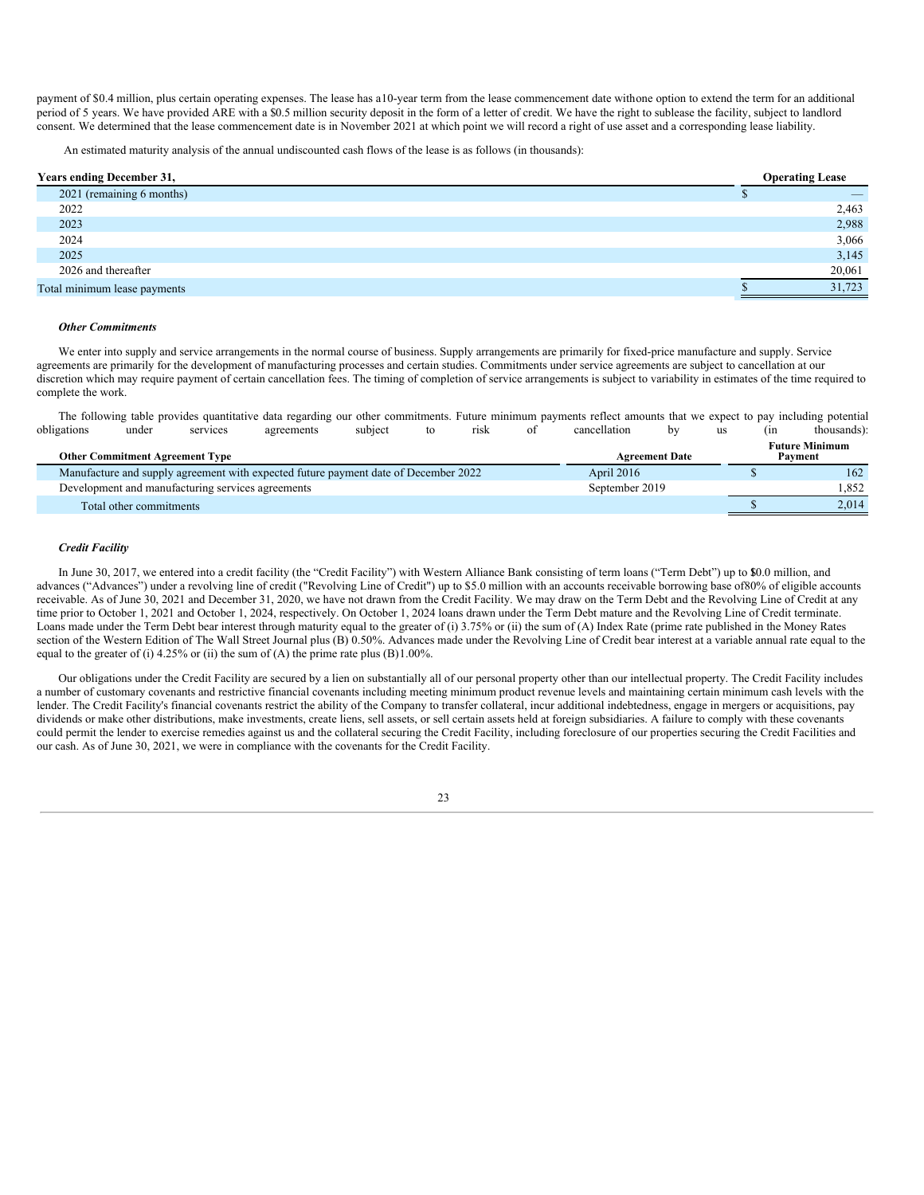payment of $0.4 million, plus certain operating expenses. The lease has a10-year term from the lease commencement date withone option to extend the term for an additional period of 5 years. We have provided ARE with a $0.5 million security deposit in the form of a letter of credit. We have the right to sublease the facility, subject to landlord consent. We determined that the lease commencement date is in November 2021 at which point we will record a right of use asset and a corresponding lease liability.

An estimated maturity analysis of the annual undiscounted cash flows of the lease is as follows (in thousands):

| Years ending December 31, | Operating Lease |
|---|---|
| 2021 (remaining 6 months) | $ — |
| 2022 | 2,463 |
| 2023 | 2,988 |
| 2024 | 3,066 |
| 2025 | 3,145 |
| 2026 and thereafter | 20,061 |
| Total minimum lease payments | $ 31,723 |

***Other Commitments***

We enter into supply and service arrangements in the normal course of business. Supply arrangements are primarily for fixed-price manufacture and supply. Service agreements are primarily for the development of manufacturing processes and certain studies. Commitments under service agreements are subject to cancellation at our discretion which may require payment of certain cancellation fees. The timing of completion of service arrangements is subject to variability in estimates of the time required to complete the work.

The following table provides quantitative data regarding our other commitments. Future minimum payments reflect amounts that we expect to pay including potential obligations under services agreements subject to risk of cancellation by us (in thousands):

| Other Commitment Agreement Type | Agreement Date | Future Minimum Payment |
|---|---|---|
| Manufacture and supply agreement with expected future payment date of December 2022 | April 2016 | $ 162 |
| Development and manufacturing services agreements | September 2019 | 1,852 |
| Total other commitments | | $ 2,014 |

***Credit Facility***

In June 30, 2017, we entered into a credit facility (the "Credit Facility") with Western Alliance Bank consisting of term loans ("Term Debt") up to $10.0 million, and advances ("Advances") under a revolving line of credit ("Revolving Line of Credit") up to $5.0 million with an accounts receivable borrowing base of80% of eligible accounts receivable. As of June 30, 2021 and December 31, 2020, we have not drawn from the Credit Facility. We may draw on the Term Debt and the Revolving Line of Credit at any time prior to October 1, 2021 and October 1, 2024, respectively. On October 1, 2024 loans drawn under the Term Debt mature and the Revolving Line of Credit terminate. Loans made under the Term Debt bear interest through maturity equal to the greater of (i) 3.75% or (ii) the sum of (A) Index Rate (prime rate published in the Money Rates section of the Western Edition of The Wall Street Journal plus (B) 0.50%. Advances made under the Revolving Line of Credit bear interest at a variable annual rate equal to the equal to the greater of (i) 4.25% or (ii) the sum of (A) the prime rate plus (B)1.00%.

Our obligations under the Credit Facility are secured by a lien on substantially all of our personal property other than our intellectual property. The Credit Facility includes a number of customary covenants and restrictive financial covenants including meeting minimum product revenue levels and maintaining certain minimum cash levels with the lender. The Credit Facility's financial covenants restrict the ability of the Company to transfer collateral, incur additional indebtedness, engage in mergers or acquisitions, pay dividends or make other distributions, make investments, create liens, sell assets, or sell certain assets held at foreign subsidiaries. A failure to comply with these covenants could permit the lender to exercise remedies against us and the collateral securing the Credit Facility, including foreclosure of our properties securing the Credit Facilities and our cash. As of June 30, 2021, we were in compliance with the covenants for the Credit Facility.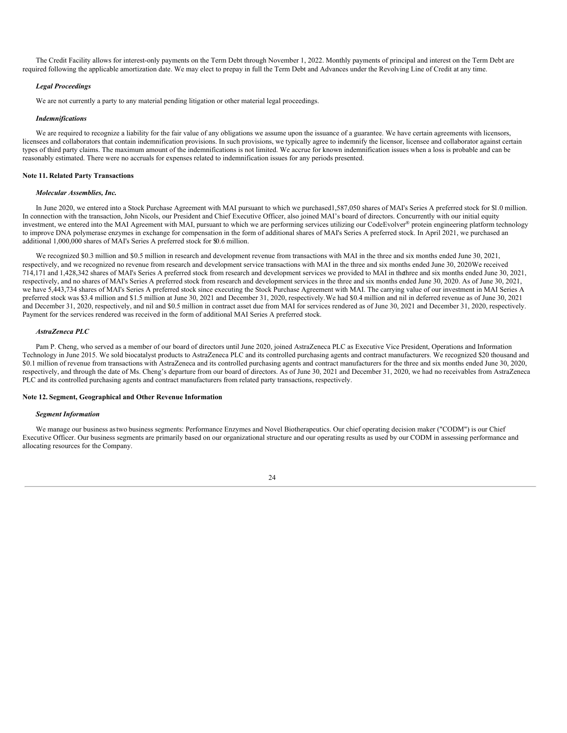The Credit Facility allows for interest-only payments on the Term Debt through November 1, 2022. Monthly payments of principal and interest on the Term Debt are required following the applicable amortization date. We may elect to prepay in full the Term Debt and Advances under the Revolving Line of Credit at any time.

***Legal Proceedings***

We are not currently a party to any material pending litigation or other material legal proceedings.

***Indemnifications***

We are required to recognize a liability for the fair value of any obligations we assume upon the issuance of a guarantee. We have certain agreements with licensors, licensees and collaborators that contain indemnification provisions. In such provisions, we typically agree to indemnify the licensor, licensee and collaborator against certain types of third party claims. The maximum amount of the indemnifications is not limited. We accrue for known indemnification issues when a loss is probable and can be reasonably estimated. There were no accruals for expenses related to indemnification issues for any periods presented.

**Note 11. Related Party Transactions**

***Molecular Assemblies, Inc.***

In June 2020, we entered into a Stock Purchase Agreement with MAI pursuant to which we purchased1,587,050 shares of MAI's Series A preferred stock for $1.0 million. In connection with the transaction, John Nicols, our President and Chief Executive Officer, also joined MAI's board of directors. Concurrently with our initial equity investment, we entered into the MAI Agreement with MAI, pursuant to which we are performing services utilizing our CodeEvolver® protein engineering platform technology to improve DNA polymerase enzymes in exchange for compensation in the form of additional shares of MAI's Series A preferred stock. In April 2021, we purchased an additional 1,000,000 shares of MAI's Series A preferred stock for $0.6 million.

We recognized $0.3 million and $0.5 million in research and development revenue from transactions with MAI in the three and six months ended June 30, 2021, respectively, and we recognized no revenue from research and development service transactions with MAI in the three and six months ended June 30, 2020We received 714,171 and 1,428,342 shares of MAI's Series A preferred stock from research and development services we provided to MAI in thethree and six months ended June 30, 2021, respectively, and no shares of MAI's Series A preferred stock from research and development services in the three and six months ended June 30, 2020. As of June 30, 2021, we have 5,443,734 shares of MAI's Series A preferred stock since executing the Stock Purchase Agreement with MAI. The carrying value of our investment in MAI Series A preferred stock was $3.4 million and $1.5 million at June 30, 2021 and December 31, 2020, respectively.We had $0.4 million and nil in deferred revenue as of June 30, 2021 and December 31, 2020, respectively, and nil and $0.5 million in contract asset due from MAI for services rendered as of June 30, 2021 and December 31, 2020, respectively. Payment for the services rendered was received in the form of additional MAI Series A preferred stock.

***AstraZeneca PLC***

Pam P. Cheng, who served as a member of our board of directors until June 2020, joined AstraZeneca PLC as Executive Vice President, Operations and Information Technology in June 2015. We sold biocatalyst products to AstraZeneca PLC and its controlled purchasing agents and contract manufacturers. We recognized $20 thousand and $0.1 million of revenue from transactions with AstraZeneca and its controlled purchasing agents and contract manufacturers for the three and six months ended June 30, 2020, respectively, and through the date of Ms. Cheng's departure from our board of directors. As of June 30, 2021 and December 31, 2020, we had no receivables from AstraZeneca PLC and its controlled purchasing agents and contract manufacturers from related party transactions, respectively.

**Note 12. Segment, Geographical and Other Revenue Information**

***Segment Information***

We manage our business astwo business segments: Performance Enzymes and Novel Biotherapeutics. Our chief operating decision maker ("CODM") is our Chief Executive Officer. Our business segments are primarily based on our organizational structure and our operating results as used by our CODM in assessing performance and allocating resources for the Company.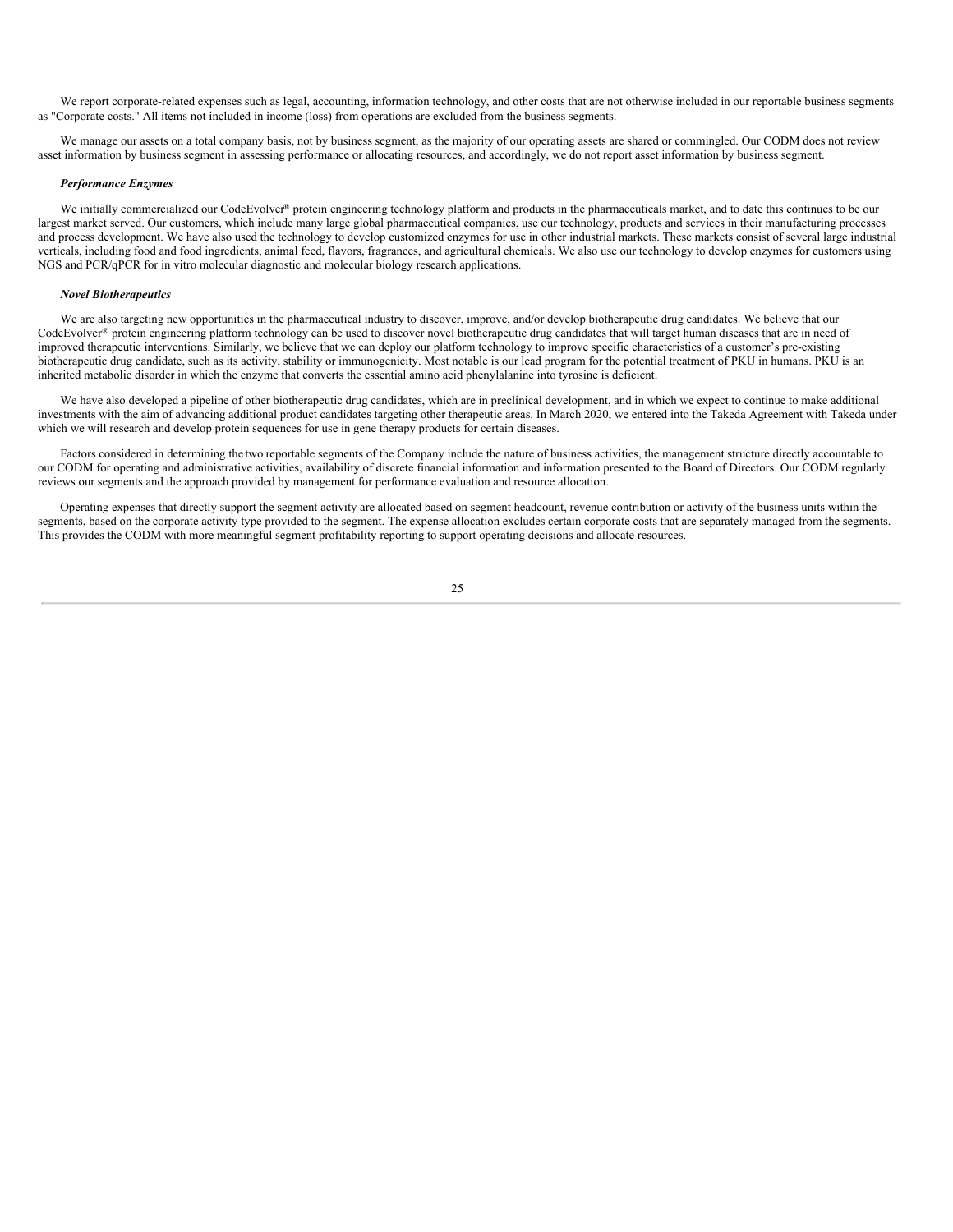We report corporate-related expenses such as legal, accounting, information technology, and other costs that are not otherwise included in our reportable business segments as "Corporate costs." All items not included in income (loss) from operations are excluded from the business segments.

We manage our assets on a total company basis, not by business segment, as the majority of our operating assets are shared or commingled. Our CODM does not review asset information by business segment in assessing performance or allocating resources, and accordingly, we do not report asset information by business segment.

***Performance Enzymes***

We initially commercialized our CodeEvolver® protein engineering technology platform and products in the pharmaceuticals market, and to date this continues to be our largest market served. Our customers, which include many large global pharmaceutical companies, use our technology, products and services in their manufacturing processes and process development. We have also used the technology to develop customized enzymes for use in other industrial markets. These markets consist of several large industrial verticals, including food and food ingredients, animal feed, flavors, fragrances, and agricultural chemicals. We also use our technology to develop enzymes for customers using NGS and PCR/qPCR for in vitro molecular diagnostic and molecular biology research applications.

***Novel Biotherapeutics***

We are also targeting new opportunities in the pharmaceutical industry to discover, improve, and/or develop biotherapeutic drug candidates. We believe that our CodeEvolver® protein engineering platform technology can be used to discover novel biotherapeutic drug candidates that will target human diseases that are in need of improved therapeutic interventions. Similarly, we believe that we can deploy our platform technology to improve specific characteristics of a customer's pre-existing biotherapeutic drug candidate, such as its activity, stability or immunogenicity. Most notable is our lead program for the potential treatment of PKU in humans. PKU is an inherited metabolic disorder in which the enzyme that converts the essential amino acid phenylalanine into tyrosine is deficient.

We have also developed a pipeline of other biotherapeutic drug candidates, which are in preclinical development, and in which we expect to continue to make additional investments with the aim of advancing additional product candidates targeting other therapeutic areas. In March 2020, we entered into the Takeda Agreement with Takeda under which we will research and develop protein sequences for use in gene therapy products for certain diseases.

Factors considered in determining the two reportable segments of the Company include the nature of business activities, the management structure directly accountable to our CODM for operating and administrative activities, availability of discrete financial information and information presented to the Board of Directors. Our CODM regularly reviews our segments and the approach provided by management for performance evaluation and resource allocation.

Operating expenses that directly support the segment activity are allocated based on segment headcount, revenue contribution or activity of the business units within the segments, based on the corporate activity type provided to the segment. The expense allocation excludes certain corporate costs that are separately managed from the segments. This provides the CODM with more meaningful segment profitability reporting to support operating decisions and allocate resources.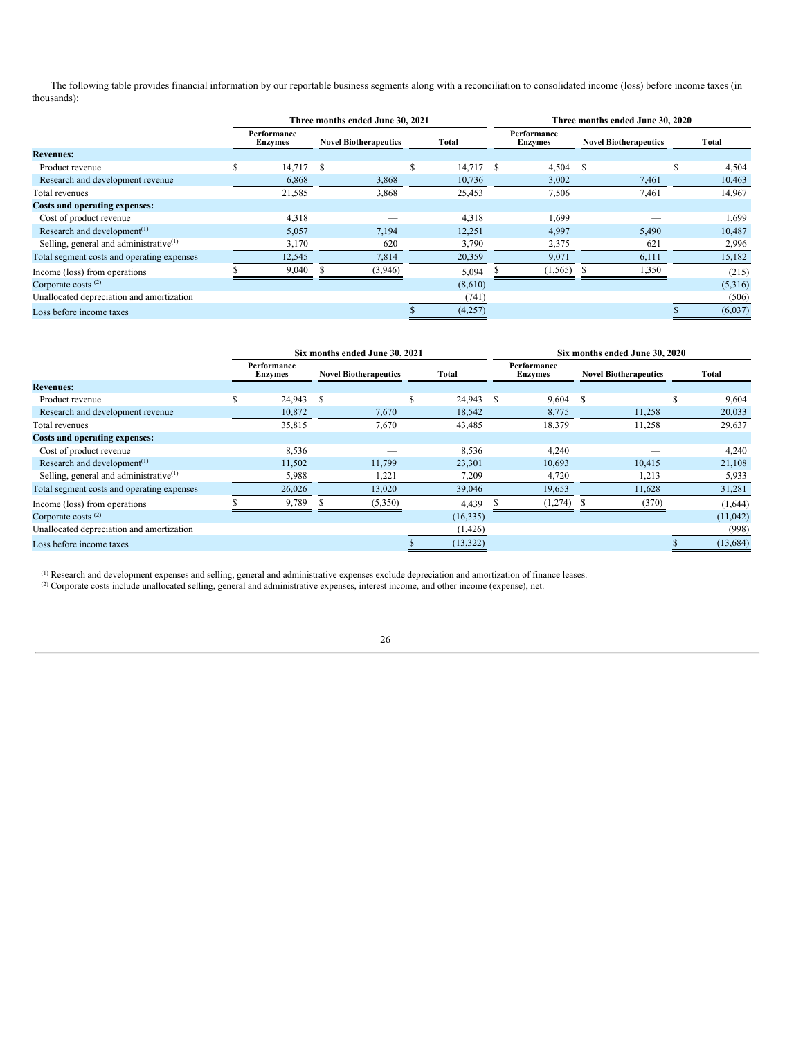The following table provides financial information by our reportable business segments along with a reconciliation to consolidated income (loss) before income taxes (in thousands):

| | Three months ended June 30, 2021 | | | Three months ended June 30, 2020 | | |
|---|---|---|---|---|---|---|
| | Performance Enzymes | Novel Biotherapeutics | Total | Performance Enzymes | Novel Biotherapeutics | Total |
| **Revenues:** | | | | | | |
| Product revenue | $ 14,717 | $ — | $ 14,717 | $ 4,504 | $ — | $ 4,504 |
| Research and development revenue | 6,868 | 3,868 | 10,736 | 3,002 | 7,461 | 10,463 |
| Total revenues | 21,585 | 3,868 | 25,453 | 7,506 | 7,461 | 14,967 |
| **Costs and operating expenses:** | | | | | | |
| Cost of product revenue | 4,318 | — | 4,318 | 1,699 | — | 1,699 |
| Research and development[(1)] | 5,057 | 7,194 | 12,251 | 4,997 | 5,490 | 10,487 |
| Selling, general and administrative[(1)] | 3,170 | 620 | 3,790 | 2,375 | 621 | 2,996 |
| Total segment costs and operating expenses | 12,545 | 7,814 | 20,359 | 9,071 | 6,111 | 15,182 |
| Income (loss) from operations | $ 9,040 | $ (3,946) | 5,094 | $ (1,565) | $ 1,350 | (215) |
| Corporate costs [(2)] | | | (8,610) | | | (5,316) |
| Unallocated depreciation and amortization | | | (741) | | | (506) |
| Loss before income taxes | | | $ (4,257) | | | $ (6,037) |

| | Six months ended June 30, 2021 | | | Six months ended June 30, 2020 | | |
|---|---|---|---|---|---|---|
| | Performance Enzymes | Novel Biotherapeutics | Total | Performance Enzymes | Novel Biotherapeutics | Total |
| **Revenues:** | | | | | | |
| Product revenue | $ 24,943 | $ — | $ 24,943 | $ 9,604 | $ — | $ 9,604 |
| Research and development revenue | 10,872 | 7,670 | 18,542 | 8,775 | 11,258 | 20,033 |
| Total revenues | 35,815 | 7,670 | 43,485 | 18,379 | 11,258 | 29,637 |
| **Costs and operating expenses:** | | | | | | |
| Cost of product revenue | 8,536 | — | 8,536 | 4,240 | — | 4,240 |
| Research and development[(1)] | 11,502 | 11,799 | 23,301 | 10,693 | 10,415 | 21,108 |
| Selling, general and administrative[(1)] | 5,988 | 1,221 | 7,209 | 4,720 | 1,213 | 5,933 |
| Total segment costs and operating expenses | 26,026 | 13,020 | 39,046 | 19,653 | 11,628 | 31,281 |
| Income (loss) from operations | $ 9,789 | $ (5,350) | 4,439 | $ (1,274) | $ (370) | (1,644) |
| Corporate costs [(2)] | | | (16,335) | | | (11,042) |
| Unallocated depreciation and amortization | | | (1,426) | | | (998) |
| Loss before income taxes | | | $ (13,322) | | | $ (13,684) |

[(1)] Research and development expenses and selling, general and administrative expenses exclude depreciation and amortization of finance leases.

[(2)] Corporate costs include unallocated selling, general and administrative expenses, interest income, and other income (expense), net.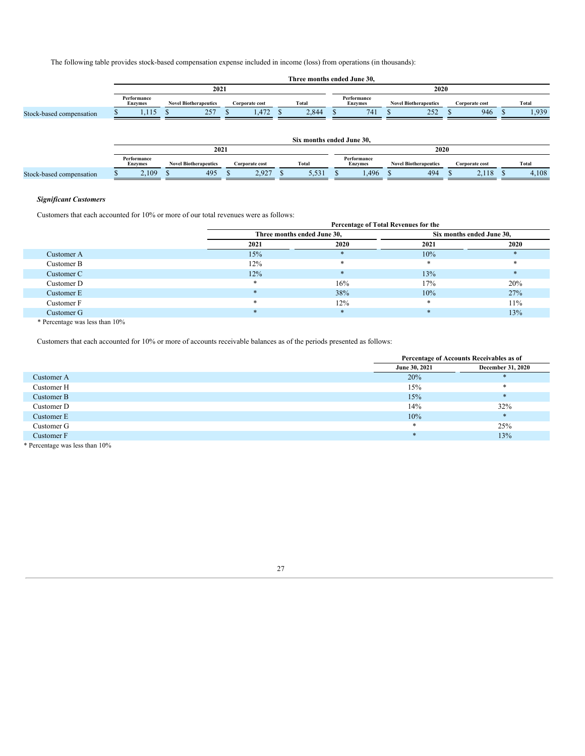The following table provides stock-based compensation expense included in income (loss) from operations (in thousands):

| | Three months ended June 30, | | | | | | | |
|---|---|---|---|---|---|---|---|---|
| | 2021 | | | | 2020 | | | |
| | Performance Enzymes | Novel Biotherapeutics | Corporate cost | Total | Performance Enzymes | Novel Biotherapeutics | Corporate cost | Total |
| Stock-based compensation | $ 1,115 | $ 257 | $ 1,472 | $ 2,844 | $ 741 | $ 252 | $ 946 | $ 1,939 |

| | Six months ended June 30, | | | | | | | |
|---|---|---|---|---|---|---|---|---|
| | 2021 | | | | 2020 | | | |
| | Performance Enzymes | Novel Biotherapeutics | Corporate cost | Total | Performance Enzymes | Novel Biotherapeutics | Corporate cost | Total |
| Stock-based compensation | $ 2,109 | $ 495 | $ 2,927 | $ 5,531 | $ 1,496 | $ 494 | $ 2,118 | $ 4,108 |

### *Significant Customers*

Customers that each accounted for 10% or more of our total revenues were as follows:

| | Percentage of Total Revenues for the | | | |
|---|---|---|---|---|
| | Three months ended June 30, | | Six months ended June 30, | |
| | 2021 | 2020 | 2021 | 2020 |
| Customer A | 15% | * | 10% | * |
| Customer B | 12% | * | * | * |
| Customer C | 12% | * | 13% | * |
| Customer D | * | 16% | 17% | 20% |
| Customer E | * | 38% | 10% | 27% |
| Customer F | * | 12% | * | 11% |
| Customer G | * | * | * | 13% |

\* Percentage was less than 10%

Customers that each accounted for 10% or more of accounts receivable balances as of the periods presented as follows:

| | Percentage of Accounts Receivables as of | |
|---|---|---|
| | June 30, 2021 | December 31, 2020 |
| Customer A | 20% | * |
| Customer H | 15% | * |
| Customer B | 15% | * |
| Customer D | 14% | 32% |
| Customer E | 10% | * |
| Customer G | * | 25% |
| Customer F | * | 13% |

\* Percentage was less than 10%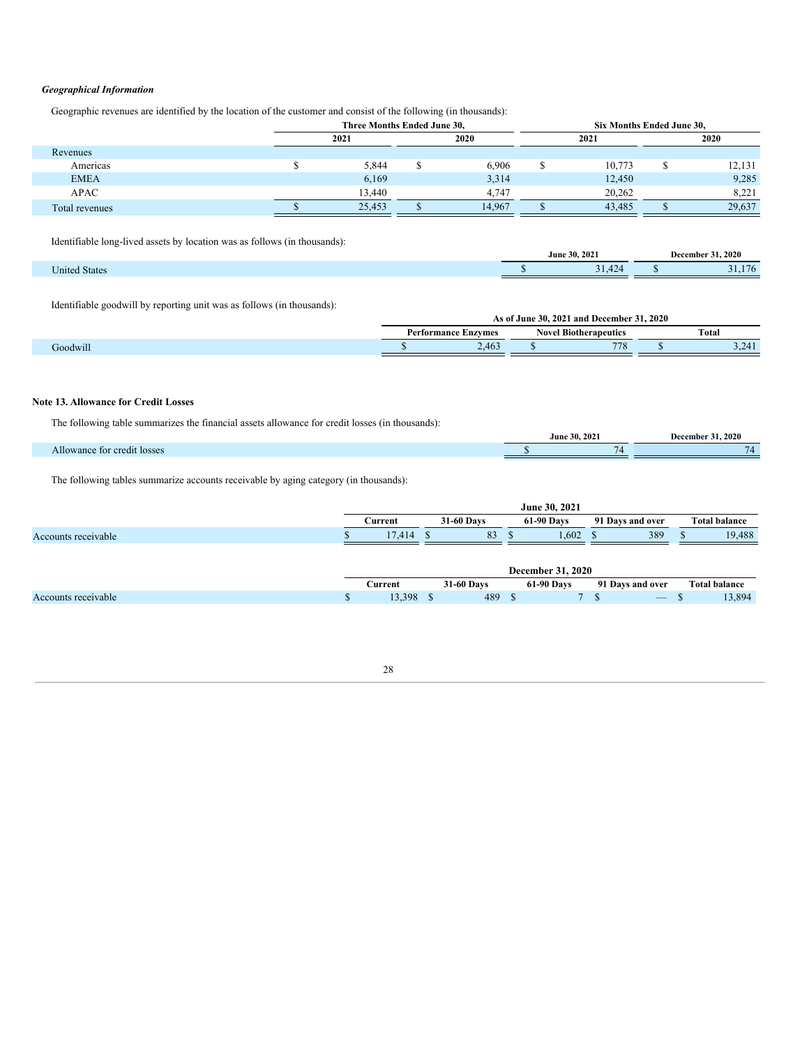***Geographical Information***

Geographic revenues are identified by the location of the customer and consist of the following (in thousands):

| | Three Months Ended June 30, | | Six Months Ended June 30, | |
|---|---|---|---|---|
| | 2021 | 2020 | 2021 | 2020 |
| Revenues | | | | |
| Americas | $ 5,844 | $ 6,906 | $ 10,773 | $ 12,131 |
| EMEA | 6,169 | 3,314 | 12,450 | 9,285 |
| APAC | 13,440 | 4,747 | 20,262 | 8,221 |
| Total revenues | $ 25,453 | $ 14,967 | $ 43,485 | $ 29,637 |

Identifiable long-lived assets by location was as follows (in thousands):

| | June 30, 2021 | December 31, 2020 |
|---|---|---|
| United States | $ 31,424 | $ 31,176 |

Identifiable goodwill by reporting unit was as follows (in thousands):

| | As of June 30, 2021 and December 31, 2020 | | |
|---|---|---|---|
| | Performance Enzymes | Novel Biotherapeutics | Total |
| Goodwill | $ 2,463 | $ 778 | $ 3,241 |

**Note 13. Allowance for Credit Losses**

The following table summarizes the financial assets allowance for credit losses (in thousands):

| | June 30, 2021 | December 31, 2020 |
|---|---|---|
| Allowance for credit losses | $ 74 | 74 |

The following tables summarize accounts receivable by aging category (in thousands):

| | June 30, 2021 | | | | |
|---|---|---|---|---|---|
| | Current | 31-60 Days | 61-90 Days | 91 Days and over | Total balance |
| Accounts receivable | $ 17,414 | $ 83 | $ 1,602 | $ 389 | $ 19,488 |

| | December 31, 2020 | | | | |
|---|---|---|---|---|---|
| | Current | 31-60 Days | 61-90 Days | 91 Days and over | Total balance |
| Accounts receivable | $ 13,398 | $ 489 | $ 7 | $ — | $ 13,894 |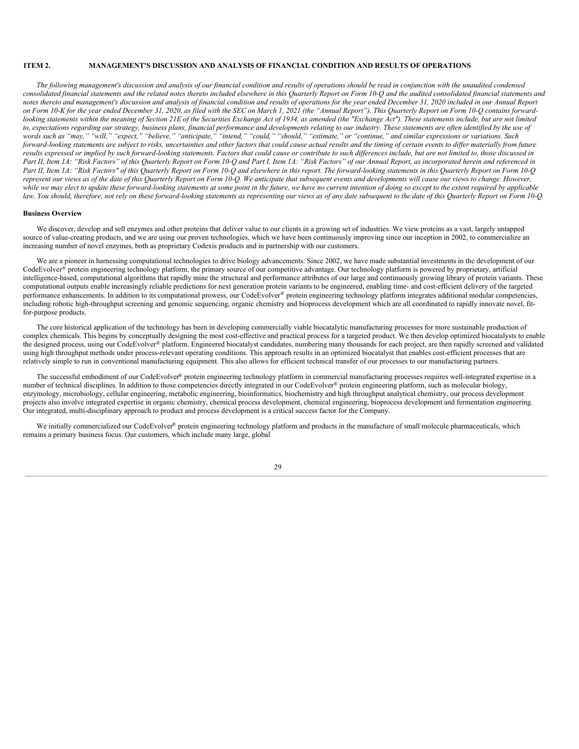## ITEM 2. MANAGEMENT'S DISCUSSION AND ANALYSIS OF FINANCIAL CONDITION AND RESULTS OF OPERATIONS

*The following management's discussion and analysis of our financial condition and results of operations should be read in conjunction with the unaudited condensed consolidated financial statements and the related notes thereto included elsewhere in this Quarterly Report on Form 10-Q and the audited consolidated financial statements and notes thereto and management's discussion and analysis of financial condition and results of operations for the year ended December 31, 2020 included in our Annual Report on Form 10-K for the year ended December 31, 2020, as filed with the SEC on March 1, 2021 (the "Annual Report"). This Quarterly Report on Form 10-Q contains forward-looking statements within the meaning of Section 21E of the Securities Exchange Act of 1934, as amended (the "Exchange Act"). These statements include, but are not limited to, expectations regarding our strategy, business plans, financial performance and developments relating to our industry. These statements are often identified by the use of words such as "may," "will," "expect," "believe," "anticipate," "intend," "could," "should," "estimate," or "continue," and similar expressions or variations. Such forward-looking statements are subject to risks, uncertainties and other factors that could cause actual results and the timing of certain events to differ materially from future results expressed or implied by such forward-looking statements. Factors that could cause or contribute to such differences include, but are not limited to, those discussed in Part II, Item 1A: "Risk Factors" of this Quarterly Report on Form 10-Q and Part I, Item 1A: "Risk Factors" of our Annual Report, as incorporated herein and referenced in Part II, Item 1A: "Risk Factors" of this Quarterly Report on Form 10-Q and elsewhere in this report. The forward-looking statements in this Quarterly Report on Form 10-Q represent our views as of the date of this Quarterly Report on Form 10-Q. We anticipate that subsequent events and developments will cause our views to change. However, while we may elect to update these forward-looking statements at some point in the future, we have no current intention of doing so except to the extent required by applicable law. You should, therefore, not rely on these forward-looking statements as representing our views as of any date subsequent to the date of this Quarterly Report on Form 10-Q.*

### Business Overview

We discover, develop and sell enzymes and other proteins that deliver value to our clients in a growing set of industries. We view proteins as a vast, largely untapped source of value-creating products, and we are using our proven technologies, which we have been continuously improving since our inception in 2002, to commercialize an increasing number of novel enzymes, both as proprietary Codexis products and in partnership with our customers.

We are a pioneer in harnessing computational technologies to drive biology advancements. Since 2002, we have made substantial investments in the development of our CodeEvolver® protein engineering technology platform, the primary source of our competitive advantage. Our technology platform is powered by proprietary, artificial intelligence-based, computational algorithms that rapidly mine the structural and performance attributes of our large and continuously growing library of protein variants. These computational outputs enable increasingly reliable predictions for next generation protein variants to be engineered, enabling time- and cost-efficient delivery of the targeted performance enhancements. In addition to its computational prowess, our CodeEvolver® protein engineering technology platform integrates additional modular competencies, including robotic high-throughput screening and genomic sequencing, organic chemistry and bioprocess development which are all coordinated to rapidly innovate novel, fit-for-purpose products.

The core historical application of the technology has been in developing commercially viable biocatalytic manufacturing processes for more sustainable production of complex chemicals. This begins by conceptually designing the most cost-effective and practical process for a targeted product. We then develop optimized biocatalysts to enable the designed process, using our CodeEvolver® platform. Engineered biocatalyst candidates, numbering many thousands for each project, are then rapidly screened and validated using high throughput methods under process-relevant operating conditions. This approach results in an optimized biocatalyst that enables cost-efficient processes that are relatively simple to run in conventional manufacturing equipment. This also allows for efficient technical transfer of our processes to our manufacturing partners.

The successful embodiment of our CodeEvolver® protein engineering technology platform in commercial manufacturing processes requires well-integrated expertise in a number of technical disciplines. In addition to those competencies directly integrated in our CodeEvolver® protein engineering platform, such as molecular biology, enzymology, microbiology, cellular engineering, metabolic engineering, bioinformatics, biochemistry and high throughput analytical chemistry, our process development projects also involve integrated expertise in organic chemistry, chemical process development, chemical engineering, bioprocess development and fermentation engineering. Our integrated, multi-disciplinary approach to product and process development is a critical success factor for the Company.

We initially commercialized our CodeEvolver® protein engineering technology platform and products in the manufacture of small molecule pharmaceuticals, which remains a primary business focus. Our customers, which include many large, global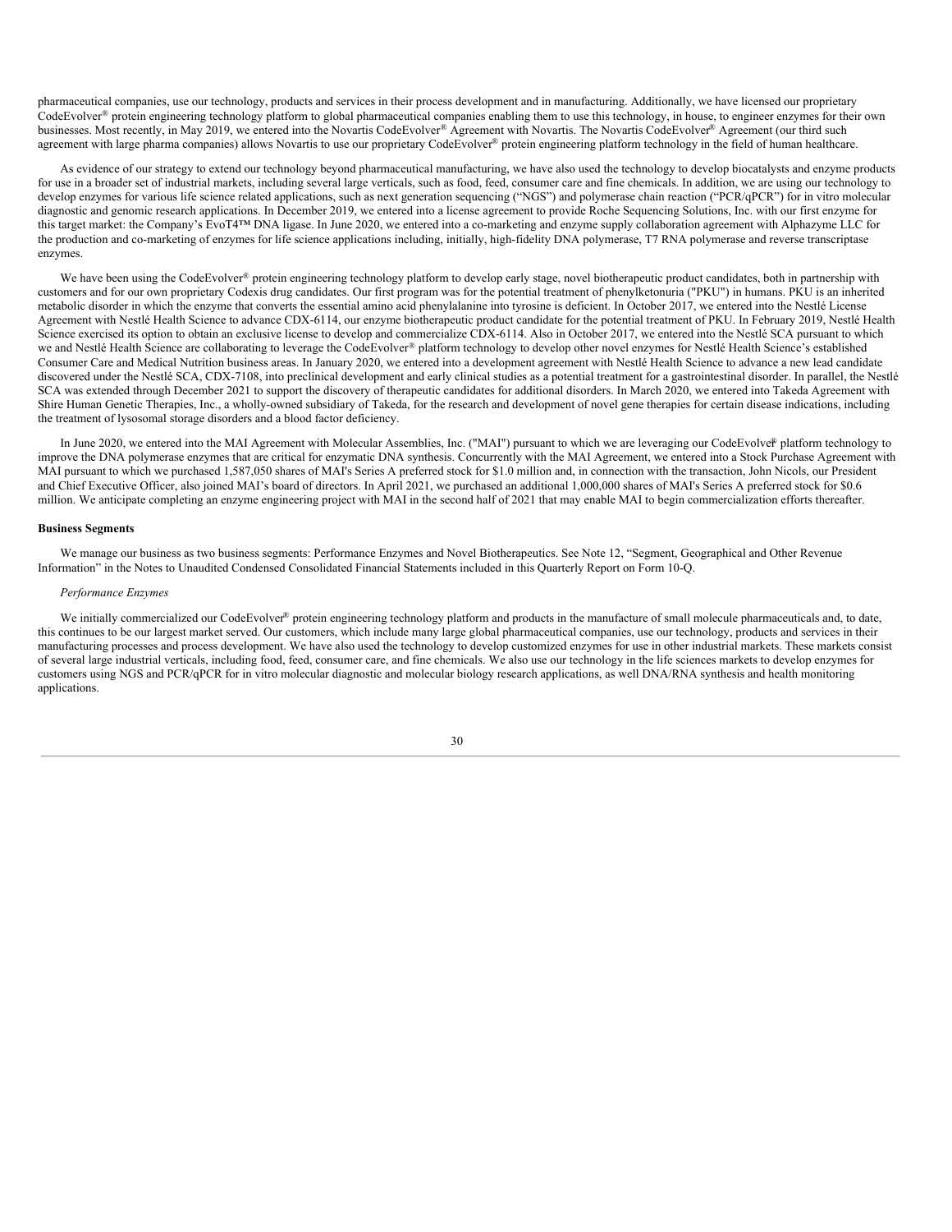pharmaceutical companies, use our technology, products and services in their process development and in manufacturing. Additionally, we have licensed our proprietary CodeEvolver® protein engineering technology platform to global pharmaceutical companies enabling them to use this technology, in house, to engineer enzymes for their own businesses. Most recently, in May 2019, we entered into the Novartis CodeEvolver® Agreement with Novartis. The Novartis CodeEvolver® Agreement (our third such agreement with large pharma companies) allows Novartis to use our proprietary CodeEvolver® protein engineering platform technology in the field of human healthcare.

As evidence of our strategy to extend our technology beyond pharmaceutical manufacturing, we have also used the technology to develop biocatalysts and enzyme products for use in a broader set of industrial markets, including several large verticals, such as food, feed, consumer care and fine chemicals. In addition, we are using our technology to develop enzymes for various life science related applications, such as next generation sequencing ("NGS") and polymerase chain reaction ("PCR/qPCR") for in vitro molecular diagnostic and genomic research applications. In December 2019, we entered into a license agreement to provide Roche Sequencing Solutions, Inc. with our first enzyme for this target market: the Company's EvoT4™ DNA ligase. In June 2020, we entered into a co-marketing and enzyme supply collaboration agreement with Alphazyme LLC for the production and co-marketing of enzymes for life science applications including, initially, high-fidelity DNA polymerase, T7 RNA polymerase and reverse transcriptase enzymes.

We have been using the CodeEvolver® protein engineering technology platform to develop early stage, novel biotherapeutic product candidates, both in partnership with customers and for our own proprietary Codexis drug candidates. Our first program was for the potential treatment of phenylketonuria ("PKU") in humans. PKU is an inherited metabolic disorder in which the enzyme that converts the essential amino acid phenylalanine into tyrosine is deficient. In October 2017, we entered into the Nestlé License Agreement with Nestlé Health Science to advance CDX-6114, our enzyme biotherapeutic product candidate for the potential treatment of PKU. In February 2019, Nestlé Health Science exercised its option to obtain an exclusive license to develop and commercialize CDX-6114. Also in October 2017, we entered into the Nestlé SCA pursuant to which we and Nestlé Health Science are collaborating to leverage the CodeEvolver® platform technology to develop other novel enzymes for Nestlé Health Science's established Consumer Care and Medical Nutrition business areas. In January 2020, we entered into a development agreement with Nestlé Health Science to advance a new lead candidate discovered under the Nestlé SCA, CDX-7108, into preclinical development and early clinical studies as a potential treatment for a gastrointestinal disorder. In parallel, the Nestlé SCA was extended through December 2021 to support the discovery of therapeutic candidates for additional disorders. In March 2020, we entered into Takeda Agreement with Shire Human Genetic Therapies, Inc., a wholly-owned subsidiary of Takeda, for the research and development of novel gene therapies for certain disease indications, including the treatment of lysosomal storage disorders and a blood factor deficiency.

In June 2020, we entered into the MAI Agreement with Molecular Assemblies, Inc. ("MAI") pursuant to which we are leveraging our CodeEvolver® platform technology to improve the DNA polymerase enzymes that are critical for enzymatic DNA synthesis. Concurrently with the MAI Agreement, we entered into a Stock Purchase Agreement with MAI pursuant to which we purchased 1,587,050 shares of MAI's Series A preferred stock for $1.0 million and, in connection with the transaction, John Nicols, our President and Chief Executive Officer, also joined MAI's board of directors. In April 2021, we purchased an additional 1,000,000 shares of MAI's Series A preferred stock for $0.6 million. We anticipate completing an enzyme engineering project with MAI in the second half of 2021 that may enable MAI to begin commercialization efforts thereafter.

**Business Segments**

We manage our business as two business segments: Performance Enzymes and Novel Biotherapeutics. See Note 12, "Segment, Geographical and Other Revenue Information" in the Notes to Unaudited Condensed Consolidated Financial Statements included in this Quarterly Report on Form 10-Q.

*Performance Enzymes*

We initially commercialized our CodeEvolver® protein engineering technology platform and products in the manufacture of small molecule pharmaceuticals and, to date, this continues to be our largest market served. Our customers, which include many large global pharmaceutical companies, use our technology, products and services in their manufacturing processes and process development. We have also used the technology to develop customized enzymes for use in other industrial markets. These markets consist of several large industrial verticals, including food, feed, consumer care, and fine chemicals. We also use our technology in the life sciences markets to develop enzymes for customers using NGS and PCR/qPCR for in vitro molecular diagnostic and molecular biology research applications, as well DNA/RNA synthesis and health monitoring applications.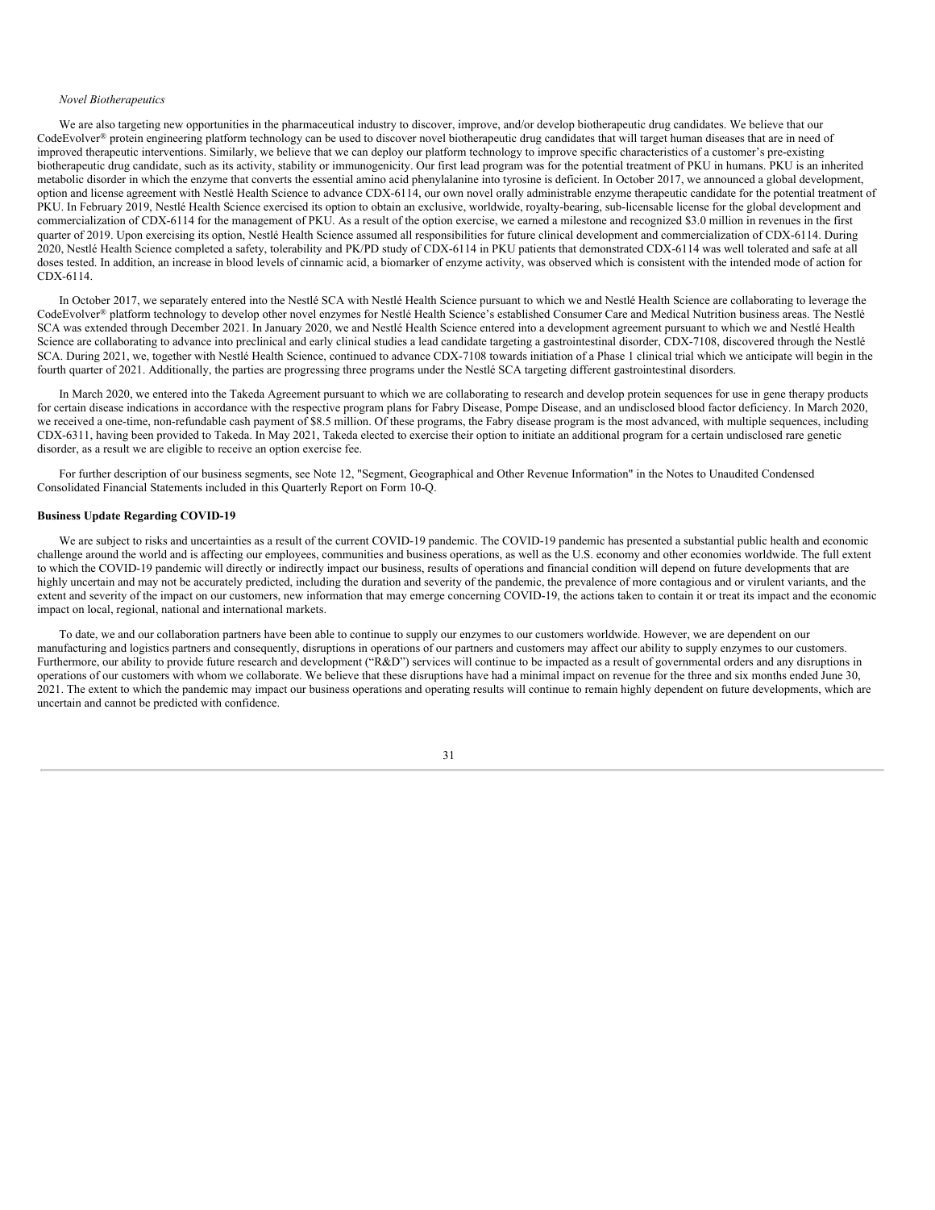*Novel Biotherapeutics*

We are also targeting new opportunities in the pharmaceutical industry to discover, improve, and/or develop biotherapeutic drug candidates. We believe that our CodeEvolver® protein engineering platform technology can be used to discover novel biotherapeutic drug candidates that will target human diseases that are in need of improved therapeutic interventions. Similarly, we believe that we can deploy our platform technology to improve specific characteristics of a customer's pre-existing biotherapeutic drug candidate, such as its activity, stability or immunogenicity. Our first lead program was for the potential treatment of PKU in humans. PKU is an inherited metabolic disorder in which the enzyme that converts the essential amino acid phenylalanine into tyrosine is deficient. In October 2017, we announced a global development, option and license agreement with Nestlé Health Science to advance CDX-6114, our own novel orally administrable enzyme therapeutic candidate for the potential treatment of PKU. In February 2019, Nestlé Health Science exercised its option to obtain an exclusive, worldwide, royalty-bearing, sub-licensable license for the global development and commercialization of CDX-6114 for the management of PKU. As a result of the option exercise, we earned a milestone and recognized $3.0 million in revenues in the first quarter of 2019. Upon exercising its option, Nestlé Health Science assumed all responsibilities for future clinical development and commercialization of CDX-6114. During 2020, Nestlé Health Science completed a safety, tolerability and PK/PD study of CDX-6114 in PKU patients that demonstrated CDX-6114 was well tolerated and safe at all doses tested. In addition, an increase in blood levels of cinnamic acid, a biomarker of enzyme activity, was observed which is consistent with the intended mode of action for CDX-6114.

In October 2017, we separately entered into the Nestlé SCA with Nestlé Health Science pursuant to which we and Nestlé Health Science are collaborating to leverage the CodeEvolver® platform technology to develop other novel enzymes for Nestlé Health Science's established Consumer Care and Medical Nutrition business areas. The Nestlé SCA was extended through December 2021. In January 2020, we and Nestlé Health Science entered into a development agreement pursuant to which we and Nestlé Health Science are collaborating to advance into preclinical and early clinical studies a lead candidate targeting a gastrointestinal disorder, CDX-7108, discovered through the Nestlé SCA. During 2021, we, together with Nestlé Health Science, continued to advance CDX-7108 towards initiation of a Phase 1 clinical trial which we anticipate will begin in the fourth quarter of 2021. Additionally, the parties are progressing three programs under the Nestlé SCA targeting different gastrointestinal disorders.

In March 2020, we entered into the Takeda Agreement pursuant to which we are collaborating to research and develop protein sequences for use in gene therapy products for certain disease indications in accordance with the respective program plans for Fabry Disease, Pompe Disease, and an undisclosed blood factor deficiency. In March 2020, we received a one-time, non-refundable cash payment of $8.5 million. Of these programs, the Fabry disease program is the most advanced, with multiple sequences, including CDX-6311, having been provided to Takeda. In May 2021, Takeda elected to exercise their option to initiate an additional program for a certain undisclosed rare genetic disorder, as a result we are eligible to receive an option exercise fee.

For further description of our business segments, see Note 12, "Segment, Geographical and Other Revenue Information" in the Notes to Unaudited Condensed Consolidated Financial Statements included in this Quarterly Report on Form 10-Q.

**Business Update Regarding COVID-19**

We are subject to risks and uncertainties as a result of the current COVID-19 pandemic. The COVID-19 pandemic has presented a substantial public health and economic challenge around the world and is affecting our employees, communities and business operations, as well as the U.S. economy and other economies worldwide. The full extent to which the COVID-19 pandemic will directly or indirectly impact our business, results of operations and financial condition will depend on future developments that are highly uncertain and may not be accurately predicted, including the duration and severity of the pandemic, the prevalence of more contagious and or virulent variants, and the extent and severity of the impact on our customers, new information that may emerge concerning COVID-19, the actions taken to contain it or treat its impact and the economic impact on local, regional, national and international markets.

To date, we and our collaboration partners have been able to continue to supply our enzymes to our customers worldwide. However, we are dependent on our manufacturing and logistics partners and consequently, disruptions in operations of our partners and customers may affect our ability to supply enzymes to our customers. Furthermore, our ability to provide future research and development ("R&D") services will continue to be impacted as a result of governmental orders and any disruptions in operations of our customers with whom we collaborate. We believe that these disruptions have had a minimal impact on revenue for the three and six months ended June 30, 2021. The extent to which the pandemic may impact our business operations and operating results will continue to remain highly dependent on future developments, which are uncertain and cannot be predicted with confidence.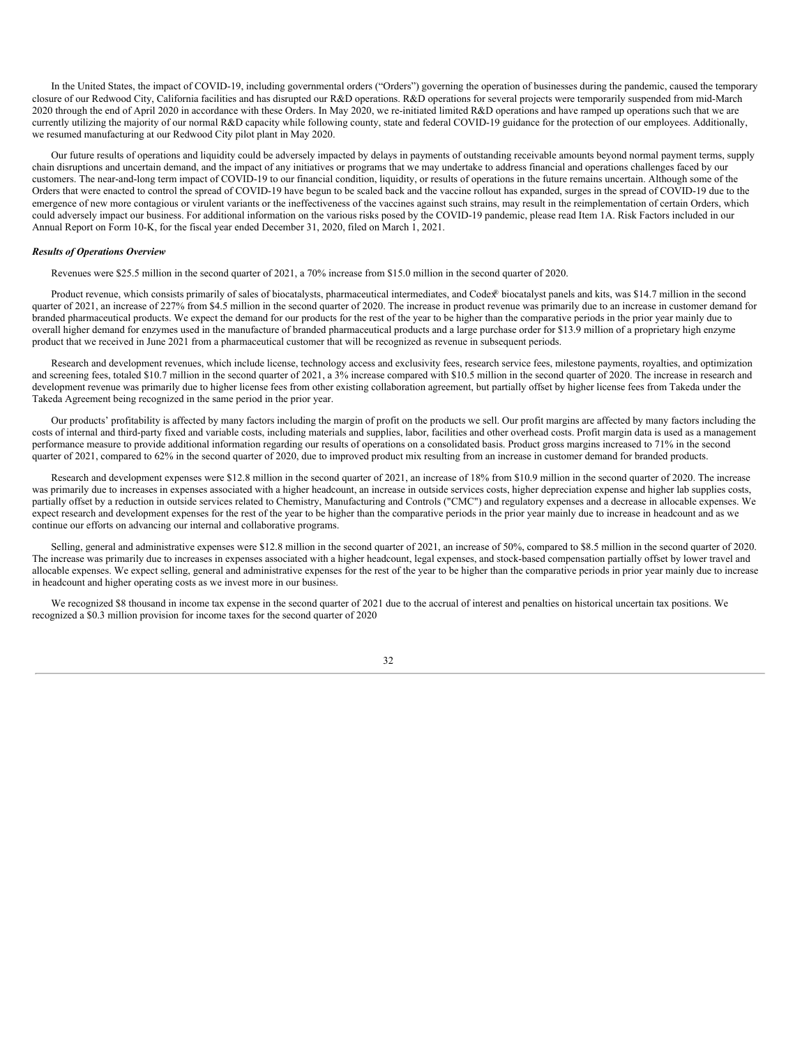In the United States, the impact of COVID-19, including governmental orders ("Orders") governing the operation of businesses during the pandemic, caused the temporary closure of our Redwood City, California facilities and has disrupted our R&D operations. R&D operations for several projects were temporarily suspended from mid-March 2020 through the end of April 2020 in accordance with these Orders. In May 2020, we re-initiated limited R&D operations and have ramped up operations such that we are currently utilizing the majority of our normal R&D capacity while following county, state and federal COVID-19 guidance for the protection of our employees. Additionally, we resumed manufacturing at our Redwood City pilot plant in May 2020.

Our future results of operations and liquidity could be adversely impacted by delays in payments of outstanding receivable amounts beyond normal payment terms, supply chain disruptions and uncertain demand, and the impact of any initiatives or programs that we may undertake to address financial and operations challenges faced by our customers. The near-and-long term impact of COVID-19 to our financial condition, liquidity, or results of operations in the future remains uncertain. Although some of the Orders that were enacted to control the spread of COVID-19 have begun to be scaled back and the vaccine rollout has expanded, surges in the spread of COVID-19 due to the emergence of new more contagious or virulent variants or the ineffectiveness of the vaccines against such strains, may result in the reimplementation of certain Orders, which could adversely impact our business. For additional information on the various risks posed by the COVID-19 pandemic, please read Item 1A. Risk Factors included in our Annual Report on Form 10-K, for the fiscal year ended December 31, 2020, filed on March 1, 2021.

***Results of Operations Overview***

Revenues were $25.5 million in the second quarter of 2021, a 70% increase from $15.0 million in the second quarter of 2020.

Product revenue, which consists primarily of sales of biocatalysts, pharmaceutical intermediates, and Codex® biocatalyst panels and kits, was $14.7 million in the second quarter of 2021, an increase of 227% from $4.5 million in the second quarter of 2020. The increase in product revenue was primarily due to an increase in customer demand for branded pharmaceutical products. We expect the demand for our products for the rest of the year to be higher than the comparative periods in the prior year mainly due to overall higher demand for enzymes used in the manufacture of branded pharmaceutical products and a large purchase order for $13.9 million of a proprietary high enzyme product that we received in June 2021 from a pharmaceutical customer that will be recognized as revenue in subsequent periods.

Research and development revenues, which include license, technology access and exclusivity fees, research service fees, milestone payments, royalties, and optimization and screening fees, totaled $10.7 million in the second quarter of 2021, a 3% increase compared with $10.5 million in the second quarter of 2020. The increase in research and development revenue was primarily due to higher license fees from other existing collaboration agreement, but partially offset by higher license fees from Takeda under the Takeda Agreement being recognized in the same period in the prior year.

Our products' profitability is affected by many factors including the margin of profit on the products we sell. Our profit margins are affected by many factors including the costs of internal and third-party fixed and variable costs, including materials and supplies, labor, facilities and other overhead costs. Profit margin data is used as a management performance measure to provide additional information regarding our results of operations on a consolidated basis. Product gross margins increased to 71% in the second quarter of 2021, compared to 62% in the second quarter of 2020, due to improved product mix resulting from an increase in customer demand for branded products.

Research and development expenses were $12.8 million in the second quarter of 2021, an increase of 18% from $10.9 million in the second quarter of 2020. The increase was primarily due to increases in expenses associated with a higher headcount, an increase in outside services costs, higher depreciation expense and higher lab supplies costs, partially offset by a reduction in outside services related to Chemistry, Manufacturing and Controls ("CMC") and regulatory expenses and a decrease in allocable expenses. We expect research and development expenses for the rest of the year to be higher than the comparative periods in the prior year mainly due to increase in headcount and as we continue our efforts on advancing our internal and collaborative programs.

Selling, general and administrative expenses were $12.8 million in the second quarter of 2021, an increase of 50%, compared to $8.5 million in the second quarter of 2020. The increase was primarily due to increases in expenses associated with a higher headcount, legal expenses, and stock-based compensation partially offset by lower travel and allocable expenses. We expect selling, general and administrative expenses for the rest of the year to be higher than the comparative periods in prior year mainly due to increase in headcount and higher operating costs as we invest more in our business.

We recognized $8 thousand in income tax expense in the second quarter of 2021 due to the accrual of interest and penalties on historical uncertain tax positions. We recognized a $0.3 million provision for income taxes for the second quarter of 2020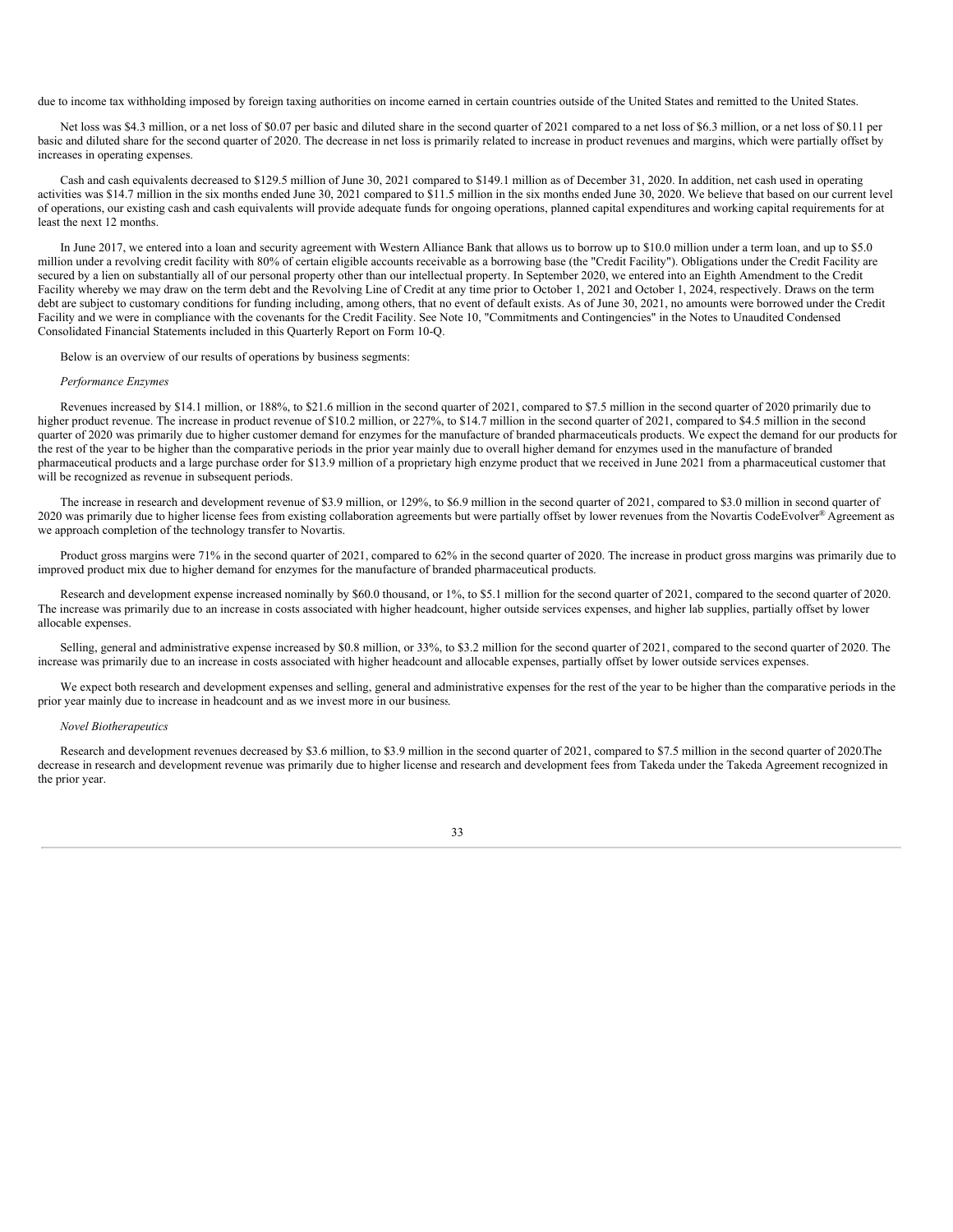due to income tax withholding imposed by foreign taxing authorities on income earned in certain countries outside of the United States and remitted to the United States.

Net loss was $4.3 million, or a net loss of $0.07 per basic and diluted share in the second quarter of 2021 compared to a net loss of $6.3 million, or a net loss of $0.11 per basic and diluted share for the second quarter of 2020. The decrease in net loss is primarily related to increase in product revenues and margins, which were partially offset by increases in operating expenses.

Cash and cash equivalents decreased to $129.5 million of June 30, 2021 compared to $149.1 million as of December 31, 2020. In addition, net cash used in operating activities was $14.7 million in the six months ended June 30, 2021 compared to $11.5 million in the six months ended June 30, 2020. We believe that based on our current level of operations, our existing cash and cash equivalents will provide adequate funds for ongoing operations, planned capital expenditures and working capital requirements for at least the next 12 months.

In June 2017, we entered into a loan and security agreement with Western Alliance Bank that allows us to borrow up to $10.0 million under a term loan, and up to $5.0 million under a revolving credit facility with 80% of certain eligible accounts receivable as a borrowing base (the "Credit Facility"). Obligations under the Credit Facility are secured by a lien on substantially all of our personal property other than our intellectual property. In September 2020, we entered into an Eighth Amendment to the Credit Facility whereby we may draw on the term debt and the Revolving Line of Credit at any time prior to October 1, 2021 and October 1, 2024, respectively. Draws on the term debt are subject to customary conditions for funding including, among others, that no event of default exists. As of June 30, 2021, no amounts were borrowed under the Credit Facility and we were in compliance with the covenants for the Credit Facility. See Note 10, "Commitments and Contingencies" in the Notes to Unaudited Condensed Consolidated Financial Statements included in this Quarterly Report on Form 10-Q.

Below is an overview of our results of operations by business segments:

*Performance Enzymes*

Revenues increased by $14.1 million, or 188%, to $21.6 million in the second quarter of 2021, compared to $7.5 million in the second quarter of 2020 primarily due to higher product revenue. The increase in product revenue of $10.2 million, or 227%, to $14.7 million in the second quarter of 2021, compared to $4.5 million in the second quarter of 2020 was primarily due to higher customer demand for enzymes for the manufacture of branded pharmaceuticals products. We expect the demand for our products for the rest of the year to be higher than the comparative periods in the prior year mainly due to overall higher demand for enzymes used in the manufacture of branded pharmaceutical products and a large purchase order for $13.9 million of a proprietary high enzyme product that we received in June 2021 from a pharmaceutical customer that will be recognized as revenue in subsequent periods.

The increase in research and development revenue of $3.9 million, or 129%, to $6.9 million in the second quarter of 2021, compared to $3.0 million in second quarter of 2020 was primarily due to higher license fees from existing collaboration agreements but were partially offset by lower revenues from the Novartis CodeEvolver® Agreement as we approach completion of the technology transfer to Novartis.

Product gross margins were 71% in the second quarter of 2021, compared to 62% in the second quarter of 2020. The increase in product gross margins was primarily due to improved product mix due to higher demand for enzymes for the manufacture of branded pharmaceutical products.

Research and development expense increased nominally by $60.0 thousand, or 1%, to $5.1 million for the second quarter of 2021, compared to the second quarter of 2020. The increase was primarily due to an increase in costs associated with higher headcount, higher outside services expenses, and higher lab supplies, partially offset by lower allocable expenses.

Selling, general and administrative expense increased by $0.8 million, or 33%, to $3.2 million for the second quarter of 2021, compared to the second quarter of 2020. The increase was primarily due to an increase in costs associated with higher headcount and allocable expenses, partially offset by lower outside services expenses.

We expect both research and development expenses and selling, general and administrative expenses for the rest of the year to be higher than the comparative periods in the prior year mainly due to increase in headcount and as we invest more in our business.

*Novel Biotherapeutics*

Research and development revenues decreased by $3.6 million, to $3.9 million in the second quarter of 2021, compared to $7.5 million in the second quarter of 2020.The decrease in research and development revenue was primarily due to higher license and research and development fees from Takeda under the Takeda Agreement recognized in the prior year.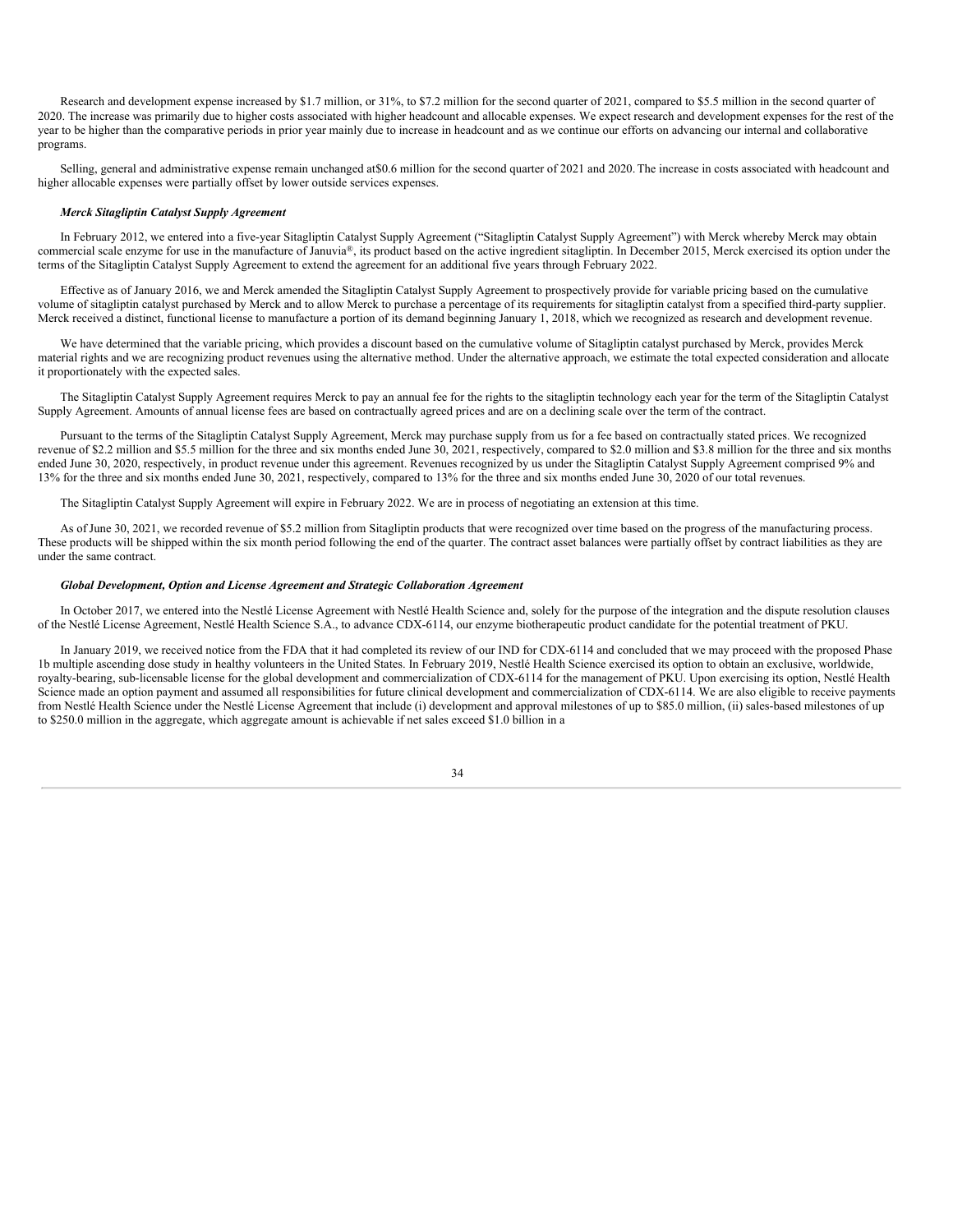Research and development expense increased by $1.7 million, or 31%, to $7.2 million for the second quarter of 2021, compared to $5.5 million in the second quarter of 2020. The increase was primarily due to higher costs associated with higher headcount and allocable expenses. We expect research and development expenses for the rest of the year to be higher than the comparative periods in prior year mainly due to increase in headcount and as we continue our efforts on advancing our internal and collaborative programs.

Selling, general and administrative expense remain unchanged at$0.6 million for the second quarter of 2021 and 2020. The increase in costs associated with headcount and higher allocable expenses were partially offset by lower outside services expenses.

***Merck Sitagliptin Catalyst Supply Agreement***

In February 2012, we entered into a five-year Sitagliptin Catalyst Supply Agreement ("Sitagliptin Catalyst Supply Agreement") with Merck whereby Merck may obtain commercial scale enzyme for use in the manufacture of Januvia®, its product based on the active ingredient sitagliptin. In December 2015, Merck exercised its option under the terms of the Sitagliptin Catalyst Supply Agreement to extend the agreement for an additional five years through February 2022.

Effective as of January 2016, we and Merck amended the Sitagliptin Catalyst Supply Agreement to prospectively provide for variable pricing based on the cumulative volume of sitagliptin catalyst purchased by Merck and to allow Merck to purchase a percentage of its requirements for sitagliptin catalyst from a specified third-party supplier. Merck received a distinct, functional license to manufacture a portion of its demand beginning January 1, 2018, which we recognized as research and development revenue.

We have determined that the variable pricing, which provides a discount based on the cumulative volume of Sitagliptin catalyst purchased by Merck, provides Merck material rights and we are recognizing product revenues using the alternative method. Under the alternative approach, we estimate the total expected consideration and allocate it proportionately with the expected sales.

The Sitagliptin Catalyst Supply Agreement requires Merck to pay an annual fee for the rights to the sitagliptin technology each year for the term of the Sitagliptin Catalyst Supply Agreement. Amounts of annual license fees are based on contractually agreed prices and are on a declining scale over the term of the contract.

Pursuant to the terms of the Sitagliptin Catalyst Supply Agreement, Merck may purchase supply from us for a fee based on contractually stated prices. We recognized revenue of $2.2 million and $5.5 million for the three and six months ended June 30, 2021, respectively, compared to $2.0 million and $3.8 million for the three and six months ended June 30, 2020, respectively, in product revenue under this agreement. Revenues recognized by us under the Sitagliptin Catalyst Supply Agreement comprised 9% and 13% for the three and six months ended June 30, 2021, respectively, compared to 13% for the three and six months ended June 30, 2020 of our total revenues.

The Sitagliptin Catalyst Supply Agreement will expire in February 2022. We are in process of negotiating an extension at this time.

As of June 30, 2021, we recorded revenue of $5.2 million from Sitagliptin products that were recognized over time based on the progress of the manufacturing process. These products will be shipped within the six month period following the end of the quarter. The contract asset balances were partially offset by contract liabilities as they are under the same contract.

***Global Development, Option and License Agreement and Strategic Collaboration Agreement***

In October 2017, we entered into the Nestlé License Agreement with Nestlé Health Science and, solely for the purpose of the integration and the dispute resolution clauses of the Nestlé License Agreement, Nestlé Health Science S.A., to advance CDX-6114, our enzyme biotherapeutic product candidate for the potential treatment of PKU.

In January 2019, we received notice from the FDA that it had completed its review of our IND for CDX-6114 and concluded that we may proceed with the proposed Phase 1b multiple ascending dose study in healthy volunteers in the United States. In February 2019, Nestlé Health Science exercised its option to obtain an exclusive, worldwide, royalty-bearing, sub-licensable license for the global development and commercialization of CDX-6114 for the management of PKU. Upon exercising its option, Nestlé Health Science made an option payment and assumed all responsibilities for future clinical development and commercialization of CDX-6114. We are also eligible to receive payments from Nestlé Health Science under the Nestlé License Agreement that include (i) development and approval milestones of up to $85.0 million, (ii) sales-based milestones of up to $250.0 million in the aggregate, which aggregate amount is achievable if net sales exceed $1.0 billion in a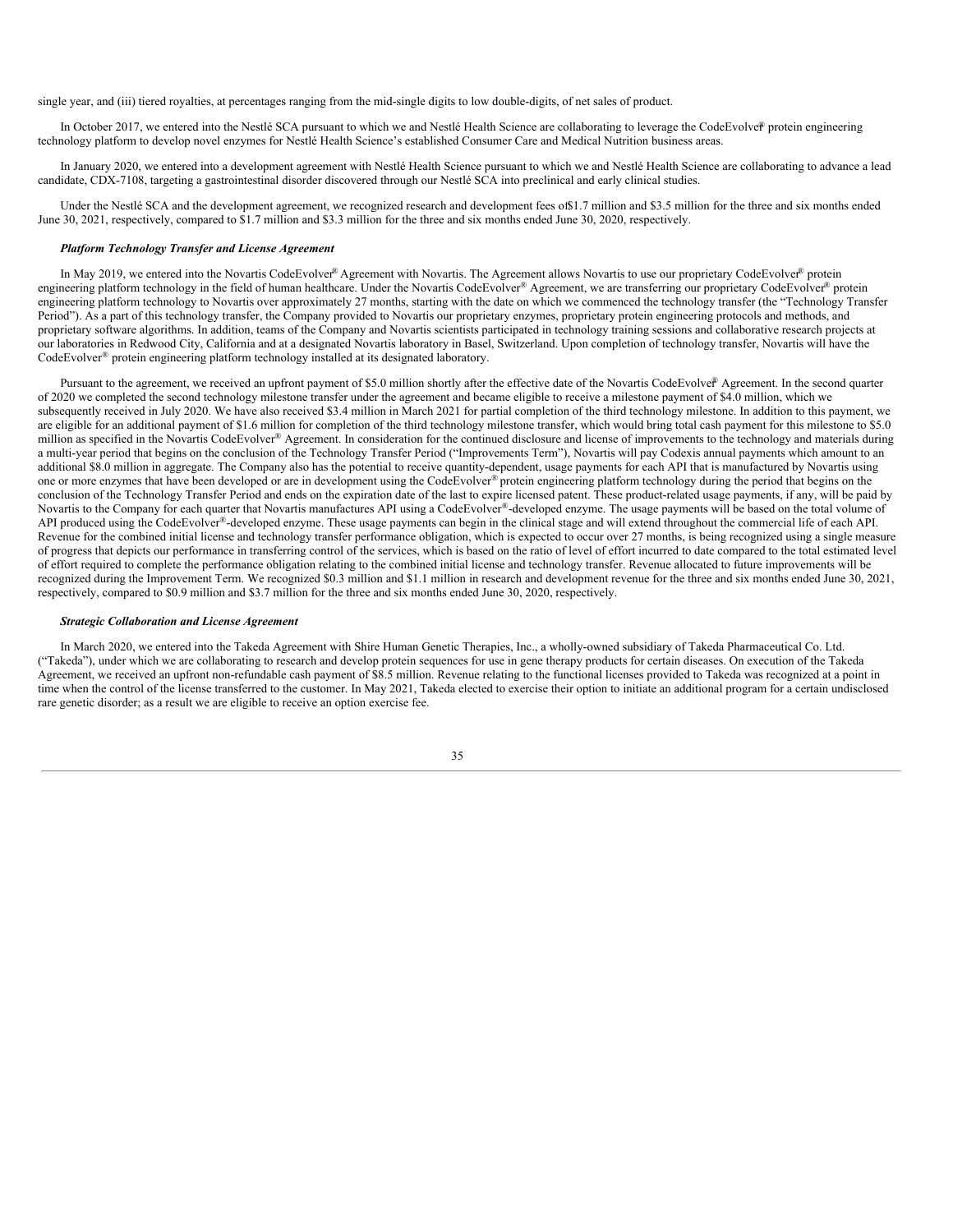single year, and (iii) tiered royalties, at percentages ranging from the mid-single digits to low double-digits, of net sales of product.

In October 2017, we entered into the Nestlé SCA pursuant to which we and Nestlé Health Science are collaborating to leverage the CodeEvolver® protein engineering technology platform to develop novel enzymes for Nestlé Health Science's established Consumer Care and Medical Nutrition business areas.

In January 2020, we entered into a development agreement with Nestlé Health Science pursuant to which we and Nestlé Health Science are collaborating to advance a lead candidate, CDX-7108, targeting a gastrointestinal disorder discovered through our Nestlé SCA into preclinical and early clinical studies.

Under the Nestlé SCA and the development agreement, we recognized research and development fees of $1.7 million and $3.5 million for the three and six months ended June 30, 2021, respectively, compared to $1.7 million and $3.3 million for the three and six months ended June 30, 2020, respectively.

***Platform Technology Transfer and License Agreement***

In May 2019, we entered into the Novartis CodeEvolver® Agreement with Novartis. The Agreement allows Novartis to use our proprietary CodeEvolver® protein engineering platform technology in the field of human healthcare. Under the Novartis CodeEvolver® Agreement, we are transferring our proprietary CodeEvolver® protein engineering platform technology to Novartis over approximately 27 months, starting with the date on which we commenced the technology transfer (the "Technology Transfer Period"). As a part of this technology transfer, the Company provided to Novartis our proprietary enzymes, proprietary protein engineering protocols and methods, and proprietary software algorithms. In addition, teams of the Company and Novartis scientists participated in technology training sessions and collaborative research projects at our laboratories in Redwood City, California and at a designated Novartis laboratory in Basel, Switzerland. Upon completion of technology transfer, Novartis will have the CodeEvolver® protein engineering platform technology installed at its designated laboratory.

Pursuant to the agreement, we received an upfront payment of $5.0 million shortly after the effective date of the Novartis CodeEvolver® Agreement. In the second quarter of 2020 we completed the second technology milestone transfer under the agreement and became eligible to receive a milestone payment of $4.0 million, which we subsequently received in July 2020. We have also received $3.4 million in March 2021 for partial completion of the third technology milestone. In addition to this payment, we are eligible for an additional payment of $1.6 million for completion of the third technology milestone transfer, which would bring total cash payment for this milestone to $5.0 million as specified in the Novartis CodeEvolver® Agreement. In consideration for the continued disclosure and license of improvements to the technology and materials during a multi-year period that begins on the conclusion of the Technology Transfer Period ("Improvements Term"), Novartis will pay Codexis annual payments which amount to an additional $8.0 million in aggregate. The Company also has the potential to receive quantity-dependent, usage payments for each API that is manufactured by Novartis using one or more enzymes that have been developed or are in development using the CodeEvolver® protein engineering platform technology during the period that begins on the conclusion of the Technology Transfer Period and ends on the expiration date of the last to expire licensed patent. These product-related usage payments, if any, will be paid by Novartis to the Company for each quarter that Novartis manufactures API using a CodeEvolver®-developed enzyme. The usage payments will be based on the total volume of API produced using the CodeEvolver®-developed enzyme. These usage payments can begin in the clinical stage and will extend throughout the commercial life of each API. Revenue for the combined initial license and technology transfer performance obligation, which is expected to occur over 27 months, is being recognized using a single measure of progress that depicts our performance in transferring control of the services, which is based on the ratio of level of effort incurred to date compared to the total estimated level of effort required to complete the performance obligation relating to the combined initial license and technology transfer. Revenue allocated to future improvements will be recognized during the Improvement Term. We recognized $0.3 million and $1.1 million in research and development revenue for the three and six months ended June 30, 2021, respectively, compared to $0.9 million and $3.7 million for the three and six months ended June 30, 2020, respectively.

***Strategic Collaboration and License Agreement***

In March 2020, we entered into the Takeda Agreement with Shire Human Genetic Therapies, Inc., a wholly-owned subsidiary of Takeda Pharmaceutical Co. Ltd. ("Takeda"), under which we are collaborating to research and develop protein sequences for use in gene therapy products for certain diseases. On execution of the Takeda Agreement, we received an upfront non-refundable cash payment of $8.5 million. Revenue relating to the functional licenses provided to Takeda was recognized at a point in time when the control of the license transferred to the customer. In May 2021, Takeda elected to exercise their option to initiate an additional program for a certain undisclosed rare genetic disorder; as a result we are eligible to receive an option exercise fee.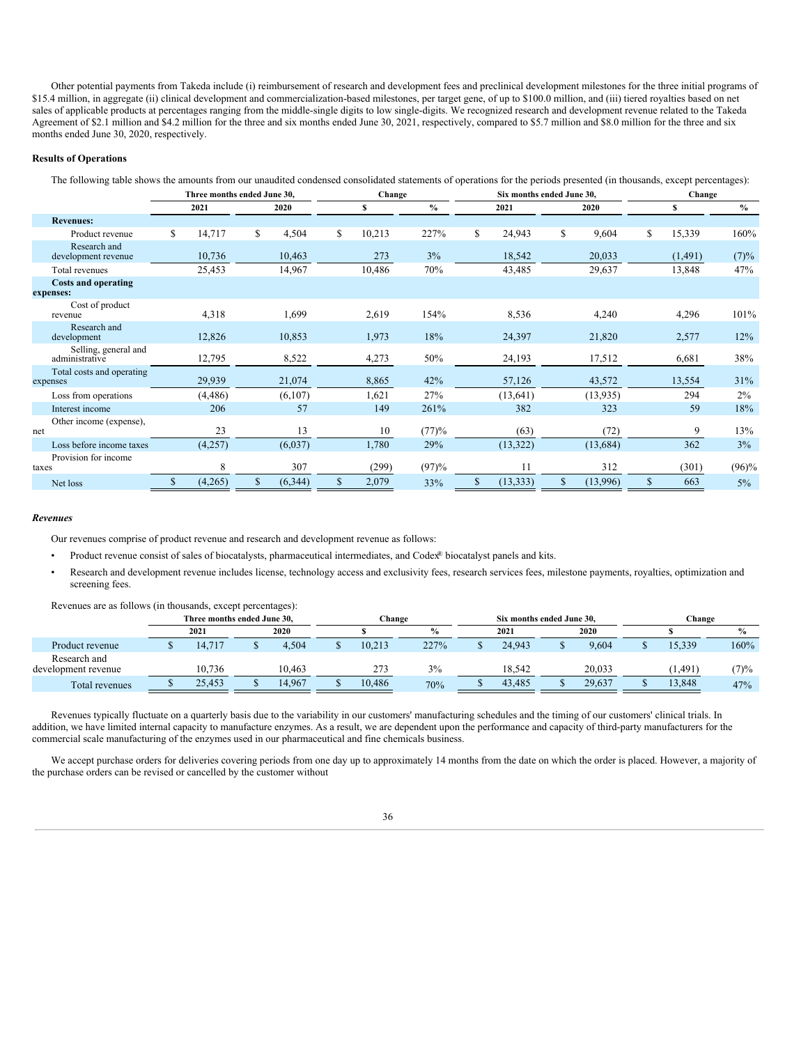Other potential payments from Takeda include (i) reimbursement of research and development fees and preclinical development milestones for the three initial programs of $15.4 million, in aggregate (ii) clinical development and commercialization-based milestones, per target gene, of up to $100.0 million, and (iii) tiered royalties based on net sales of applicable products at percentages ranging from the middle-single digits to low single-digits. We recognized research and development revenue related to the Takeda Agreement of $2.1 million and $4.2 million for the three and six months ended June 30, 2021, respectively, compared to $5.7 million and $8.0 million for the three and six months ended June 30, 2020, respectively.

**Results of Operations**

The following table shows the amounts from our unaudited condensed consolidated statements of operations for the periods presented (in thousands, except percentages):

| | Three months ended June 30, | | Change | | Six months ended June 30, | | Change | |
|---|---|---|---|---|---|---|---|---|
| | 2021 | 2020 | $ | % | 2021 | 2020 | $ | % |
| **Revenues:** | | | | | | | | |
| Product revenue | $ 14,717 | $ 4,504 | $ 10,213 | 227% | $ 24,943 | $ 9,604 | $ 15,339 | 160% |
| Research and development revenue | 10,736 | 10,463 | 273 | 3% | 18,542 | 20,033 | (1,491) | (7)% |
| Total revenues | 25,453 | 14,967 | 10,486 | 70% | 43,485 | 29,637 | 13,848 | 47% |
| **Costs and operating expenses:** | | | | | | | | |
| Cost of product revenue | 4,318 | 1,699 | 2,619 | 154% | 8,536 | 4,240 | 4,296 | 101% |
| Research and development | 12,826 | 10,853 | 1,973 | 18% | 24,397 | 21,820 | 2,577 | 12% |
| Selling, general and administrative | 12,795 | 8,522 | 4,273 | 50% | 24,193 | 17,512 | 6,681 | 38% |
| Total costs and operating expenses | 29,939 | 21,074 | 8,865 | 42% | 57,126 | 43,572 | 13,554 | 31% |
| Loss from operations | (4,486) | (6,107) | 1,621 | 27% | (13,641) | (13,935) | 294 | 2% |
| Interest income | 206 | 57 | 149 | 261% | 382 | 323 | 59 | 18% |
| Other income (expense), net | 23 | 13 | 10 | (77)% | (63) | (72) | 9 | 13% |
| Loss before income taxes | (4,257) | (6,037) | 1,780 | 29% | (13,322) | (13,684) | 362 | 3% |
| Provision for income taxes | 8 | 307 | (299) | (97)% | 11 | 312 | (301) | (96)% |
| Net loss | $ (4,265) | $ (6,344) | $ 2,079 | 33% | $ (13,333) | $ (13,996) | $ 663 | 5% |

***Revenues***

Our revenues comprise of product revenue and research and development revenue as follows:

- Product revenue consist of sales of biocatalysts, pharmaceutical intermediates, and Codex® biocatalyst panels and kits.
- Research and development revenue includes license, technology access and exclusivity fees, research services fees, milestone payments, royalties, optimization and screening fees.

Revenues are as follows (in thousands, except percentages):

| | Three months ended June 30, | | Change | | Six months ended June 30, | | Change | |
|---|---|---|---|---|---|---|---|---|
| | 2021 | 2020 | $ | % | 2021 | 2020 | $ | % |
| Product revenue | $ 14,717 | $ 4,504 | $ 10,213 | 227% | $ 24,943 | $ 9,604 | $ 15,339 | 160% |
| Research and development revenue | 10,736 | 10,463 | 273 | 3% | 18,542 | 20,033 | (1,491) | (7)% |
| Total revenues | $ 25,453 | $ 14,967 | $ 10,486 | 70% | $ 43,485 | $ 29,637 | $ 13,848 | 47% |

Revenues typically fluctuate on a quarterly basis due to the variability in our customers' manufacturing schedules and the timing of our customers' clinical trials. In addition, we have limited internal capacity to manufacture enzymes. As a result, we are dependent upon the performance and capacity of third-party manufacturers for the commercial scale manufacturing of the enzymes used in our pharmaceutical and fine chemicals business.

We accept purchase orders for deliveries covering periods from one day up to approximately 14 months from the date on which the order is placed. However, a majority of the purchase orders can be revised or cancelled by the customer without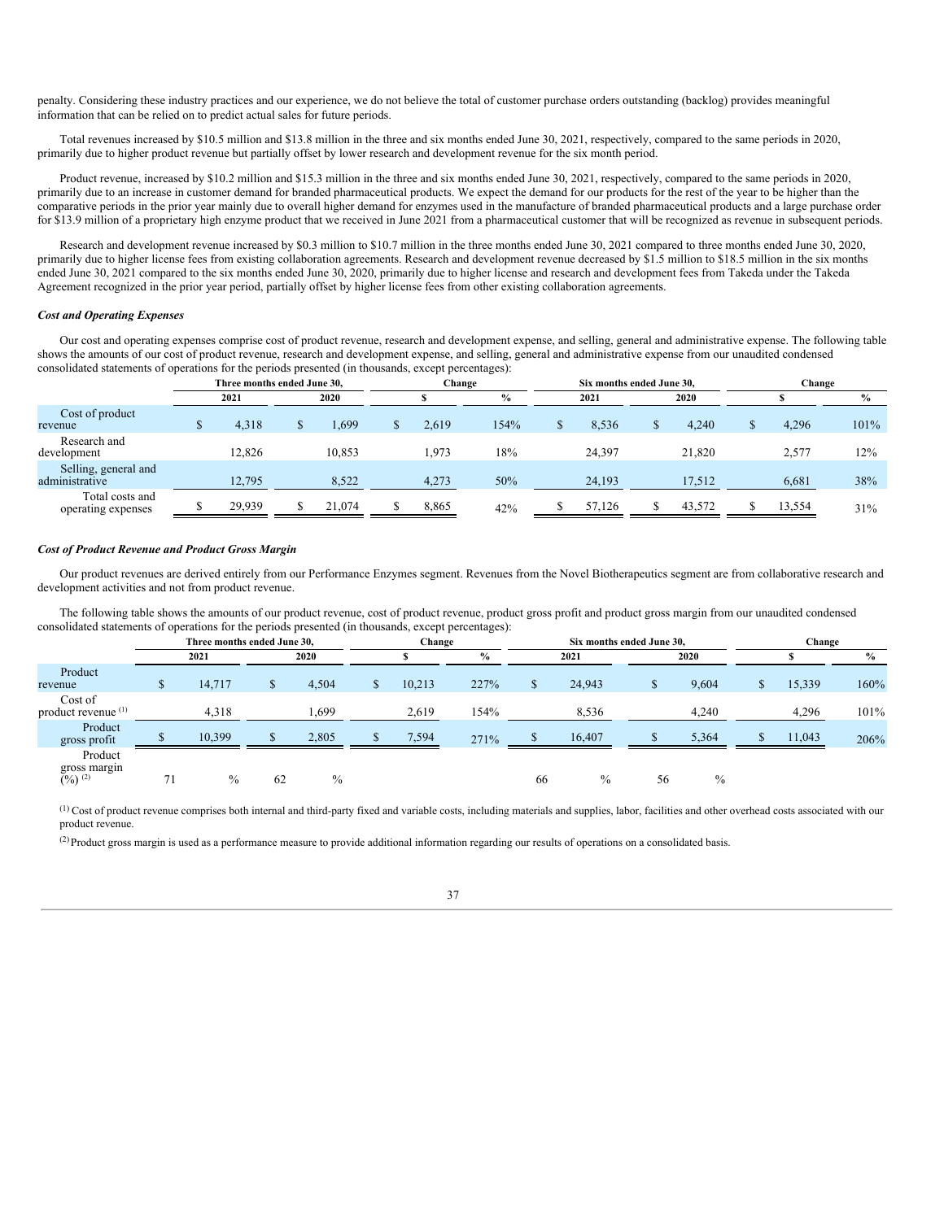penalty. Considering these industry practices and our experience, we do not believe the total of customer purchase orders outstanding (backlog) provides meaningful information that can be relied on to predict actual sales for future periods.

Total revenues increased by $10.5 million and $13.8 million in the three and six months ended June 30, 2021, respectively, compared to the same periods in 2020, primarily due to higher product revenue but partially offset by lower research and development revenue for the six month period.

Product revenue, increased by $10.2 million and $15.3 million in the three and six months ended June 30, 2021, respectively, compared to the same periods in 2020, primarily due to an increase in customer demand for branded pharmaceutical products. We expect the demand for our products for the rest of the year to be higher than the comparative periods in the prior year mainly due to overall higher demand for enzymes used in the manufacture of branded pharmaceutical products and a large purchase order for $13.9 million of a proprietary high enzyme product that we received in June 2021 from a pharmaceutical customer that will be recognized as revenue in subsequent periods.

Research and development revenue increased by $0.3 million to $10.7 million in the three months ended June 30, 2021 compared to three months ended June 30, 2020, primarily due to higher license fees from existing collaboration agreements. Research and development revenue decreased by $1.5 million to $18.5 million in the six months ended June 30, 2021 compared to the six months ended June 30, 2020, primarily due to higher license and research and development fees from Takeda under the Takeda Agreement recognized in the prior year period, partially offset by higher license fees from other existing collaboration agreements.

***Cost and Operating Expenses***

Our cost and operating expenses comprise cost of product revenue, research and development expense, and selling, general and administrative expense. The following table shows the amounts of our cost of product revenue, research and development expense, and selling, general and administrative expense from our unaudited condensed consolidated statements of operations for the periods presented (in thousands, except percentages):

| | Three months ended June 30, | | Change | | Six months ended June 30, | | Change | |
|---|---|---|---|---|---|---|---|---|
| | 2021 | 2020 | $ | % | 2021 | 2020 | $ | % |
| Cost of product revenue | $ 4,318 | $ 1,699 | $ 2,619 | 154% | $ 8,536 | $ 4,240 | $ 4,296 | 101% |
| Research and development | 12,826 | 10,853 | 1,973 | 18% | 24,397 | 21,820 | 2,577 | 12% |
| Selling, general and administrative | 12,795 | 8,522 | 4,273 | 50% | 24,193 | 17,512 | 6,681 | 38% |
| Total costs and operating expenses | $ 29,939 | $ 21,074 | $ 8,865 | 42% | $ 57,126 | $ 43,572 | $ 13,554 | 31% |

***Cost of Product Revenue and Product Gross Margin***

Our product revenues are derived entirely from our Performance Enzymes segment. Revenues from the Novel Biotherapeutics segment are from collaborative research and development activities and not from product revenue.

The following table shows the amounts of our product revenue, cost of product revenue, product gross profit and product gross margin from our unaudited condensed consolidated statements of operations for the periods presented (in thousands, except percentages):

| | Three months ended June 30, | | Change | | Six months ended June 30, | | Change | |
|---|---|---|---|---|---|---|---|---|
| | 2021 | 2020 | $ | % | 2021 | 2020 | $ | % |
| Product revenue | $ 14,717 | $ 4,504 | $ 10,213 | 227% | $ 24,943 | $ 9,604 | $ 15,339 | 160% |
| Cost of product revenue [(1)] | 4,318 | 1,699 | 2,619 | 154% | 8,536 | 4,240 | 4,296 | 101% |
| Product gross profit | $ 10,399 | $ 2,805 | $ 7,594 | 271% | $ 16,407 | $ 5,364 | $ 11,043 | 206% |
| Product gross margin (%) [(2)] | 71 % | 62 % | | | 66 % | 56 % | | |

[(1)] Cost of product revenue comprises both internal and third-party fixed and variable costs, including materials and supplies, labor, facilities and other overhead costs associated with our product revenue.

[(2)] Product gross margin is used as a performance measure to provide additional information regarding our results of operations on a consolidated basis.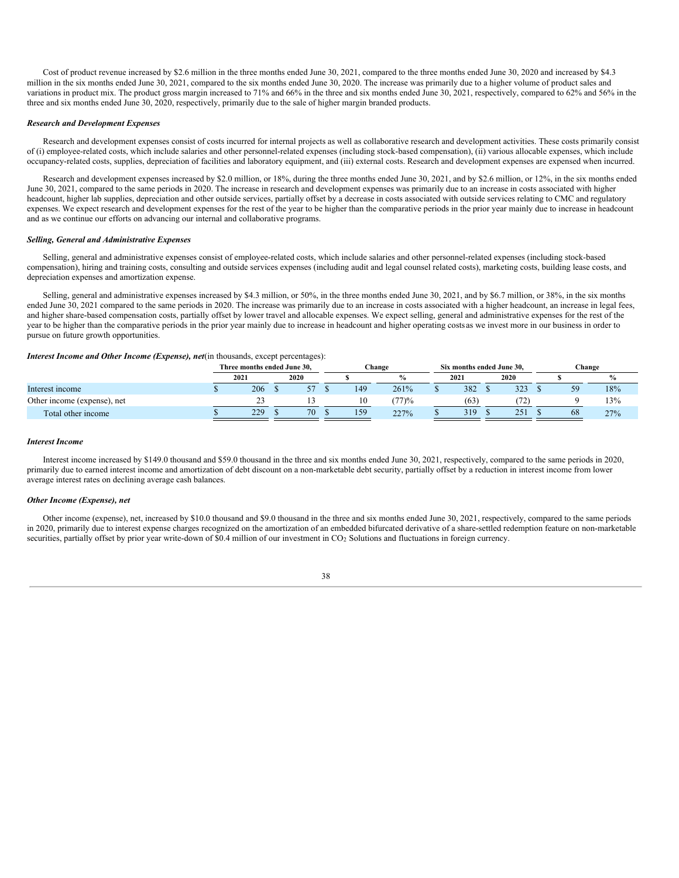Cost of product revenue increased by $2.6 million in the three months ended June 30, 2021, compared to the three months ended June 30, 2020 and increased by $4.3 million in the six months ended June 30, 2021, compared to the six months ended June 30, 2020. The increase was primarily due to a higher volume of product sales and variations in product mix. The product gross margin increased to 71% and 66% in the three and six months ended June 30, 2021, respectively, compared to 62% and 56% in the three and six months ended June 30, 2020, respectively, primarily due to the sale of higher margin branded products.

***Research and Development Expenses***

Research and development expenses consist of costs incurred for internal projects as well as collaborative research and development activities. These costs primarily consist of (i) employee-related costs, which include salaries and other personnel-related expenses (including stock-based compensation), (ii) various allocable expenses, which include occupancy-related costs, supplies, depreciation of facilities and laboratory equipment, and (iii) external costs. Research and development expenses are expensed when incurred.

Research and development expenses increased by $2.0 million, or 18%, during the three months ended June 30, 2021, and by $2.6 million, or 12%, in the six months ended June 30, 2021, compared to the same periods in 2020. The increase in research and development expenses was primarily due to an increase in costs associated with higher headcount, higher lab supplies, depreciation and other outside services, partially offset by a decrease in costs associated with outside services relating to CMC and regulatory expenses. We expect research and development expenses for the rest of the year to be higher than the comparative periods in the prior year mainly due to increase in headcount and as we continue our efforts on advancing our internal and collaborative programs.

***Selling, General and Administrative Expenses***

Selling, general and administrative expenses consist of employee-related costs, which include salaries and other personnel-related expenses (including stock-based compensation), hiring and training costs, consulting and outside services expenses (including audit and legal counsel related costs), marketing costs, building lease costs, and depreciation expenses and amortization expense.

Selling, general and administrative expenses increased by $4.3 million, or 50%, in the three months ended June 30, 2021, and by $6.7 million, or 38%, in the six months ended June 30, 2021 compared to the same periods in 2020. The increase was primarily due to an increase in costs associated with a higher headcount, an increase in legal fees, and higher share-based compensation costs, partially offset by lower travel and allocable expenses. We expect selling, general and administrative expenses for the rest of the year to be higher than the comparative periods in the prior year mainly due to increase in headcount and higher operating costs as we invest more in our business in order to pursue on future growth opportunities.

***Interest Income and Other Income (Expense), net*** (in thousands, except percentages):

| | Three months ended June 30, | | Change | | Six months ended June 30, | | Change | |
|---|---|---|---|---|---|---|---|---|
| | 2021 | 2020 | $ | % | 2021 | 2020 | $ | % |
| Interest income | $ 206 | $ 57 | $ 149 | 261% | $ 382 | $ 323 | $ 59 | 18% |
| Other income (expense), net | 23 | 13 | 10 | (77)% | (63) | (72) | 9 | 13% |
| Total other income | $ 229 | $ 70 | $ 159 | 227% | $ 319 | $ 251 | $ 68 | 27% |

***Interest Income***

Interest income increased by $149.0 thousand and $59.0 thousand in the three and six months ended June 30, 2021, respectively, compared to the same periods in 2020, primarily due to earned interest income and amortization of debt discount on a non-marketable debt security, partially offset by a reduction in interest income from lower average interest rates on declining average cash balances.

***Other Income (Expense), net***

Other income (expense), net, increased by $10.0 thousand and $9.0 thousand in the three and six months ended June 30, 2021, respectively, compared to the same periods in 2020, primarily due to interest expense charges recognized on the amortization of an embedded bifurcated derivative of a share-settled redemption feature on non-marketable securities, partially offset by prior year write-down of $0.4 million of our investment in $CO_2$ Solutions and fluctuations in foreign currency.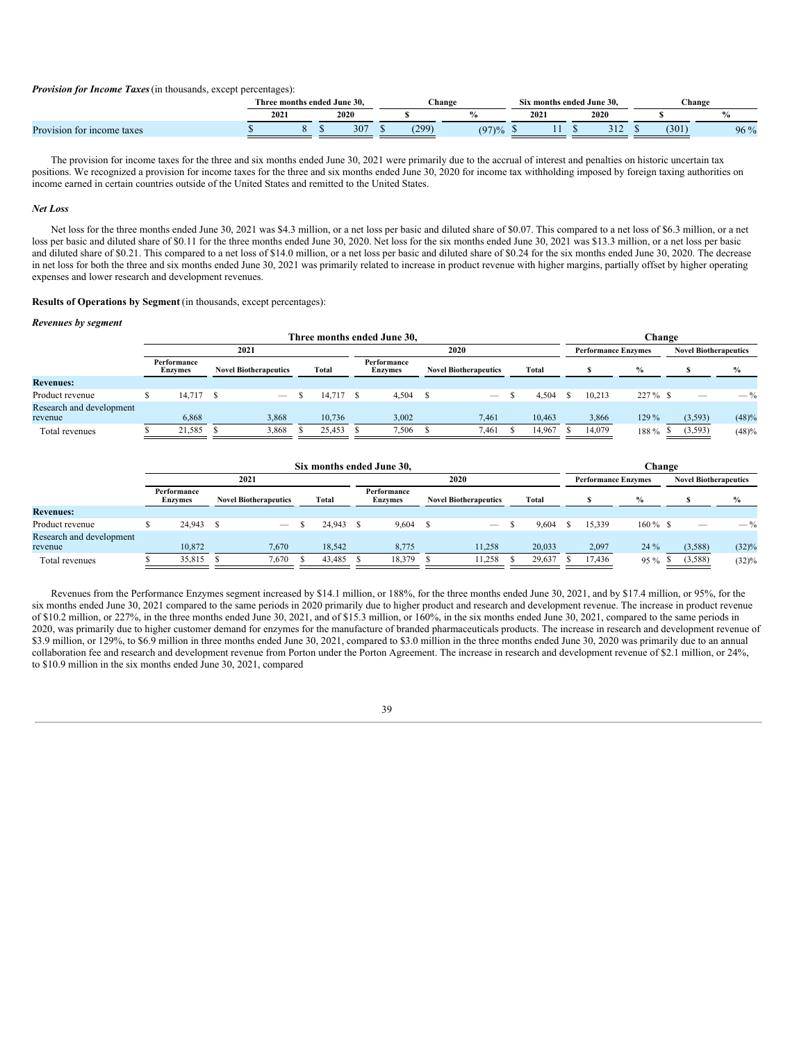***Provision for Income Taxes*** (in thousands, except percentages):

| | Three months ended June 30, | | Change | | Six months ended June 30, | | Change | |
|---|---|---|---|---|---|---|---|---|
| | 2021 | 2020 | $ | % | 2021 | 2020 | $ | % |
| Provision for income taxes | $ 8 | $ 307 | $ (299) | (97)% | $ 11 | $ 312 | $ (301) | 96 % |

The provision for income taxes for the three and six months ended June 30, 2021 were primarily due to the accrual of interest and penalties on historic uncertain tax positions. We recognized a provision for income taxes for the three and six months ended June 30, 2020 for income tax withholding imposed by foreign taxing authorities on income earned in certain countries outside of the United States and remitted to the United States.

***Net Loss***

Net loss for the three months ended June 30, 2021 was $4.3 million, or a net loss per basic and diluted share of $0.07. This compared to a net loss of $6.3 million, or a net loss per basic and diluted share of $0.11 for the three months ended June 30, 2020. Net loss for the six months ended June 30, 2021 was $13.3 million, or a net loss per basic and diluted share of $0.21. This compared to a net loss of $14.0 million, or a net loss per basic and diluted share of $0.24 for the six months ended June 30, 2020. The decrease in net loss for both the three and six months ended June 30, 2021 was primarily related to increase in product revenue with higher margins, partially offset by higher operating expenses and lower research and development revenues.

**Results of Operations by Segment** (in thousands, except percentages):

***Revenues by segment***

| | Three months ended June 30, | | | | | | Change | | | |
|---|---|---|---|---|---|---|---|---|---|---|
| | 2021 | | | 2020 | | | Performance Enzymes | | Novel Biotherapeutics | |
| | Performance Enzymes | Novel Biotherapeutics | Total | Performance Enzymes | Novel Biotherapeutics | Total | $ | % | $ | % |
| **Revenues:** | | | | | | | | | | |
| Product revenue | $ 14,717 | $ — | $ 14,717 | $ 4,504 | $ — | $ 4,504 | $ 10,213 | 227 % | $ — | — % |
| Research and development revenue | 6,868 | 3,868 | 10,736 | 3,002 | 7,461 | 10,463 | 3,866 | 129 % | (3,593) | (48)% |
| Total revenues | $ 21,585 | $ 3,868 | $ 25,453 | $ 7,506 | $ 7,461 | $ 14,967 | $ 14,079 | 188 % | $ (3,593) | (48)% |

| | Six months ended June 30, | | | | | | Change | | | |
|---|---|---|---|---|---|---|---|---|---|---|
| | 2021 | | | 2020 | | | Performance Enzymes | | Novel Biotherapeutics | |
| | Performance Enzymes | Novel Biotherapeutics | Total | Performance Enzymes | Novel Biotherapeutics | Total | $ | % | $ | % |
| **Revenues:** | | | | | | | | | | |
| Product revenue | $ 24,943 | $ — | $ 24,943 | $ 9,604 | $ — | $ 9,604 | $ 15,339 | 160 % | $ — | — % |
| Research and development revenue | 10,872 | 7,670 | 18,542 | 8,775 | 11,258 | 20,033 | 2,097 | 24 % | (3,588) | (32)% |
| Total revenues | $ 35,815 | $ 7,670 | $ 43,485 | $ 18,379 | $ 11,258 | $ 29,637 | $ 17,436 | 95 % | $ (3,588) | (32)% |

Revenues from the Performance Enzymes segment increased by $14.1 million, or 188%, for the three months ended June 30, 2021, and by $17.4 million, or 95%, for the six months ended June 30, 2021 compared to the same periods in 2020 primarily due to higher product and research and development revenue. The increase in product revenue of $10.2 million, or 227%, in the three months ended June 30, 2021, and of $15.3 million, or 160%, in the six months ended June 30, 2021, compared to the same periods in 2020, was primarily due to higher customer demand for enzymes for the manufacture of branded pharmaceuticals products. The increase in research and development revenue of $3.9 million, or 129%, to $6.9 million in three months ended June 30, 2021, compared to $3.0 million in the three months ended June 30, 2020 was primarily due to an annual collaboration fee and research and development revenue from Porton under the Porton Agreement. The increase in research and development revenue of $2.1 million, or 24%, to $10.9 million in the six months ended June 30, 2021, compared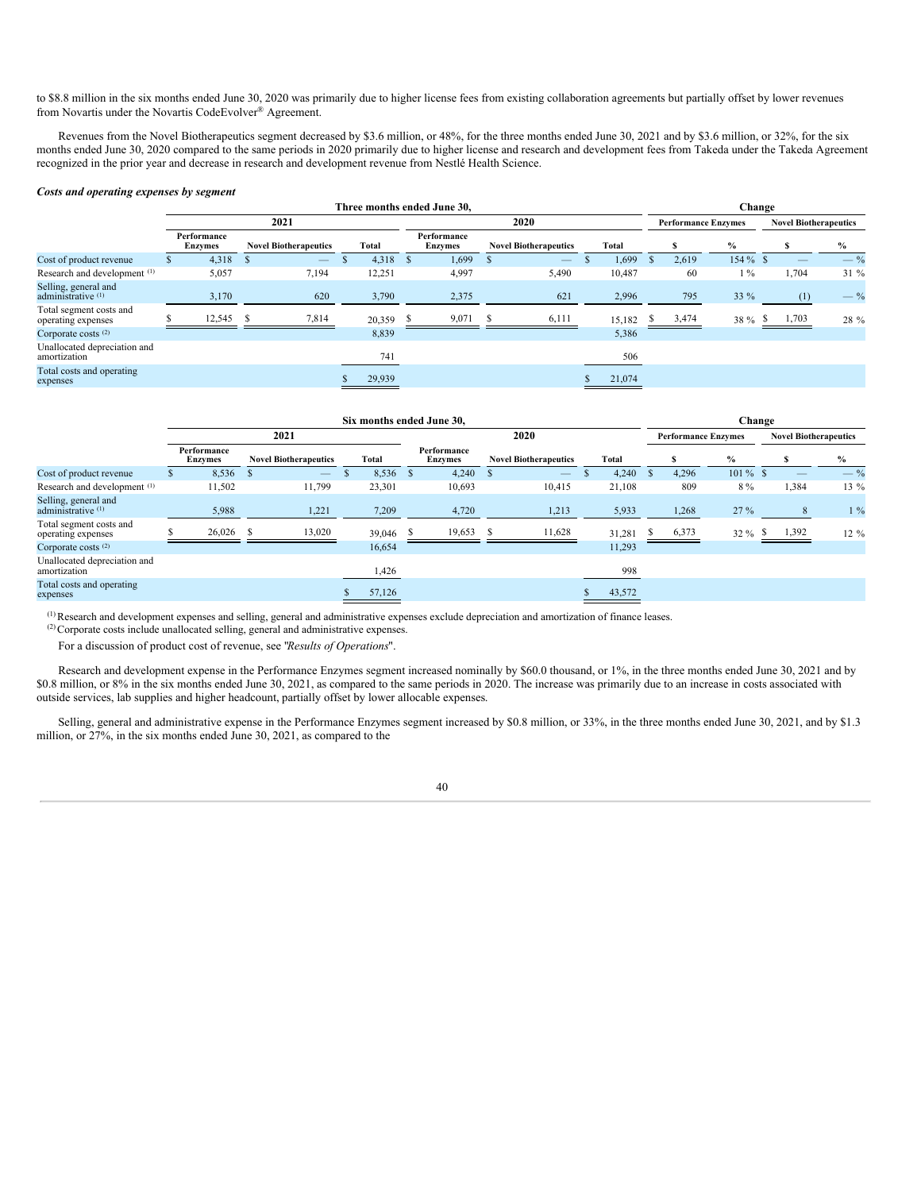to $8.8 million in the six months ended June 30, 2020 was primarily due to higher license fees from existing collaboration agreements but partially offset by lower revenues from Novartis under the Novartis CodeEvolver® Agreement.

Revenues from the Novel Biotherapeutics segment decreased by $3.6 million, or 48%, for the three months ended June 30, 2021 and by $3.6 million, or 32%, for the six months ended June 30, 2020 compared to the same periods in 2020 primarily due to higher license and research and development fees from Takeda under the Takeda Agreement recognized in the prior year and decrease in research and development revenue from Nestlé Health Science.

***Costs and operating expenses by segment***

| | Three months ended June 30, | | | | | | Change | | | |
|---|---|---|---|---|---|---|---|---|---|---|
| | 2021 | | | 2020 | | | Performance Enzymes | | Novel Biotherapeutics | |
| | Performance Enzymes | Novel Biotherapeutics | Total | Performance Enzymes | Novel Biotherapeutics | Total | $ | % | $ | % |
| Cost of product revenue | $ 4,318 | $ — | $ 4,318 | $ 1,699 | $ — | $ 1,699 | $ 2,619 | 154 % | $ — | — % |
| Research and development [(1)] | 5,057 | 7,194 | 12,251 | 4,997 | 5,490 | 10,487 | 60 | 1 % | 1,704 | 31 % |
| Selling, general and administrative [(1)] | 3,170 | 620 | 3,790 | 2,375 | 621 | 2,996 | 795 | 33 % | (1) | — % |
| Total segment costs and operating expenses | $ 12,545 | $ 7,814 | 20,359 | $ 9,071 | $ 6,111 | 15,182 | $ 3,474 | 38 % | $ 1,703 | 28 % |
| Corporate costs [(2)] | | | 8,839 | | | 5,386 | | | | |
| Unallocated depreciation and amortization | | | 741 | | | 506 | | | | |
| Total costs and operating expenses | | | $ 29,939 | | | $ 21,074 | | | | |

| | Six months ended June 30, | | | | | | Change | | | |
|---|---|---|---|---|---|---|---|---|---|---|
| | 2021 | | | 2020 | | | Performance Enzymes | | Novel Biotherapeutics | |
| | Performance Enzymes | Novel Biotherapeutics | Total | Performance Enzymes | Novel Biotherapeutics | Total | $ | % | $ | % |
| Cost of product revenue | $ 8,536 | $ — | $ 8,536 | $ 4,240 | $ — | $ 4,240 | $ 4,296 | 101 % | $ — | — % |
| Research and development [(1)] | 11,502 | 11,799 | 23,301 | 10,693 | 10,415 | 21,108 | 809 | 8 % | 1,384 | 13 % |
| Selling, general and administrative [(1)] | 5,988 | 1,221 | 7,209 | 4,720 | 1,213 | 5,933 | 1,268 | 27 % | 8 | 1 % |
| Total segment costs and operating expenses | $ 26,026 | $ 13,020 | 39,046 | $ 19,653 | $ 11,628 | 31,281 | $ 6,373 | 32 % | $ 1,392 | 12 % |
| Corporate costs [(2)] | | | 16,654 | | | 11,293 | | | | |
| Unallocated depreciation and amortization | | | 1,426 | | | 998 | | | | |
| Total costs and operating expenses | | | $ 57,126 | | | $ 43,572 | | | | |

[(1)] Research and development expenses and selling, general and administrative expenses exclude depreciation and amortization of finance leases.

[(2)] Corporate costs include unallocated selling, general and administrative expenses.

For a discussion of product cost of revenue, see "*Results of Operations*".

Research and development expense in the Performance Enzymes segment increased nominally by $60.0 thousand, or 1%, in the three months ended June 30, 2021 and by $0.8 million, or 8% in the six months ended June 30, 2021, as compared to the same periods in 2020. The increase was primarily due to an increase in costs associated with outside services, lab supplies and higher headcount, partially offset by lower allocable expenses.

Selling, general and administrative expense in the Performance Enzymes segment increased by $0.8 million, or 33%, in the three months ended June 30, 2021, and by $1.3 million, or 27%, in the six months ended June 30, 2021, as compared to the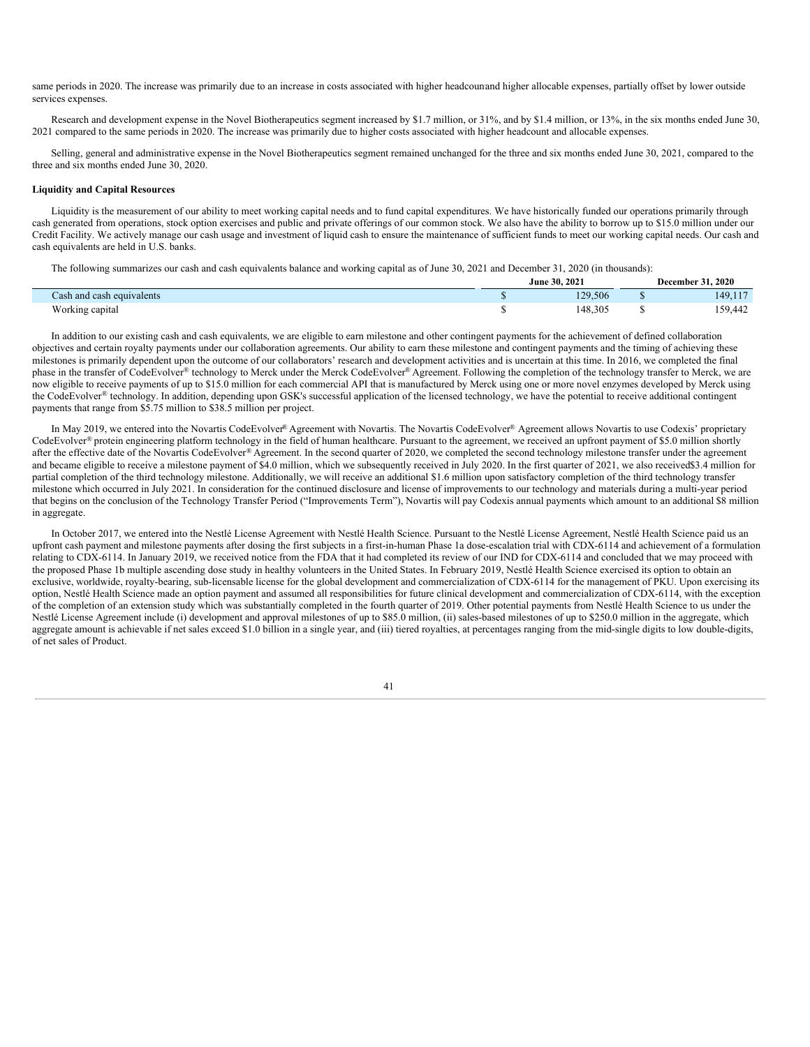same periods in 2020. The increase was primarily due to an increase in costs associated with higher headcounand higher allocable expenses, partially offset by lower outside services expenses.

Research and development expense in the Novel Biotherapeutics segment increased by $1.7 million, or 31%, and by $1.4 million, or 13%, in the six months ended June 30, 2021 compared to the same periods in 2020. The increase was primarily due to higher costs associated with higher headcount and allocable expenses.

Selling, general and administrative expense in the Novel Biotherapeutics segment remained unchanged for the three and six months ended June 30, 2021, compared to the three and six months ended June 30, 2020.

**Liquidity and Capital Resources**

Liquidity is the measurement of our ability to meet working capital needs and to fund capital expenditures. We have historically funded our operations primarily through cash generated from operations, stock option exercises and public and private offerings of our common stock. We also have the ability to borrow up to $15.0 million under our Credit Facility. We actively manage our cash usage and investment of liquid cash to ensure the maintenance of sufficient funds to meet our working capital needs. Our cash and cash equivalents are held in U.S. banks.

The following summarizes our cash and cash equivalents balance and working capital as of June 30, 2021 and December 31, 2020 (in thousands):

| | June 30, 2021 | | December 31, 2020 | |
|---|---|---|---|---|
| Cash and cash equivalents | $ | 129,506 | $ | 149,117 |
| Working capital | $ | 148,305 | $ | 159,442 |

In addition to our existing cash and cash equivalents, we are eligible to earn milestone and other contingent payments for the achievement of defined collaboration objectives and certain royalty payments under our collaboration agreements. Our ability to earn these milestone and contingent payments and the timing of achieving these milestones is primarily dependent upon the outcome of our collaborators' research and development activities and is uncertain at this time. In 2016, we completed the final phase in the transfer of CodeEvolver® technology to Merck under the Merck CodeEvolver® Agreement. Following the completion of the technology transfer to Merck, we are now eligible to receive payments of up to $15.0 million for each commercial API that is manufactured by Merck using one or more novel enzymes developed by Merck using the CodeEvolver® technology. In addition, depending upon GSK's successful application of the licensed technology, we have the potential to receive additional contingent payments that range from $5.75 million to $38.5 million per project.

In May 2019, we entered into the Novartis CodeEvolver® Agreement with Novartis. The Novartis CodeEvolver® Agreement allows Novartis to use Codexis' proprietary CodeEvolver® protein engineering platform technology in the field of human healthcare. Pursuant to the agreement, we received an upfront payment of $5.0 million shortly after the effective date of the Novartis CodeEvolver® Agreement. In the second quarter of 2020, we completed the second technology milestone transfer under the agreement and became eligible to receive a milestone payment of $4.0 million, which we subsequently received in July 2020. In the first quarter of 2021, we also received$3.4 million for partial completion of the third technology milestone. Additionally, we will receive an additional $1.6 million upon satisfactory completion of the third technology transfer milestone which occurred in July 2021. In consideration for the continued disclosure and license of improvements to our technology and materials during a multi-year period that begins on the conclusion of the Technology Transfer Period ("Improvements Term"), Novartis will pay Codexis annual payments which amount to an additional $8 million in aggregate.

In October 2017, we entered into the Nestlé License Agreement with Nestlé Health Science. Pursuant to the Nestlé License Agreement, Nestlé Health Science paid us an upfront cash payment and milestone payments after dosing the first subjects in a first-in-human Phase 1a dose-escalation trial with CDX-6114 and achievement of a formulation relating to CDX-6114. In January 2019, we received notice from the FDA that it had completed its review of our IND for CDX-6114 and concluded that we may proceed with the proposed Phase 1b multiple ascending dose study in healthy volunteers in the United States. In February 2019, Nestlé Health Science exercised its option to obtain an exclusive, worldwide, royalty-bearing, sub-licensable license for the global development and commercialization of CDX-6114 for the management of PKU. Upon exercising its option, Nestlé Health Science made an option payment and assumed all responsibilities for future clinical development and commercialization of CDX-6114, with the exception of the completion of an extension study which was substantially completed in the fourth quarter of 2019. Other potential payments from Nestlé Health Science to us under the Nestlé License Agreement include (i) development and approval milestones of up to $85.0 million, (ii) sales-based milestones of up to $250.0 million in the aggregate, which aggregate amount is achievable if net sales exceed $1.0 billion in a single year, and (iii) tiered royalties, at percentages ranging from the mid-single digits to low double-digits, of net sales of Product.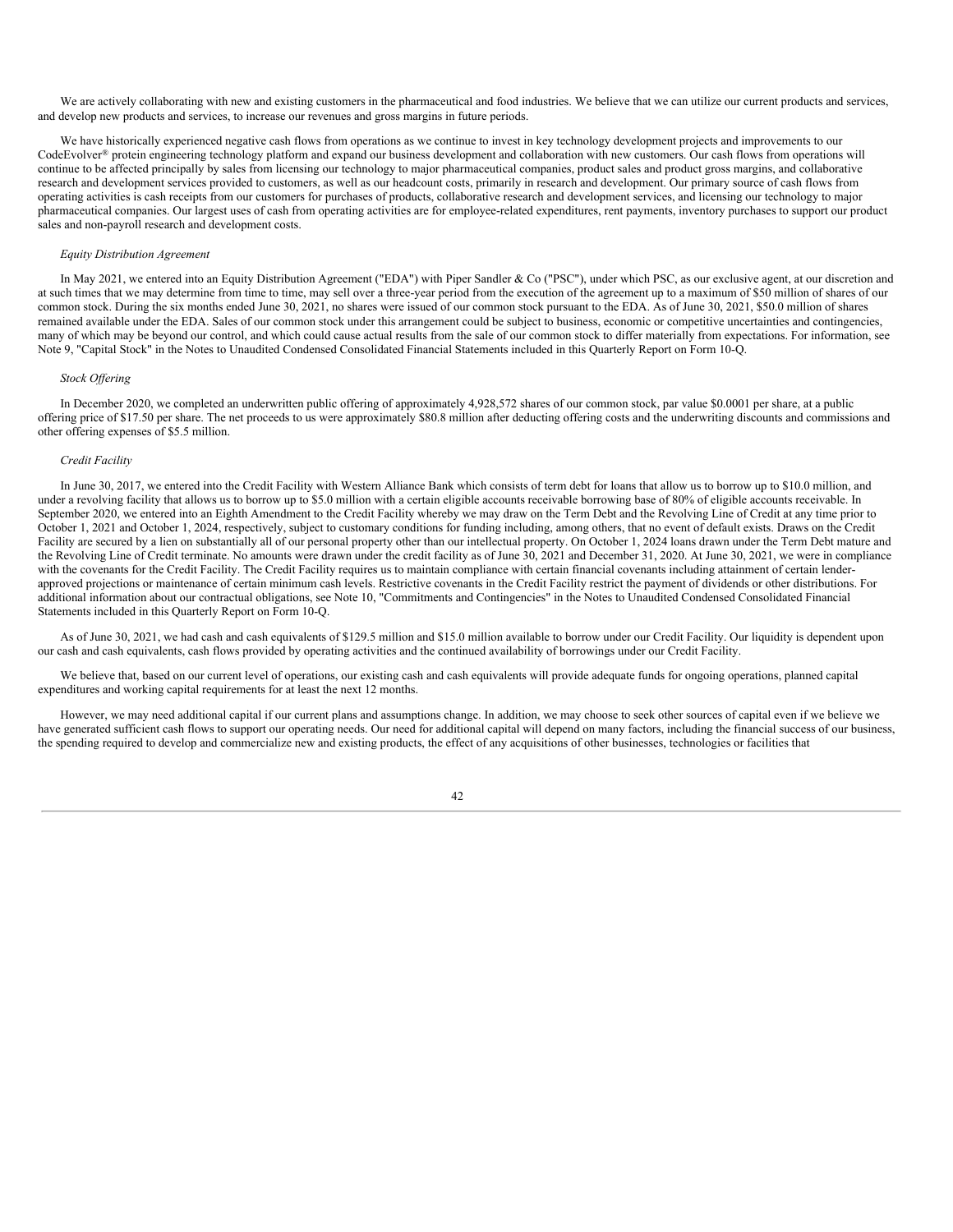We are actively collaborating with new and existing customers in the pharmaceutical and food industries. We believe that we can utilize our current products and services, and develop new products and services, to increase our revenues and gross margins in future periods.

We have historically experienced negative cash flows from operations as we continue to invest in key technology development projects and improvements to our CodeEvolver® protein engineering technology platform and expand our business development and collaboration with new customers. Our cash flows from operations will continue to be affected principally by sales from licensing our technology to major pharmaceutical companies, product sales and product gross margins, and collaborative research and development services provided to customers, as well as our headcount costs, primarily in research and development. Our primary source of cash flows from operating activities is cash receipts from our customers for purchases of products, collaborative research and development services, and licensing our technology to major pharmaceutical companies. Our largest uses of cash from operating activities are for employee-related expenditures, rent payments, inventory purchases to support our product sales and non-payroll research and development costs.

*Equity Distribution Agreement*

In May 2021, we entered into an Equity Distribution Agreement ("EDA") with Piper Sandler & Co ("PSC"), under which PSC, as our exclusive agent, at our discretion and at such times that we may determine from time to time, may sell over a three-year period from the execution of the agreement up to a maximum of $50 million of shares of our common stock. During the six months ended June 30, 2021, no shares were issued of our common stock pursuant to the EDA. As of June 30, 2021, $50.0 million of shares remained available under the EDA. Sales of our common stock under this arrangement could be subject to business, economic or competitive uncertainties and contingencies, many of which may be beyond our control, and which could cause actual results from the sale of our common stock to differ materially from expectations. For information, see Note 9, "Capital Stock" in the Notes to Unaudited Condensed Consolidated Financial Statements included in this Quarterly Report on Form 10-Q.

*Stock Offering*

In December 2020, we completed an underwritten public offering of approximately 4,928,572 shares of our common stock, par value $0.0001 per share, at a public offering price of $17.50 per share. The net proceeds to us were approximately $80.8 million after deducting offering costs and the underwriting discounts and commissions and other offering expenses of $5.5 million.

*Credit Facility*

In June 30, 2017, we entered into the Credit Facility with Western Alliance Bank which consists of term debt for loans that allow us to borrow up to $10.0 million, and under a revolving facility that allows us to borrow up to $5.0 million with a certain eligible accounts receivable borrowing base of 80% of eligible accounts receivable. In September 2020, we entered into an Eighth Amendment to the Credit Facility whereby we may draw on the Term Debt and the Revolving Line of Credit at any time prior to October 1, 2021 and October 1, 2024, respectively, subject to customary conditions for funding including, among others, that no event of default exists. Draws on the Credit Facility are secured by a lien on substantially all of our personal property other than our intellectual property. On October 1, 2024 loans drawn under the Term Debt mature and the Revolving Line of Credit terminate. No amounts were drawn under the credit facility as of June 30, 2021 and December 31, 2020. At June 30, 2021, we were in compliance with the covenants for the Credit Facility. The Credit Facility requires us to maintain compliance with certain financial covenants including attainment of certain lender-approved projections or maintenance of certain minimum cash levels. Restrictive covenants in the Credit Facility restrict the payment of dividends or other distributions. For additional information about our contractual obligations, see Note 10, "Commitments and Contingencies" in the Notes to Unaudited Condensed Consolidated Financial Statements included in this Quarterly Report on Form 10-Q.

As of June 30, 2021, we had cash and cash equivalents of $129.5 million and $15.0 million available to borrow under our Credit Facility. Our liquidity is dependent upon our cash and cash equivalents, cash flows provided by operating activities and the continued availability of borrowings under our Credit Facility.

We believe that, based on our current level of operations, our existing cash and cash equivalents will provide adequate funds for ongoing operations, planned capital expenditures and working capital requirements for at least the next 12 months.

However, we may need additional capital if our current plans and assumptions change. In addition, we may choose to seek other sources of capital even if we believe we have generated sufficient cash flows to support our operating needs. Our need for additional capital will depend on many factors, including the financial success of our business, the spending required to develop and commercialize new and existing products, the effect of any acquisitions of other businesses, technologies or facilities that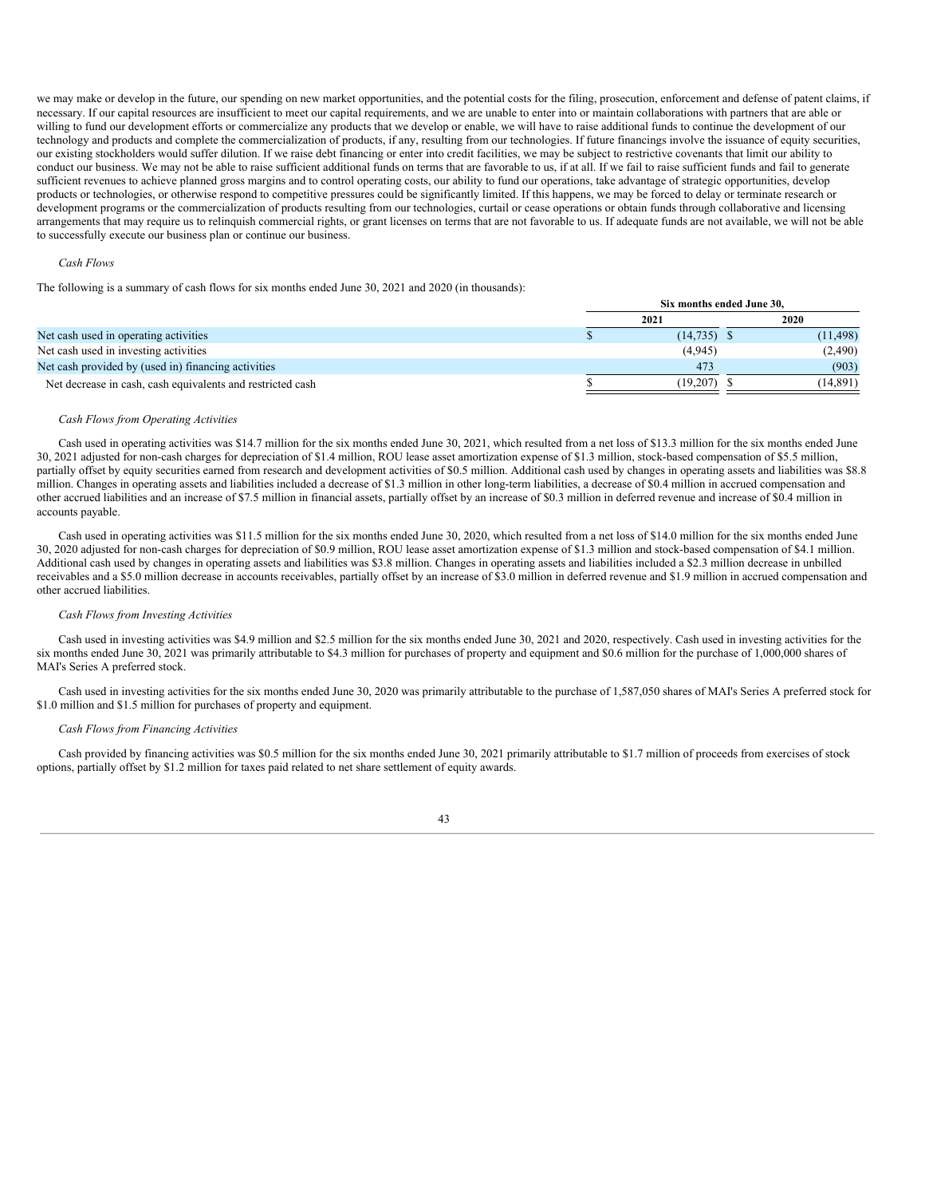we may make or develop in the future, our spending on new market opportunities, and the potential costs for the filing, prosecution, enforcement and defense of patent claims, if necessary. If our capital resources are insufficient to meet our capital requirements, and we are unable to enter into or maintain collaborations with partners that are able or willing to fund our development efforts or commercialize any products that we develop or enable, we will have to raise additional funds to continue the development of our technology and products and complete the commercialization of products, if any, resulting from our technologies. If future financings involve the issuance of equity securities, our existing stockholders would suffer dilution. If we raise debt financing or enter into credit facilities, we may be subject to restrictive covenants that limit our ability to conduct our business. We may not be able to raise sufficient additional funds on terms that are favorable to us, if at all. If we fail to raise sufficient funds and fail to generate sufficient revenues to achieve planned gross margins and to control operating costs, our ability to fund our operations, take advantage of strategic opportunities, develop products or technologies, or otherwise respond to competitive pressures could be significantly limited. If this happens, we may be forced to delay or terminate research or development programs or the commercialization of products resulting from our technologies, curtail or cease operations or obtain funds through collaborative and licensing arrangements that may require us to relinquish commercial rights, or grant licenses on terms that are not favorable to us. If adequate funds are not available, we will not be able to successfully execute our business plan or continue our business.

*Cash Flows*

The following is a summary of cash flows for six months ended June 30, 2021 and 2020 (in thousands):

| | Six months ended June 30, | |
|---|---|---|
| | 2021 | 2020 |
| Net cash used in operating activities | $ (14,735) | $ (11,498) |
| Net cash used in investing activities | (4,945) | (2,490) |
| Net cash provided by (used in) financing activities | 473 | (903) |
| Net decrease in cash, cash equivalents and restricted cash | $ (19,207) | $ (14,891) |

*Cash Flows from Operating Activities*

Cash used in operating activities was $14.7 million for the six months ended June 30, 2021, which resulted from a net loss of $13.3 million for the six months ended June 30, 2021 adjusted for non-cash charges for depreciation of $1.4 million, ROU lease asset amortization expense of $1.3 million, stock-based compensation of $5.5 million, partially offset by equity securities earned from research and development activities of $0.5 million. Additional cash used by changes in operating assets and liabilities was $8.8 million. Changes in operating assets and liabilities included a decrease of $1.3 million in other long-term liabilities, a decrease of $0.4 million in accrued compensation and other accrued liabilities and an increase of $7.5 million in financial assets, partially offset by an increase of $0.3 million in deferred revenue and increase of $0.4 million in accounts payable.

Cash used in operating activities was $11.5 million for the six months ended June 30, 2020, which resulted from a net loss of $14.0 million for the six months ended June 30, 2020 adjusted for non-cash charges for depreciation of $0.9 million, ROU lease asset amortization expense of $1.3 million and stock-based compensation of $4.1 million. Additional cash used by changes in operating assets and liabilities was $3.8 million. Changes in operating assets and liabilities included a $2.3 million decrease in unbilled receivables and a $5.0 million decrease in accounts receivables, partially offset by an increase of $3.0 million in deferred revenue and $1.9 million in accrued compensation and other accrued liabilities.

*Cash Flows from Investing Activities*

Cash used in investing activities was $4.9 million and $2.5 million for the six months ended June 30, 2021 and 2020, respectively. Cash used in investing activities for the six months ended June 30, 2021 was primarily attributable to $4.3 million for purchases of property and equipment and $0.6 million for the purchase of 1,000,000 shares of MAI's Series A preferred stock.

Cash used in investing activities for the six months ended June 30, 2020 was primarily attributable to the purchase of 1,587,050 shares of MAI's Series A preferred stock for $1.0 million and $1.5 million for purchases of property and equipment.

*Cash Flows from Financing Activities*

Cash provided by financing activities was $0.5 million for the six months ended June 30, 2021 primarily attributable to $1.7 million of proceeds from exercises of stock options, partially offset by $1.2 million for taxes paid related to net share settlement of equity awards.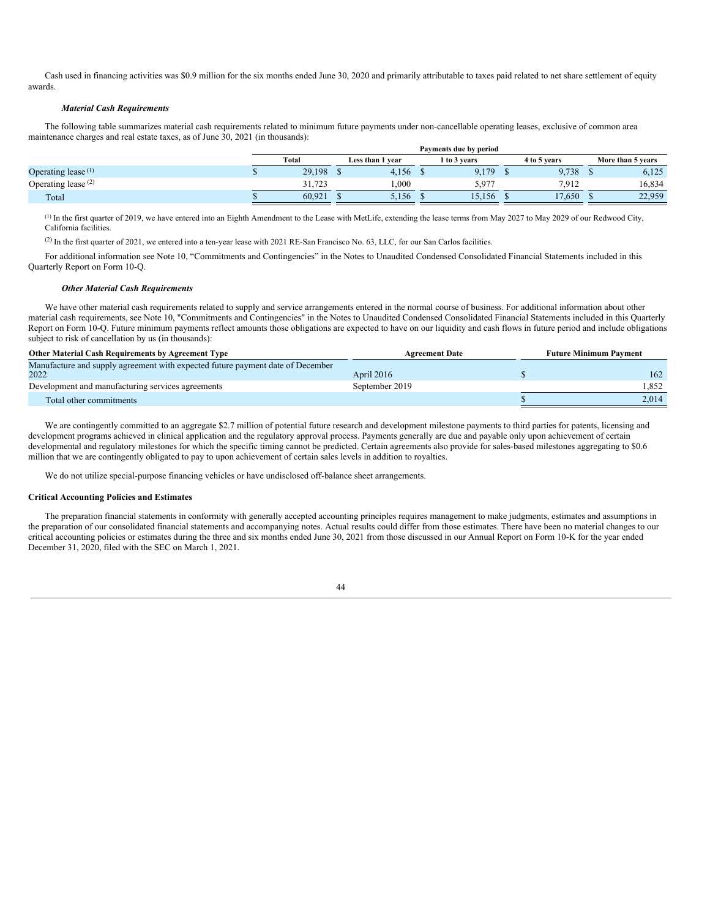Cash used in financing activities was \$0.9 million for the six months ended June 30, 2020 and primarily attributable to taxes paid related to net share settlement of equity awards.

***Material Cash Requirements***

The following table summarizes material cash requirements related to minimum future payments under non-cancellable operating leases, exclusive of common area maintenance charges and real estate taxes, as of June 30, 2021 (in thousands):

| | Payments due by period | | | | |
|---|---|---|---|---|---|
| | Total | Less than 1 year | 1 to 3 years | 4 to 5 years | More than 5 years |
| Operating lease [1] | \$ 29,198 | \$ 4,156 | \$ 9,179 | \$ 9,738 | \$ 6,125 |
| Operating lease [2] | 31,723 | 1,000 | 5,977 | 7,912 | 16,834 |
| Total | \$ 60,921 | \$ 5,156 | \$ 15,156 | \$ 17,650 | \$ 22,959 |

[1] In the first quarter of 2019, we have entered into an Eighth Amendment to the Lease with MetLife, extending the lease terms from May 2027 to May 2029 of our Redwood City, California facilities.

[2] In the first quarter of 2021, we entered into a ten-year lease with 2021 RE-San Francisco No. 63, LLC, for our San Carlos facilities.

For additional information see Note 10, "Commitments and Contingencies" in the Notes to Unaudited Condensed Consolidated Financial Statements included in this Quarterly Report on Form 10-Q.

***Other Material Cash Requirements***

We have other material cash requirements related to supply and service arrangements entered in the normal course of business. For additional information about other material cash requirements, see Note 10, "Commitments and Contingencies" in the Notes to Unaudited Condensed Consolidated Financial Statements included in this Quarterly Report on Form 10-Q. Future minimum payments reflect amounts those obligations are expected to have on our liquidity and cash flows in future period and include obligations subject to risk of cancellation by us (in thousands):

| Other Material Cash Requirements by Agreement Type | Agreement Date | Future Minimum Payment |
|---|---|---|
| Manufacture and supply agreement with expected future payment date of December 2022 | April 2016 | \$ 162 |
| Development and manufacturing services agreements | September 2019 | 1,852 |
| Total other commitments | | \$ 2,014 |

We are contingently committed to an aggregate \$2.7 million of potential future research and development milestone payments to third parties for patents, licensing and development programs achieved in clinical application and the regulatory approval process. Payments generally are due and payable only upon achievement of certain developmental and regulatory milestones for which the specific timing cannot be predicted. Certain agreements also provide for sales-based milestones aggregating to \$0.6 million that we are contingently obligated to pay to upon achievement of certain sales levels in addition to royalties.

We do not utilize special-purpose financing vehicles or have undisclosed off-balance sheet arrangements.

**Critical Accounting Policies and Estimates**

The preparation financial statements in conformity with generally accepted accounting principles requires management to make judgments, estimates and assumptions in the preparation of our consolidated financial statements and accompanying notes. Actual results could differ from those estimates. There have been no material changes to our critical accounting policies or estimates during the three and six months ended June 30, 2021 from those discussed in our Annual Report on Form 10-K for the year ended December 31, 2020, filed with the SEC on March 1, 2021.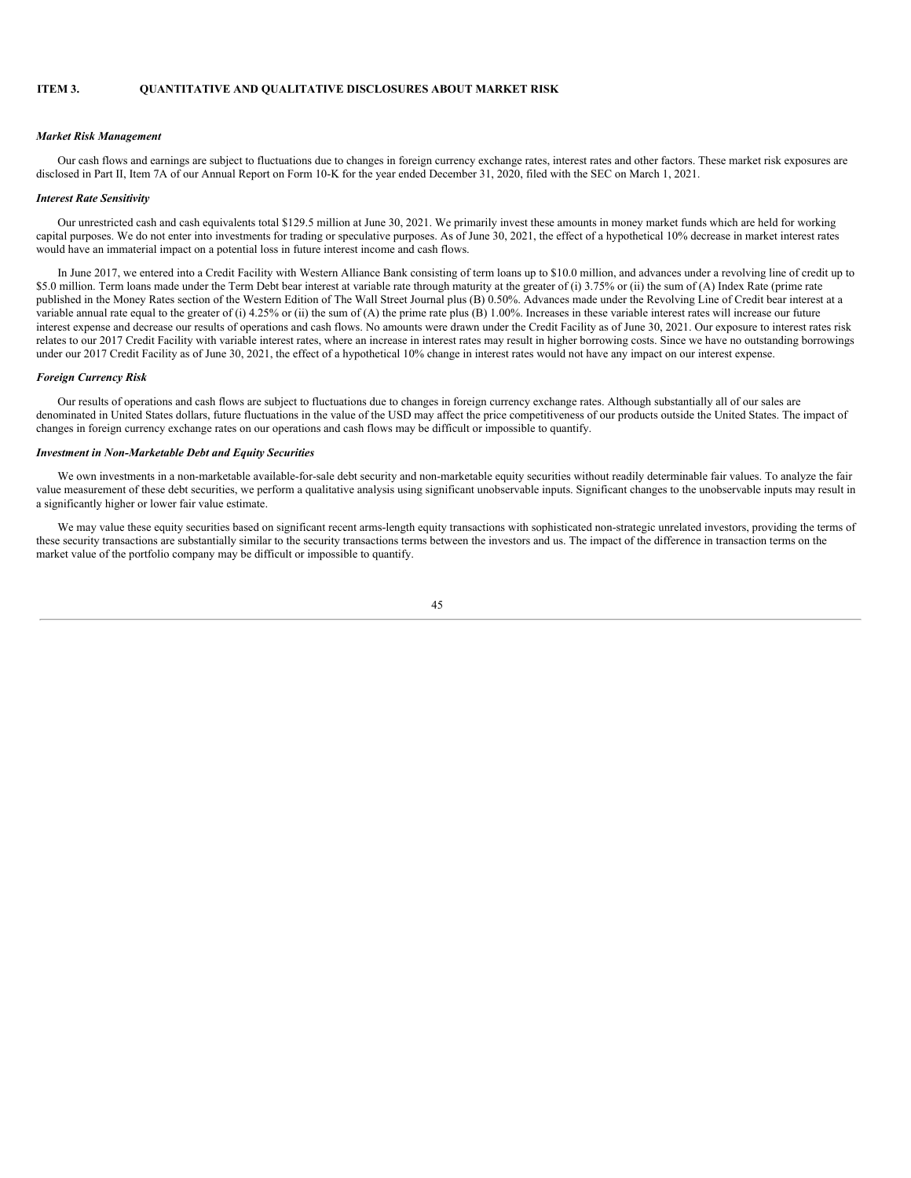# ITEM 3. QUANTITATIVE AND QUALITATIVE DISCLOSURES ABOUT MARKET RISK

***Market Risk Management***

Our cash flows and earnings are subject to fluctuations due to changes in foreign currency exchange rates, interest rates and other factors. These market risk exposures are disclosed in Part II, Item 7A of our Annual Report on Form 10-K for the year ended December 31, 2020, filed with the SEC on March 1, 2021.

***Interest Rate Sensitivity***

Our unrestricted cash and cash equivalents total $129.5 million at June 30, 2021. We primarily invest these amounts in money market funds which are held for working capital purposes. We do not enter into investments for trading or speculative purposes. As of June 30, 2021, the effect of a hypothetical 10% decrease in market interest rates would have an immaterial impact on a potential loss in future interest income and cash flows.

In June 2017, we entered into a Credit Facility with Western Alliance Bank consisting of term loans up to $10.0 million, and advances under a revolving line of credit up to $5.0 million. Term loans made under the Term Debt bear interest at variable rate through maturity at the greater of (i) 3.75% or (ii) the sum of (A) Index Rate (prime rate published in the Money Rates section of the Western Edition of The Wall Street Journal plus (B) 0.50%. Advances made under the Revolving Line of Credit bear interest at a variable annual rate equal to the greater of (i) 4.25% or (ii) the sum of (A) the prime rate plus (B) 1.00%. Increases in these variable interest rates will increase our future interest expense and decrease our results of operations and cash flows. No amounts were drawn under the Credit Facility as of June 30, 2021. Our exposure to interest rates risk relates to our 2017 Credit Facility with variable interest rates, where an increase in interest rates may result in higher borrowing costs. Since we have no outstanding borrowings under our 2017 Credit Facility as of June 30, 2021, the effect of a hypothetical 10% change in interest rates would not have any impact on our interest expense.

***Foreign Currency Risk***

Our results of operations and cash flows are subject to fluctuations due to changes in foreign currency exchange rates. Although substantially all of our sales are denominated in United States dollars, future fluctuations in the value of the USD may affect the price competitiveness of our products outside the United States. The impact of changes in foreign currency exchange rates on our operations and cash flows may be difficult or impossible to quantify.

***Investment in Non-Marketable Debt and Equity Securities***

We own investments in a non-marketable available-for-sale debt security and non-marketable equity securities without readily determinable fair values. To analyze the fair value measurement of these debt securities, we perform a qualitative analysis using significant unobservable inputs. Significant changes to the unobservable inputs may result in a significantly higher or lower fair value estimate.

We may value these equity securities based on significant recent arms-length equity transactions with sophisticated non-strategic unrelated investors, providing the terms of these security transactions are substantially similar to the security transactions terms between the investors and us. The impact of the difference in transaction terms on the market value of the portfolio company may be difficult or impossible to quantify.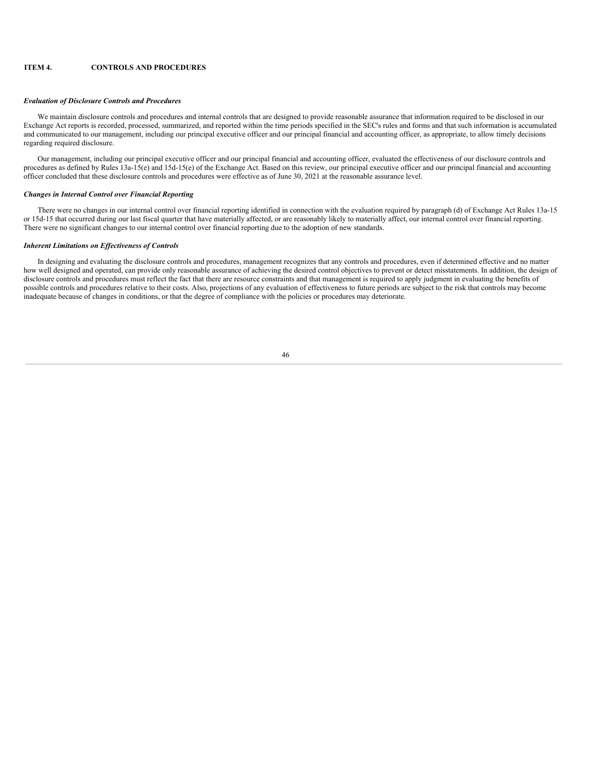## ITEM 4. CONTROLS AND PROCEDURES

***Evaluation of Disclosure Controls and Procedures***

We maintain disclosure controls and procedures and internal controls that are designed to provide reasonable assurance that information required to be disclosed in our Exchange Act reports is recorded, processed, summarized, and reported within the time periods specified in the SEC's rules and forms and that such information is accumulated and communicated to our management, including our principal executive officer and our principal financial and accounting officer, as appropriate, to allow timely decisions regarding required disclosure.

Our management, including our principal executive officer and our principal financial and accounting officer, evaluated the effectiveness of our disclosure controls and procedures as defined by Rules 13a-15(e) and 15d-15(e) of the Exchange Act. Based on this review, our principal executive officer and our principal financial and accounting officer concluded that these disclosure controls and procedures were effective as of June 30, 2021 at the reasonable assurance level.

***Changes in Internal Control over Financial Reporting***

There were no changes in our internal control over financial reporting identified in connection with the evaluation required by paragraph (d) of Exchange Act Rules 13a-15 or 15d-15 that occurred during our last fiscal quarter that have materially affected, or are reasonably likely to materially affect, our internal control over financial reporting. There were no significant changes to our internal control over financial reporting due to the adoption of new standards.

***Inherent Limitations on Effectiveness of Controls***

In designing and evaluating the disclosure controls and procedures, management recognizes that any controls and procedures, even if determined effective and no matter how well designed and operated, can provide only reasonable assurance of achieving the desired control objectives to prevent or detect misstatements. In addition, the design of disclosure controls and procedures must reflect the fact that there are resource constraints and that management is required to apply judgment in evaluating the benefits of possible controls and procedures relative to their costs. Also, projections of any evaluation of effectiveness to future periods are subject to the risk that controls may become inadequate because of changes in conditions, or that the degree of compliance with the policies or procedures may deteriorate.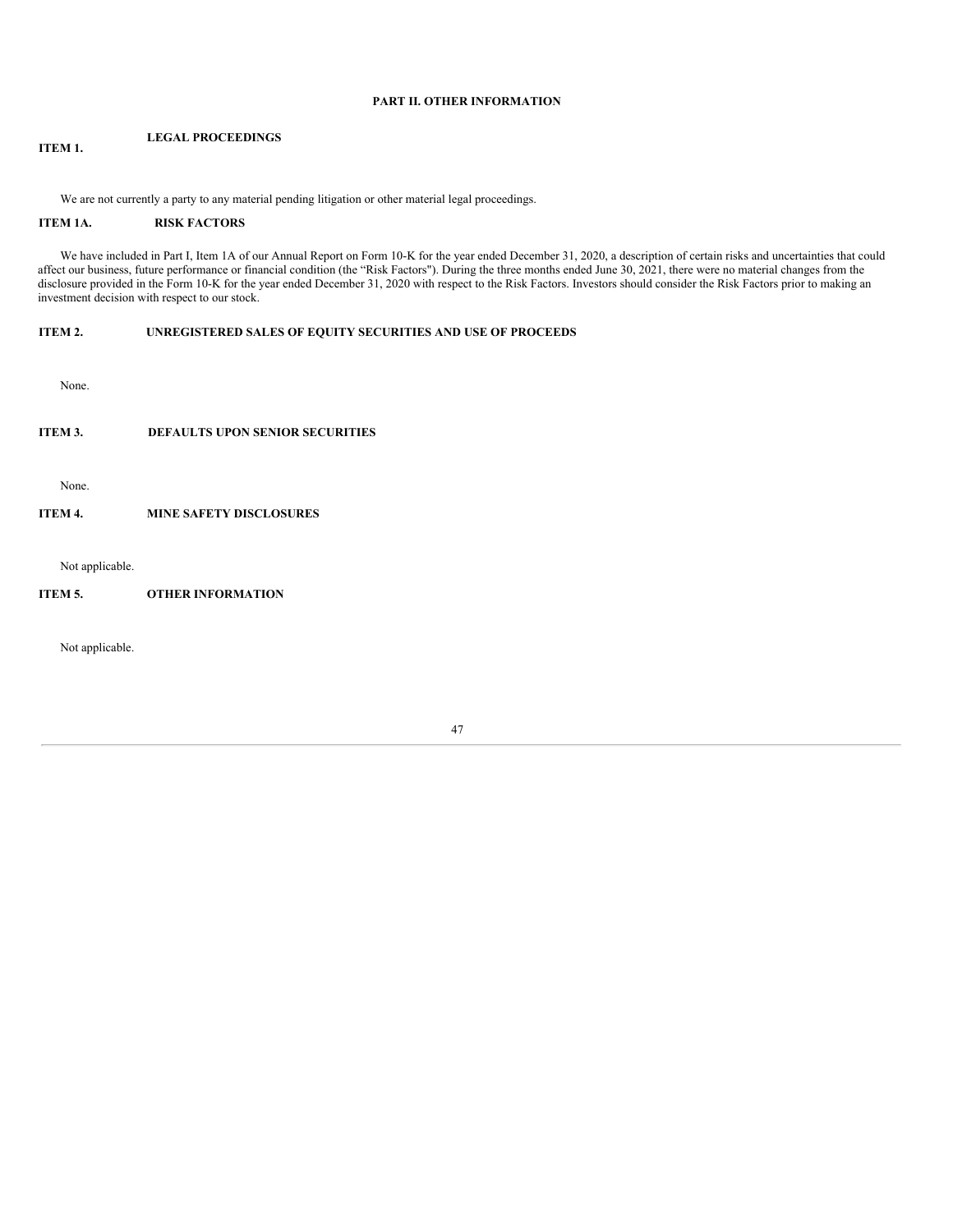# PART II. OTHER INFORMATION

## ITEM 1. LEGAL PROCEEDINGS

We are not currently a party to any material pending litigation or other material legal proceedings.

## ITEM 1A. RISK FACTORS

We have included in Part I, Item 1A of our Annual Report on Form 10-K for the year ended December 31, 2020, a description of certain risks and uncertainties that could affect our business, future performance or financial condition (the “Risk Factors"). During the three months ended June 30, 2021, there were no material changes from the disclosure provided in the Form 10-K for the year ended December 31, 2020 with respect to the Risk Factors. Investors should consider the Risk Factors prior to making an investment decision with respect to our stock.

## ITEM 2. UNREGISTERED SALES OF EQUITY SECURITIES AND USE OF PROCEEDS

None.

## ITEM 3. DEFAULTS UPON SENIOR SECURITIES

None.

## ITEM 4. MINE SAFETY DISCLOSURES

Not applicable.

## ITEM 5. OTHER INFORMATION

Not applicable.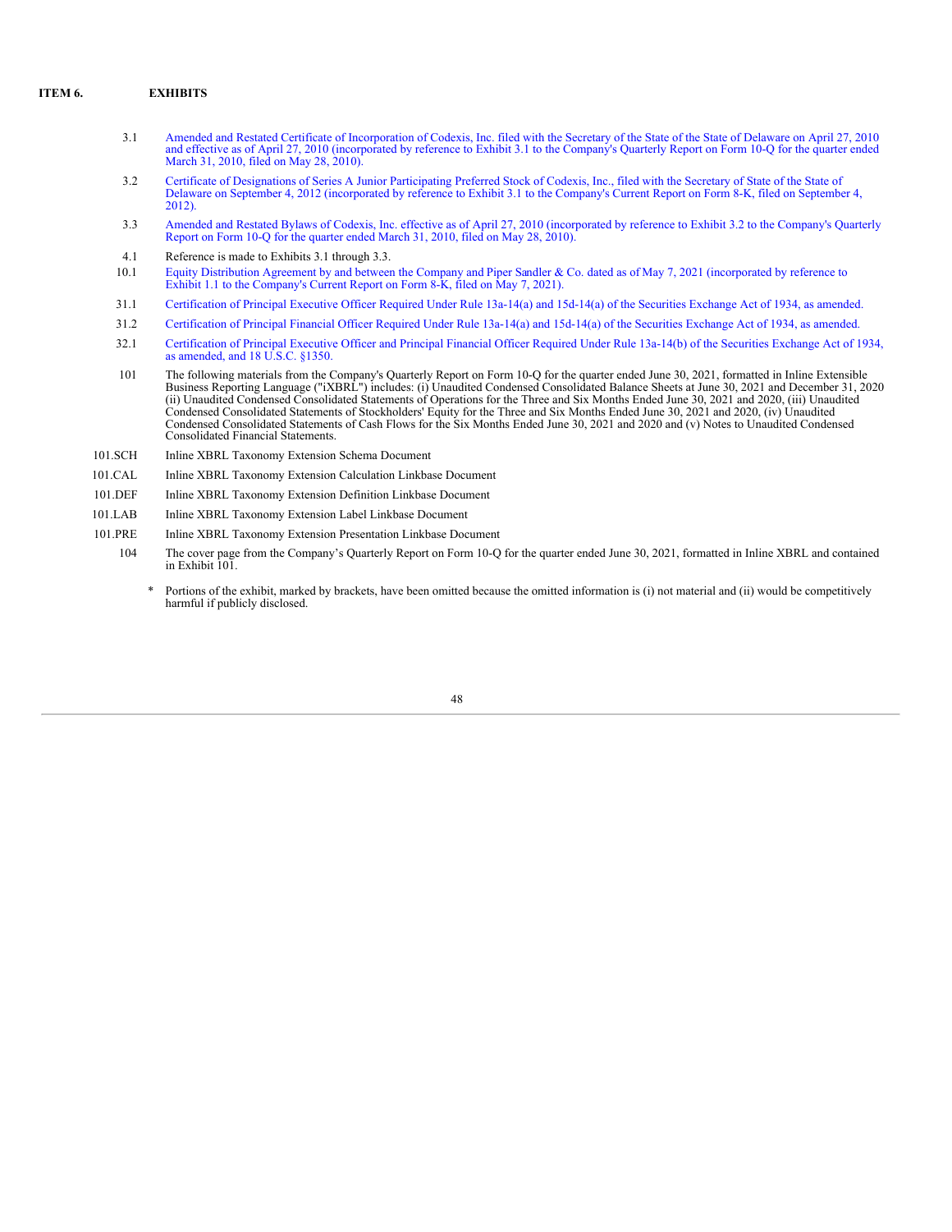## ITEM 6. EXHIBITS

| | |
|---|---|
| 3.1 | Amended and Restated Certificate of Incorporation of Codexis, Inc. filed with the Secretary of the State of the State of Delaware on April 27, 2010 and effective as of April 27, 2010 (incorporated by reference to Exhibit 3.1 to the Company's Quarterly Report on Form 10-Q for the quarter ended March 31, 2010, filed on May 28, 2010). |
| 3.2 | Certificate of Designations of Series A Junior Participating Preferred Stock of Codexis, Inc., filed with the Secretary of State of the State of Delaware on September 4, 2012 (incorporated by reference to Exhibit 3.1 to the Company's Current Report on Form 8-K, filed on September 4, 2012). |
| 3.3 | Amended and Restated Bylaws of Codexis, Inc. effective as of April 27, 2010 (incorporated by reference to Exhibit 3.2 to the Company's Quarterly Report on Form 10-Q for the quarter ended March 31, 2010, filed on May 28, 2010). |
| 4.1 | Reference is made to Exhibits 3.1 through 3.3. |
| 10.1 | Equity Distribution Agreement by and between the Company and Piper Sandler & Co. dated as of May 7, 2021 (incorporated by reference to Exhibit 1.1 to the Company's Current Report on Form 8-K, filed on May 7, 2021). |
| 31.1 | Certification of Principal Executive Officer Required Under Rule 13a-14(a) and 15d-14(a) of the Securities Exchange Act of 1934, as amended. |
| 31.2 | Certification of Principal Financial Officer Required Under Rule 13a-14(a) and 15d-14(a) of the Securities Exchange Act of 1934, as amended. |
| 32.1 | Certification of Principal Executive Officer and Principal Financial Officer Required Under Rule 13a-14(b) of the Securities Exchange Act of 1934, as amended, and 18 U.S.C. §1350. |
| 101 | The following materials from the Company's Quarterly Report on Form 10-Q for the quarter ended June 30, 2021, formatted in Inline Extensible Business Reporting Language ("iXBRL") includes: (i) Unaudited Condensed Consolidated Balance Sheets at June 30, 2021 and December 31, 2020 (ii) Unaudited Condensed Consolidated Statements of Operations for the Three and Six Months Ended June 30, 2021 and 2020, (iii) Unaudited Condensed Consolidated Statements of Stockholders' Equity for the Three and Six Months Ended June 30, 2021 and 2020, (iv) Unaudited Condensed Consolidated Statements of Cash Flows for the Six Months Ended June 30, 2021 and 2020 and (v) Notes to Unaudited Condensed Consolidated Financial Statements. |
| 101.SCH | Inline XBRL Taxonomy Extension Schema Document |
| 101.CAL | Inline XBRL Taxonomy Extension Calculation Linkbase Document |
| 101.DEF | Inline XBRL Taxonomy Extension Definition Linkbase Document |
| 101.LAB | Inline XBRL Taxonomy Extension Label Linkbase Document |
| 101.PRE | Inline XBRL Taxonomy Extension Presentation Linkbase Document |
| 104 | The cover page from the Company's Quarterly Report on Form 10-Q for the quarter ended June 30, 2021, formatted in Inline XBRL and contained in Exhibit 101. |

\* Portions of the exhibit, marked by brackets, have been omitted because the omitted information is (i) not material and (ii) would be competitively harmful if publicly disclosed.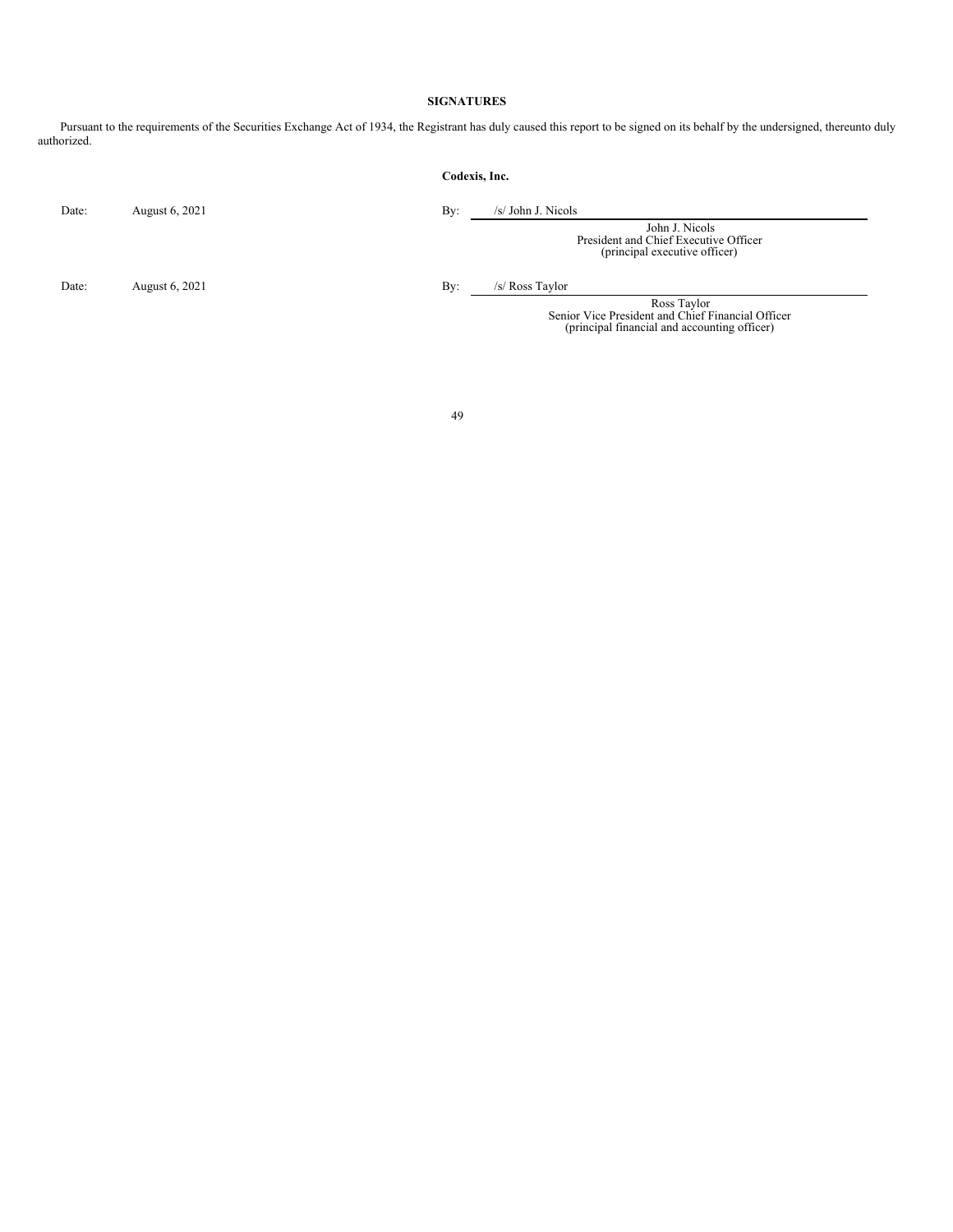**SIGNATURES**

Pursuant to the requirements of the Securities Exchange Act of 1934, the Registrant has duly caused this report to be signed on its behalf by the undersigned, thereunto duly authorized.

**Codexis, Inc.**

| | | | |
|---|---|---|---|
| Date: | August 6, 2021 | By: | /s/ John J. Nicols |
| | | | John J. Nicols<br>President and Chief Executive Officer<br>(principal executive officer) |
| Date: | August 6, 2021 | By: | /s/ Ross Taylor |
| | | | Ross Taylor<br>Senior Vice President and Chief Financial Officer<br>(principal financial and accounting officer) |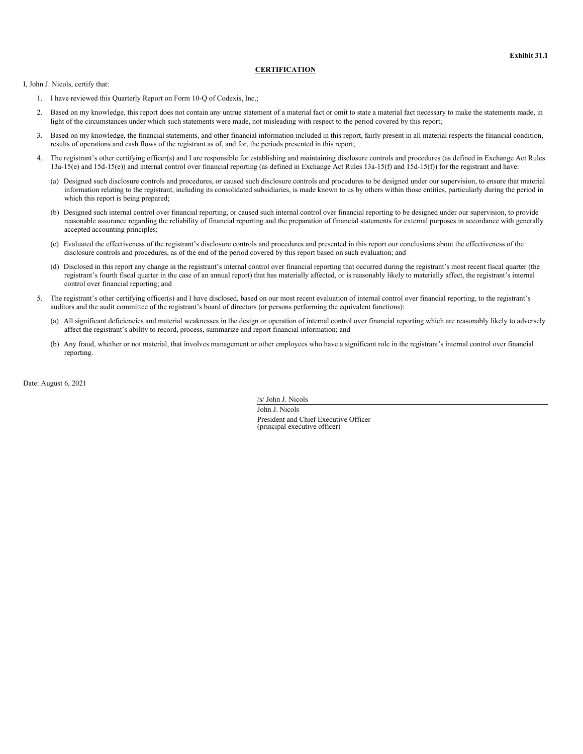**Exhibit 31.1**

**CERTIFICATION**

I, John J. Nicols, certify that:

1. I have reviewed this Quarterly Report on Form 10-Q of Codexis, Inc.;
2. Based on my knowledge, this report does not contain any untrue statement of a material fact or omit to state a material fact necessary to make the statements made, in light of the circumstances under which such statements were made, not misleading with respect to the period covered by this report;
3. Based on my knowledge, the financial statements, and other financial information included in this report, fairly present in all material respects the financial condition, results of operations and cash flows of the registrant as of, and for, the periods presented in this report;
4. The registrant's other certifying officer(s) and I are responsible for establishing and maintaining disclosure controls and procedures (as defined in Exchange Act Rules 13a-15(e) and 15d-15(e)) and internal control over financial reporting (as defined in Exchange Act Rules 13a-15(f) and 15d-15(f)) for the registrant and have:
   (a) Designed such disclosure controls and procedures, or caused such disclosure controls and procedures to be designed under our supervision, to ensure that material information relating to the registrant, including its consolidated subsidiaries, is made known to us by others within those entities, particularly during the period in which this report is being prepared;
   (b) Designed such internal control over financial reporting, or caused such internal control over financial reporting to be designed under our supervision, to provide reasonable assurance regarding the reliability of financial reporting and the preparation of financial statements for external purposes in accordance with generally accepted accounting principles;
   (c) Evaluated the effectiveness of the registrant's disclosure controls and procedures and presented in this report our conclusions about the effectiveness of the disclosure controls and procedures, as of the end of the period covered by this report based on such evaluation; and
   (d) Disclosed in this report any change in the registrant's internal control over financial reporting that occurred during the registrant's most recent fiscal quarter (the registrant's fourth fiscal quarter in the case of an annual report) that has materially affected, or is reasonably likely to materially affect, the registrant's internal control over financial reporting; and
5. The registrant's other certifying officer(s) and I have disclosed, based on our most recent evaluation of internal control over financial reporting, to the registrant's auditors and the audit committee of the registrant's board of directors (or persons performing the equivalent functions):
   (a) All significant deficiencies and material weaknesses in the design or operation of internal control over financial reporting which are reasonably likely to adversely affect the registrant's ability to record, process, summarize and report financial information; and
   (b) Any fraud, whether or not material, that involves management or other employees who have a significant role in the registrant's internal control over financial reporting.

Date: August 6, 2021

/s/ John J. Nicols

John J. Nicols

President and Chief Executive Officer
(principal executive officer)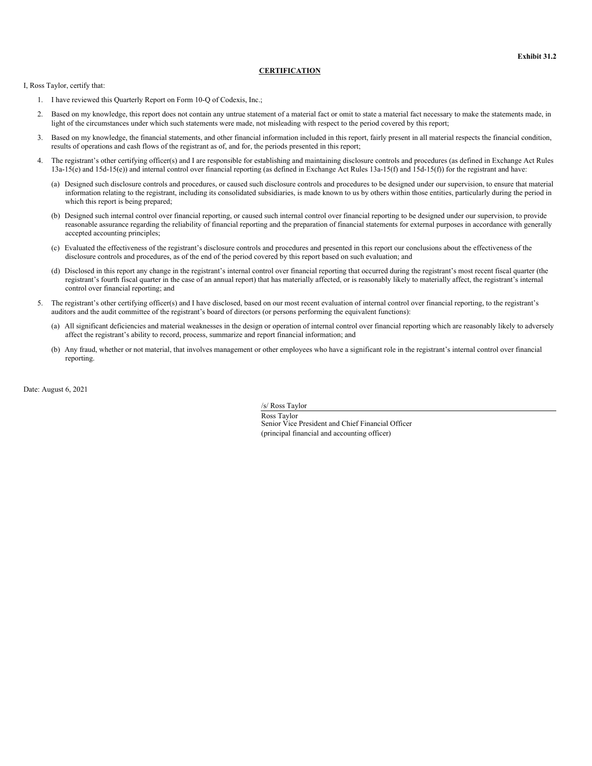Exhibit 31.2

**CERTIFICATION**

I, Ross Taylor, certify that:

1. I have reviewed this Quarterly Report on Form 10-Q of Codexis, Inc.;
2. Based on my knowledge, this report does not contain any untrue statement of a material fact or omit to state a material fact necessary to make the statements made, in light of the circumstances under which such statements were made, not misleading with respect to the period covered by this report;
3. Based on my knowledge, the financial statements, and other financial information included in this report, fairly present in all material respects the financial condition, results of operations and cash flows of the registrant as of, and for, the periods presented in this report;
4. The registrant's other certifying officer(s) and I are responsible for establishing and maintaining disclosure controls and procedures (as defined in Exchange Act Rules 13a-15(e) and 15d-15(e)) and internal control over financial reporting (as defined in Exchange Act Rules 13a-15(f) and 15d-15(f)) for the registrant and have:
   (a) Designed such disclosure controls and procedures, or caused such disclosure controls and procedures to be designed under our supervision, to ensure that material information relating to the registrant, including its consolidated subsidiaries, is made known to us by others within those entities, particularly during the period in which this report is being prepared;
   (b) Designed such internal control over financial reporting, or caused such internal control over financial reporting to be designed under our supervision, to provide reasonable assurance regarding the reliability of financial reporting and the preparation of financial statements for external purposes in accordance with generally accepted accounting principles;
   (c) Evaluated the effectiveness of the registrant's disclosure controls and procedures and presented in this report our conclusions about the effectiveness of the disclosure controls and procedures, as of the end of the period covered by this report based on such evaluation; and
   (d) Disclosed in this report any change in the registrant's internal control over financial reporting that occurred during the registrant's most recent fiscal quarter (the registrant's fourth fiscal quarter in the case of an annual report) that has materially affected, or is reasonably likely to materially affect, the registrant's internal control over financial reporting; and
5. The registrant's other certifying officer(s) and I have disclosed, based on our most recent evaluation of internal control over financial reporting, to the registrant's auditors and the audit committee of the registrant's board of directors (or persons performing the equivalent functions):
   (a) All significant deficiencies and material weaknesses in the design or operation of internal control over financial reporting which are reasonably likely to adversely affect the registrant's ability to record, process, summarize and report financial information; and
   (b) Any fraud, whether or not material, that involves management or other employees who have a significant role in the registrant's internal control over financial reporting.

Date: August 6, 2021

/s/ Ross Taylor
Ross Taylor
Senior Vice President and Chief Financial Officer
(principal financial and accounting officer)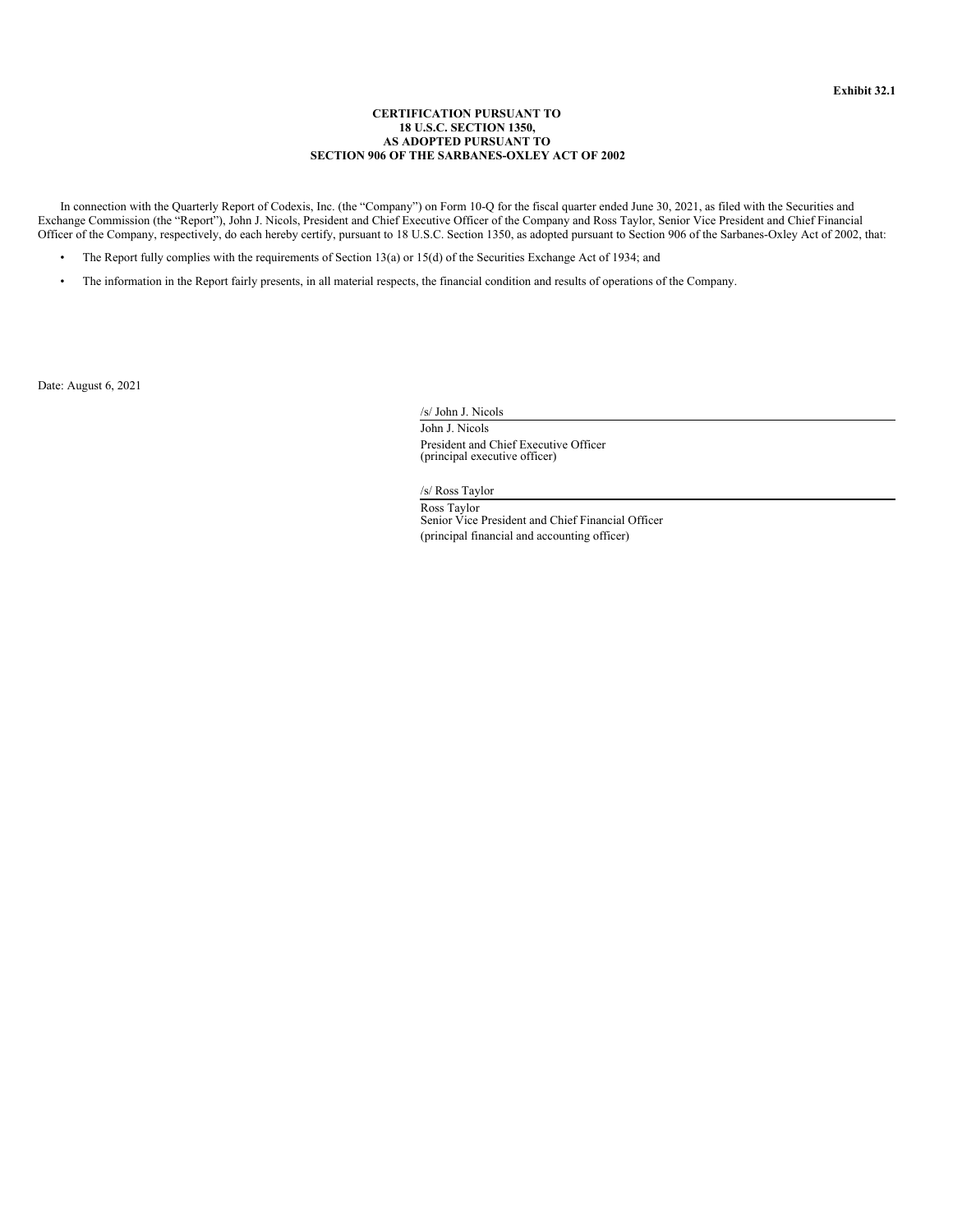**Exhibit 32.1**

**CERTIFICATION PURSUANT TO**
**18 U.S.C. SECTION 1350,**
**AS ADOPTED PURSUANT TO**
**SECTION 906 OF THE SARBANES-OXLEY ACT OF 2002**

In connection with the Quarterly Report of Codexis, Inc. (the "Company") on Form 10-Q for the fiscal quarter ended June 30, 2021, as filed with the Securities and Exchange Commission (the "Report"), John J. Nicols, President and Chief Executive Officer of the Company and Ross Taylor, Senior Vice President and Chief Financial Officer of the Company, respectively, do each hereby certify, pursuant to 18 U.S.C. Section 1350, as adopted pursuant to Section 906 of the Sarbanes-Oxley Act of 2002, that:

- The Report fully complies with the requirements of Section 13(a) or 15(d) of the Securities Exchange Act of 1934; and
- The information in the Report fairly presents, in all material respects, the financial condition and results of operations of the Company.

Date: August 6, 2021

/s/ John J. Nicols
John J. Nicols
President and Chief Executive Officer
(principal executive officer)

/s/ Ross Taylor
Ross Taylor
Senior Vice President and Chief Financial Officer
(principal financial and accounting officer)